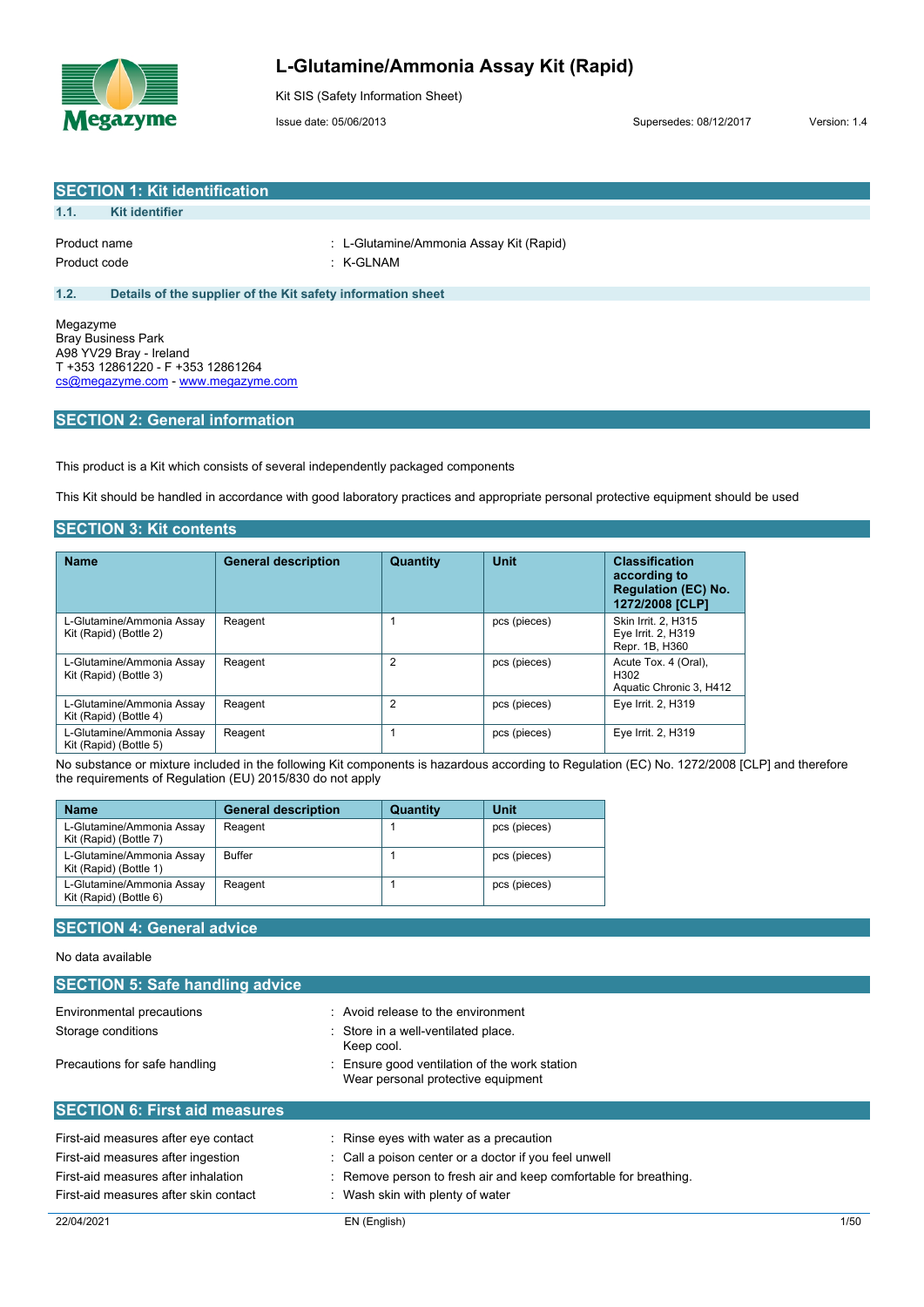# L-Glutamine/Ammonia Assay Kit (Rapid)

Kit SIS (Safety Information Sheet)

Issue date: 05/06/2013 Supersedes: 08/12/2017 Version: 1.4

## SECTION 1: Kit identification

### 1.1. Kit identifier

Product name : L-Glutamine/Ammonia Assay Kit (Rapid)

Product code : K-GLNAM

### 1.2. Details of the supplier of the Kit safety information sheet

Megazyme
Bray Business Park
A98 YV29 Bray - Ireland
T +353 12861220 - F +353 12861264
cs@megazyme.com - www.megazyme.com

## SECTION 2: General information

This product is a Kit which consists of several independently packaged components

This Kit should be handled in accordance with good laboratory practices and appropriate personal protective equipment should be used

## SECTION 3: Kit contents

| Name | General description | Quantity | Unit | Classification according to Regulation (EC) No. 1272/2008 [CLP] |
|---|---|---|---|---|
| L-Glutamine/Ammonia Assay Kit (Rapid) (Bottle 2) | Reagent | 1 | pcs (pieces) | Skin Irrit. 2, H315<br>Eye Irrit. 2, H319<br>Repr. 1B, H360 |
| L-Glutamine/Ammonia Assay Kit (Rapid) (Bottle 3) | Reagent | 2 | pcs (pieces) | Acute Tox. 4 (Oral), H302<br>Aquatic Chronic 3, H412 |
| L-Glutamine/Ammonia Assay Kit (Rapid) (Bottle 4) | Reagent | 2 | pcs (pieces) | Eye Irrit. 2, H319 |
| L-Glutamine/Ammonia Assay Kit (Rapid) (Bottle 5) | Reagent | 1 | pcs (pieces) | Eye Irrit. 2, H319 |

No substance or mixture included in the following Kit components is hazardous according to Regulation (EC) No. 1272/2008 [CLP] and therefore the requirements of Regulation (EU) 2015/830 do not apply

| Name | General description | Quantity | Unit |
|---|---|---|---|
| L-Glutamine/Ammonia Assay Kit (Rapid) (Bottle 7) | Reagent | 1 | pcs (pieces) |
| L-Glutamine/Ammonia Assay Kit (Rapid) (Bottle 1) | Buffer | 1 | pcs (pieces) |
| L-Glutamine/Ammonia Assay Kit (Rapid) (Bottle 6) | Reagent | 1 | pcs (pieces) |

## SECTION 4: General advice

No data available

## SECTION 5: Safe handling advice

Environmental precautions : Avoid release to the environment

Storage conditions : Store in a well-ventilated place.
Keep cool.

Precautions for safe handling : Ensure good ventilation of the work station
Wear personal protective equipment

## SECTION 6: First aid measures

First-aid measures after eye contact : Rinse eyes with water as a precaution

First-aid measures after ingestion : Call a poison center or a doctor if you feel unwell

First-aid measures after inhalation : Remove person to fresh air and keep comfortable for breathing.

First-aid measures after skin contact : Wash skin with plenty of water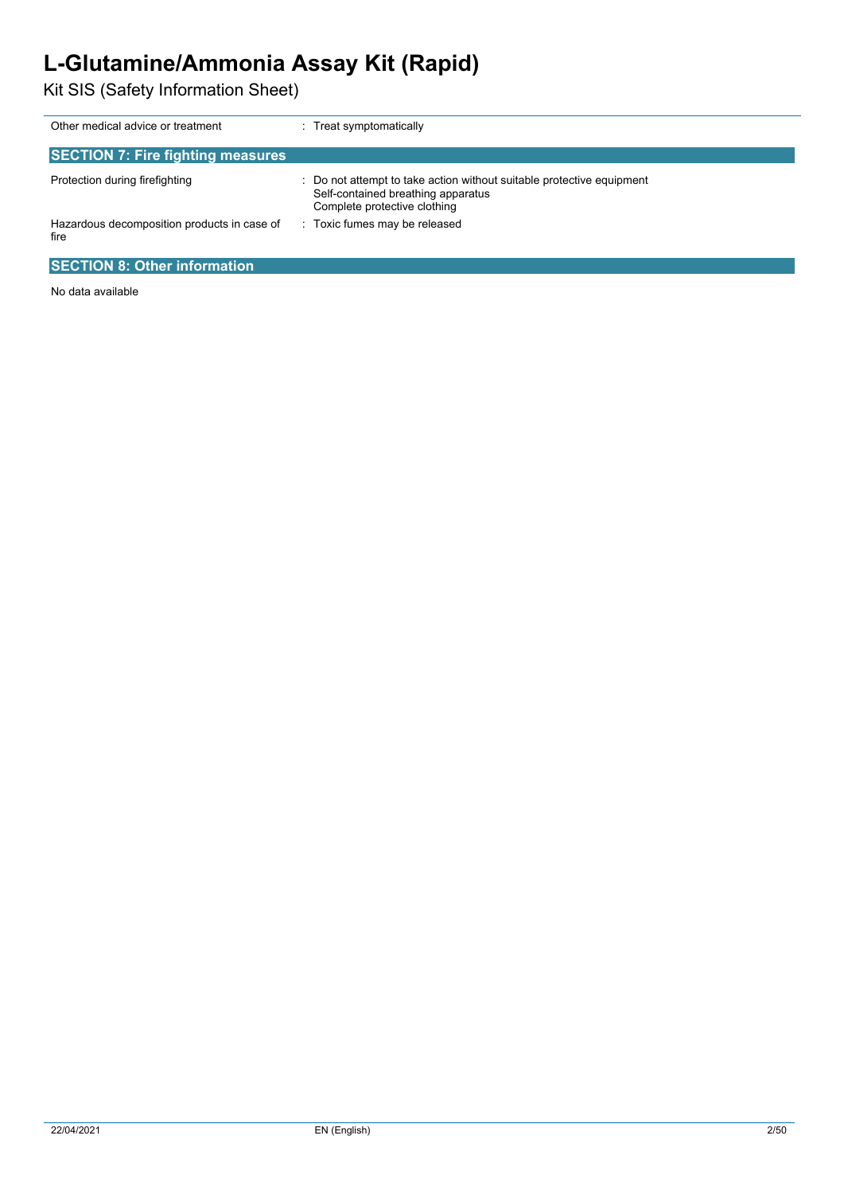| | |
|---|---|
| Other medical advice or treatment | : Treat symptomatically |

## SECTION 7: Fire fighting measures

| | |
|---|---|
| Protection during firefighting | : Do not attempt to take action without suitable protective equipment<br>Self-contained breathing apparatus<br>Complete protective clothing |
| Hazardous decomposition products in case of fire | : Toxic fumes may be released |

## SECTION 8: Other information

No data available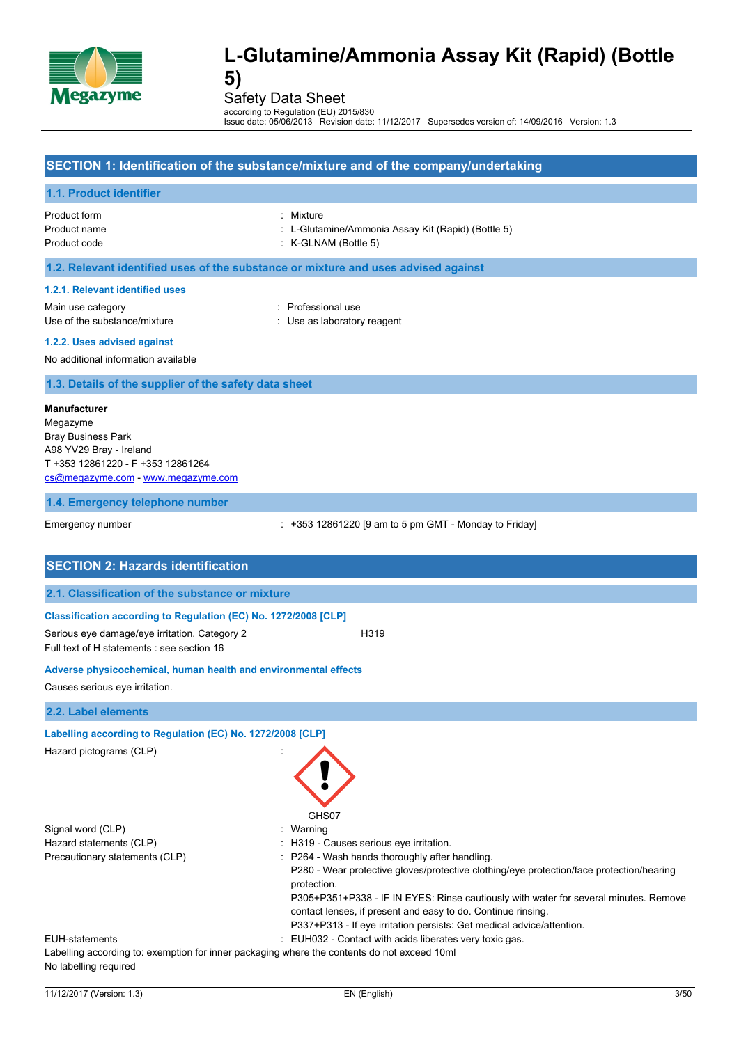# L-Glutamine/Ammonia Assay Kit (Rapid) (Bottle 5)

Safety Data Sheet

according to Regulation (EU) 2015/830

Issue date: 05/06/2013 Revision date: 11/12/2017 Supersedes version of: 14/09/2016 Version: 1.3

## SECTION 1: Identification of the substance/mixture and of the company/undertaking

### 1.1. Product identifier

Product form : Mixture

Product name : L-Glutamine/Ammonia Assay Kit (Rapid) (Bottle 5)

Product code : K-GLNAM (Bottle 5)

### 1.2. Relevant identified uses of the substance or mixture and uses advised against

#### 1.2.1. Relevant identified uses

Main use category : Professional use

Use of the substance/mixture : Use as laboratory reagent

#### 1.2.2. Uses advised against

No additional information available

### 1.3. Details of the supplier of the safety data sheet

**Manufacturer**

Megazyme
Bray Business Park
A98 YV29 Bray - Ireland
T +353 12861220 - F +353 12861264
cs@megazyme.com - www.megazyme.com

### 1.4. Emergency telephone number

Emergency number : +353 12861220 [9 am to 5 pm GMT - Monday to Friday]

## SECTION 2: Hazards identification

### 2.1. Classification of the substance or mixture

#### Classification according to Regulation (EC) No. 1272/2008 [CLP]

Serious eye damage/eye irritation, Category 2 H319

Full text of H statements : see section 16

#### Adverse physicochemical, human health and environmental effects

Causes serious eye irritation.

### 2.2. Label elements

#### Labelling according to Regulation (EC) No. 1272/2008 [CLP]

Hazard pictograms (CLP) :

GHS07

Signal word (CLP) : Warning

Hazard statements (CLP) : H319 - Causes serious eye irritation.

Precautionary statements (CLP) : P264 - Wash hands thoroughly after handling.
P280 - Wear protective gloves/protective clothing/eye protection/face protection/hearing protection.
P305+P351+P338 - IF IN EYES: Rinse cautiously with water for several minutes. Remove contact lenses, if present and easy to do. Continue rinsing.
P337+P313 - If eye irritation persists: Get medical advice/attention.

EUH-statements : EUH032 - Contact with acids liberates very toxic gas.

Labelling according to: exemption for inner packaging where the contents do not exceed 10ml

No labelling required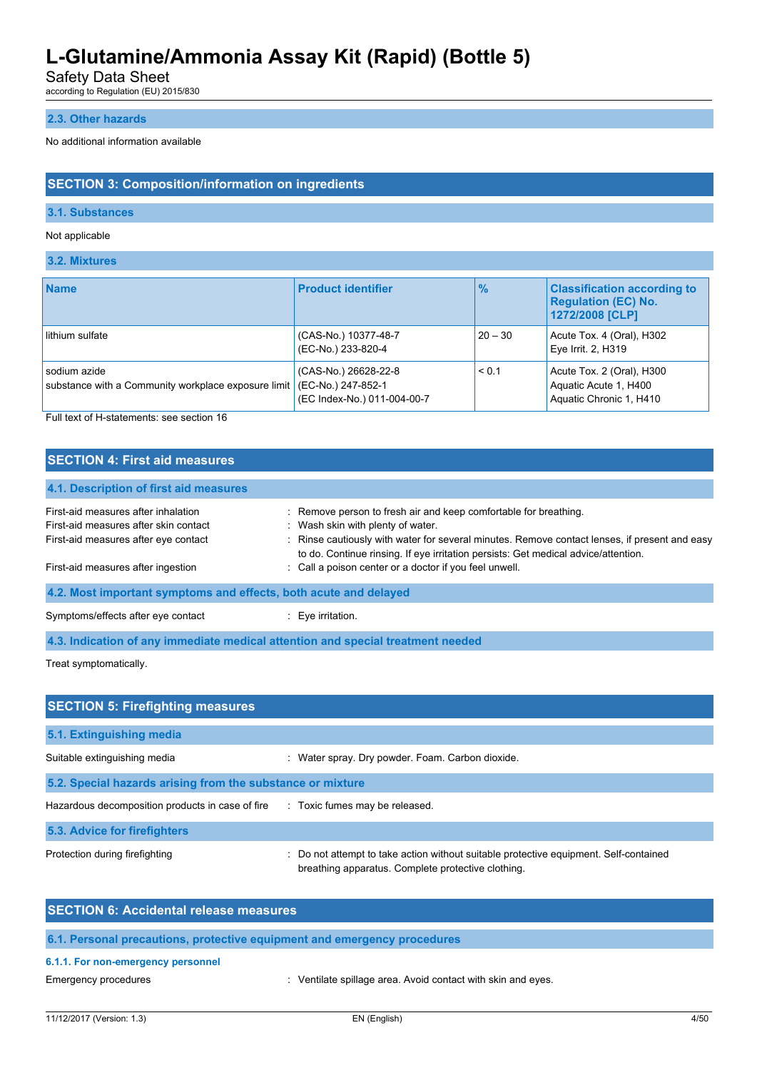### 2.3. Other hazards

No additional information available

## SECTION 3: Composition/information on ingredients

### 3.1. Substances

Not applicable

### 3.2. Mixtures

| Name | Product identifier | % | Classification according to Regulation (EC) No. 1272/2008 [CLP] |
| --- | --- | --- | --- |
| lithium sulfate | (CAS-No.) 10377-48-7<br>(EC-No.) 233-820-4 | 20 – 30 | Acute Tox. 4 (Oral), H302<br>Eye Irrit. 2, H319 |
| sodium azide<br>substance with a Community workplace exposure limit | (CAS-No.) 26628-22-8<br>(EC-No.) 247-852-1<br>(EC Index-No.) 011-004-00-7 | < 0.1 | Acute Tox. 2 (Oral), H300<br>Aquatic Acute 1, H400<br>Aquatic Chronic 1, H410 |

Full text of H-statements: see section 16

## SECTION 4: First aid measures

### 4.1. Description of first aid measures

First-aid measures after inhalation : Remove person to fresh air and keep comfortable for breathing.

First-aid measures after skin contact : Wash skin with plenty of water.

First-aid measures after eye contact : Rinse cautiously with water for several minutes. Remove contact lenses, if present and easy to do. Continue rinsing. If eye irritation persists: Get medical advice/attention.

First-aid measures after ingestion : Call a poison center or a doctor if you feel unwell.

### 4.2. Most important symptoms and effects, both acute and delayed

Symptoms/effects after eye contact : Eye irritation.

### 4.3. Indication of any immediate medical attention and special treatment needed

Treat symptomatically.

## SECTION 5: Firefighting measures

### 5.1. Extinguishing media

Suitable extinguishing media : Water spray. Dry powder. Foam. Carbon dioxide.

### 5.2. Special hazards arising from the substance or mixture

Hazardous decomposition products in case of fire : Toxic fumes may be released.

### 5.3. Advice for firefighters

Protection during firefighting : Do not attempt to take action without suitable protective equipment. Self-contained breathing apparatus. Complete protective clothing.

## SECTION 6: Accidental release measures

### 6.1. Personal precautions, protective equipment and emergency procedures

#### 6.1.1. For non-emergency personnel

Emergency procedures : Ventilate spillage area. Avoid contact with skin and eyes.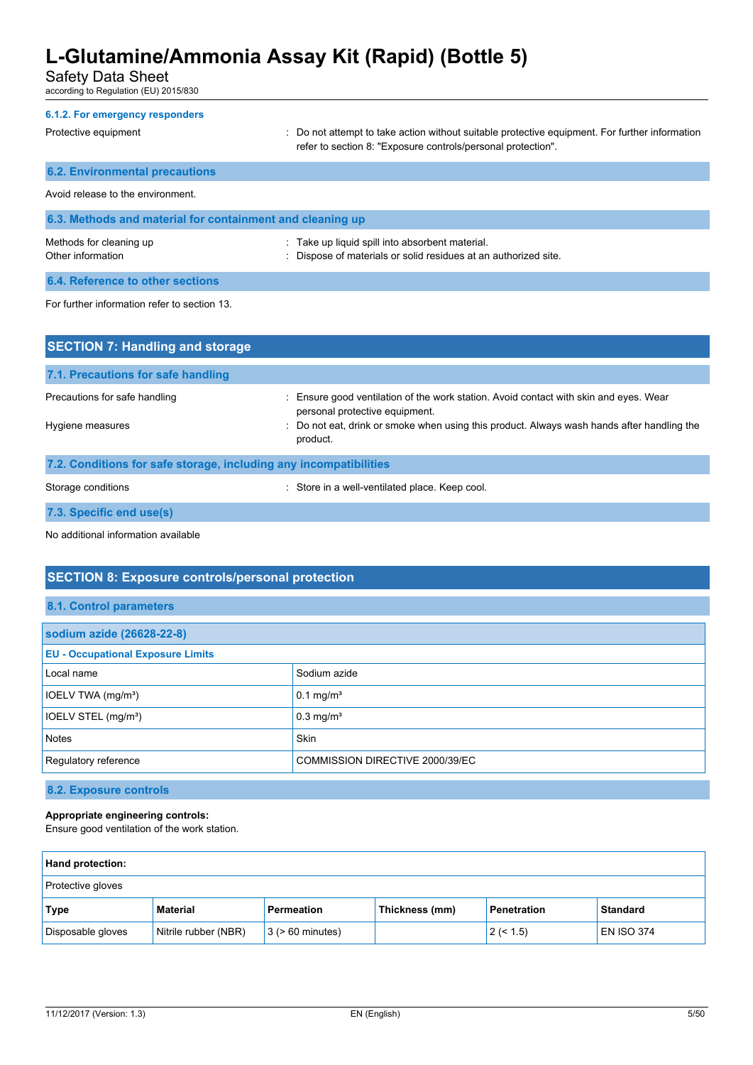#### 6.1.2. For emergency responders

Protective equipment : Do not attempt to take action without suitable protective equipment. For further information refer to section 8: "Exposure controls/personal protection".

### 6.2. Environmental precautions

Avoid release to the environment.

### 6.3. Methods and material for containment and cleaning up

Methods for cleaning up : Take up liquid spill into absorbent material.

Other information : Dispose of materials or solid residues at an authorized site.

### 6.4. Reference to other sections

For further information refer to section 13.

## SECTION 7: Handling and storage

### 7.1. Precautions for safe handling

Precautions for safe handling : Ensure good ventilation of the work station. Avoid contact with skin and eyes. Wear personal protective equipment.

Hygiene measures : Do not eat, drink or smoke when using this product. Always wash hands after handling the product.

### 7.2. Conditions for safe storage, including any incompatibilities

Storage conditions : Store in a well-ventilated place. Keep cool.

### 7.3. Specific end use(s)

No additional information available

## SECTION 8: Exposure controls/personal protection

### 8.1. Control parameters

| sodium azide (26628-22-8) | |
|---|---|
| **EU - Occupational Exposure Limits** | |
| Local name | Sodium azide |
| IOELV TWA (mg/m³) | 0.1 mg/m³ |
| IOELV STEL (mg/m³) | 0.3 mg/m³ |
| Notes | Skin |
| Regulatory reference | COMMISSION DIRECTIVE 2000/39/EC |

### 8.2. Exposure controls

**Appropriate engineering controls:**
Ensure good ventilation of the work station.

**Hand protection:**

Protective gloves

| Type | Material | Permeation | Thickness (mm) | Penetration | Standard |
|---|---|---|---|---|---|
| Disposable gloves | Nitrile rubber (NBR) | 3 (> 60 minutes) | | 2 (< 1.5) | EN ISO 374 |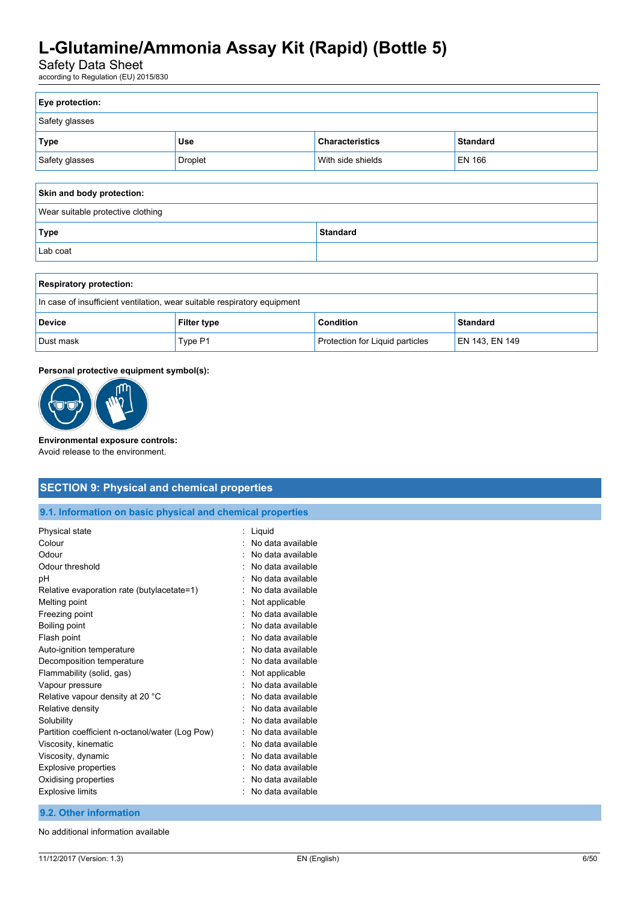| Eye protection: | | | |
|---|---|---|---|
| Safety glasses | | | |
| **Type** | **Use** | **Characteristics** | **Standard** |
| Safety glasses | Droplet | With side shields | EN 166 |

| Skin and body protection: | |
|---|---|
| Wear suitable protective clothing | |
| **Type** | **Standard** |
| Lab coat | |

| Respiratory protection: | | | |
|---|---|---|---|
| In case of insufficient ventilation, wear suitable respiratory equipment | | | |
| **Device** | **Filter type** | **Condition** | **Standard** |
| Dust mask | Type P1 | Protection for Liquid particles | EN 143, EN 149 |

**Personal protective equipment symbol(s):**

**Environmental exposure controls:**
Avoid release to the environment.

## SECTION 9: Physical and chemical properties

### 9.1. Information on basic physical and chemical properties

| | |
|---|---|
| Physical state | : Liquid |
| Colour | : No data available |
| Odour | : No data available |
| Odour threshold | : No data available |
| pH | : No data available |
| Relative evaporation rate (butylacetate=1) | : No data available |
| Melting point | : Not applicable |
| Freezing point | : No data available |
| Boiling point | : No data available |
| Flash point | : No data available |
| Auto-ignition temperature | : No data available |
| Decomposition temperature | : No data available |
| Flammability (solid, gas) | : Not applicable |
| Vapour pressure | : No data available |
| Relative vapour density at 20 °C | : No data available |
| Relative density | : No data available |
| Solubility | : No data available |
| Partition coefficient n-octanol/water (Log Pow) | : No data available |
| Viscosity, kinematic | : No data available |
| Viscosity, dynamic | : No data available |
| Explosive properties | : No data available |
| Oxidising properties | : No data available |
| Explosive limits | : No data available |

### 9.2. Other information

No additional information available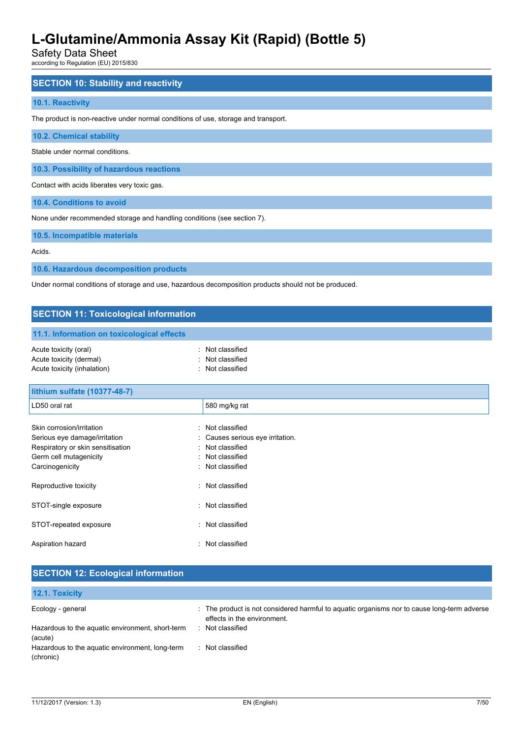## SECTION 10: Stability and reactivity

### 10.1. Reactivity

The product is non-reactive under normal conditions of use, storage and transport.

### 10.2. Chemical stability

Stable under normal conditions.

### 10.3. Possibility of hazardous reactions

Contact with acids liberates very toxic gas.

### 10.4. Conditions to avoid

None under recommended storage and handling conditions (see section 7).

### 10.5. Incompatible materials

Acids.

### 10.6. Hazardous decomposition products

Under normal conditions of storage and use, hazardous decomposition products should not be produced.

## SECTION 11: Toxicological information

### 11.1. Information on toxicological effects

Acute toxicity (oral) : Not classified
Acute toxicity (dermal) : Not classified
Acute toxicity (inhalation) : Not classified

| lithium sulfate (10377-48-7) | |
|---|---|
| LD50 oral rat | 580 mg/kg rat |

Skin corrosion/irritation : Not classified
Serious eye damage/irritation : Causes serious eye irritation.
Respiratory or skin sensitisation : Not classified
Germ cell mutagenicity : Not classified
Carcinogenicity : Not classified

Reproductive toxicity : Not classified

STOT-single exposure : Not classified

STOT-repeated exposure : Not classified

Aspiration hazard : Not classified

## SECTION 12: Ecological information

### 12.1. Toxicity

Ecology - general : The product is not considered harmful to aquatic organisms nor to cause long-term adverse effects in the environment.
Hazardous to the aquatic environment, short-term (acute) : Not classified
Hazardous to the aquatic environment, long-term (chronic) : Not classified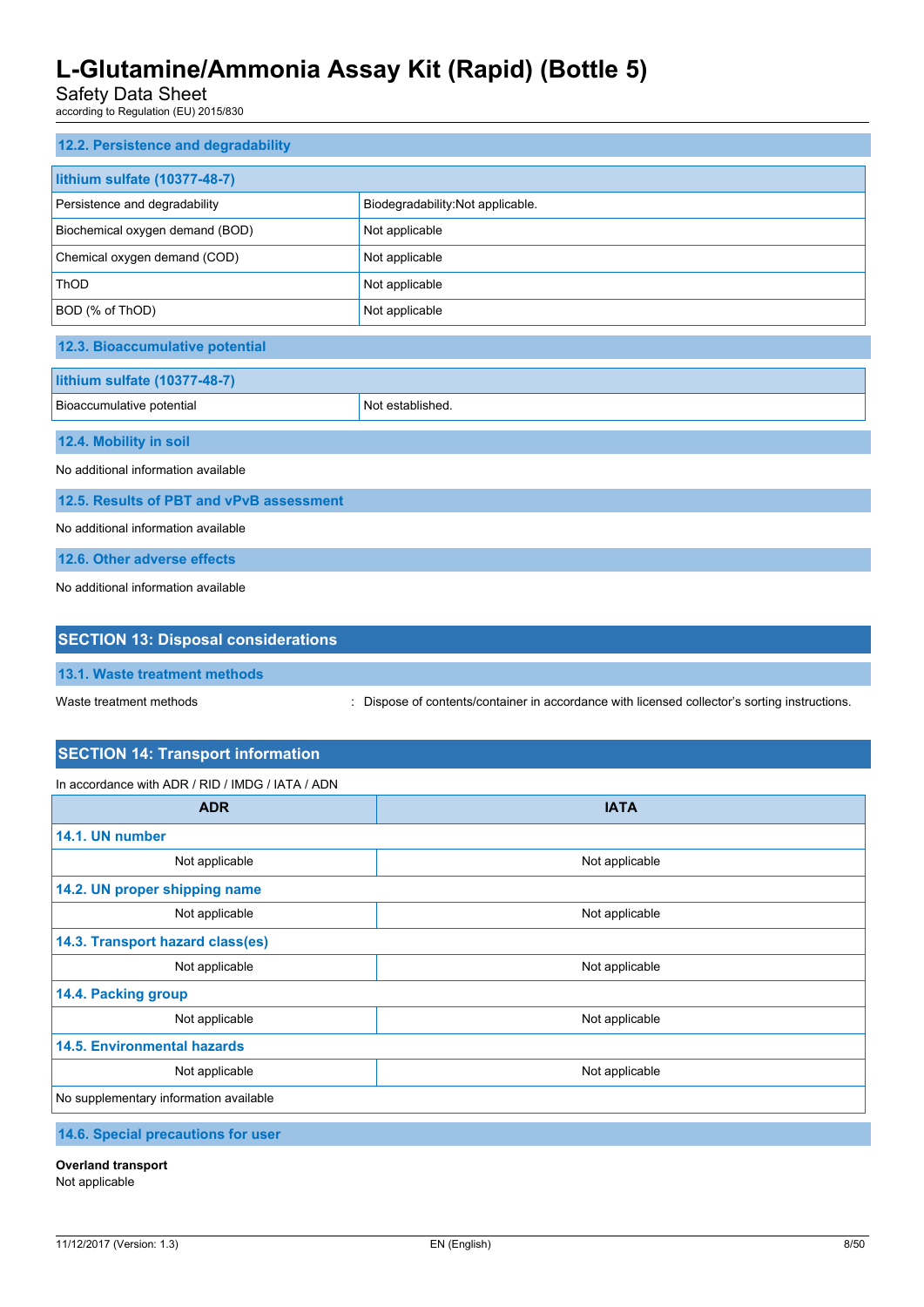### 12.2. Persistence and degradability

| lithium sulfate (10377-48-7) | |
|---|---|
| Persistence and degradability | Biodegradability:Not applicable. |
| Biochemical oxygen demand (BOD) | Not applicable |
| Chemical oxygen demand (COD) | Not applicable |
| ThOD | Not applicable |
| BOD (% of ThOD) | Not applicable |

### 12.3. Bioaccumulative potential

| lithium sulfate (10377-48-7) | |
|---|---|
| Bioaccumulative potential | Not established. |

### 12.4. Mobility in soil

No additional information available

### 12.5. Results of PBT and vPvB assessment

No additional information available

### 12.6. Other adverse effects

No additional information available

## SECTION 13: Disposal considerations

### 13.1. Waste treatment methods

Waste treatment methods : Dispose of contents/container in accordance with licensed collector's sorting instructions.

## SECTION 14: Transport information

In accordance with ADR / RID / IMDG / IATA / ADN

| ADR | IATA |
|---|---|
| **14.1. UN number** | |
| Not applicable | Not applicable |
| **14.2. UN proper shipping name** | |
| Not applicable | Not applicable |
| **14.3. Transport hazard class(es)** | |
| Not applicable | Not applicable |
| **14.4. Packing group** | |
| Not applicable | Not applicable |
| **14.5. Environmental hazards** | |
| Not applicable | Not applicable |
| No supplementary information available | |

### 14.6. Special precautions for user

**Overland transport**
Not applicable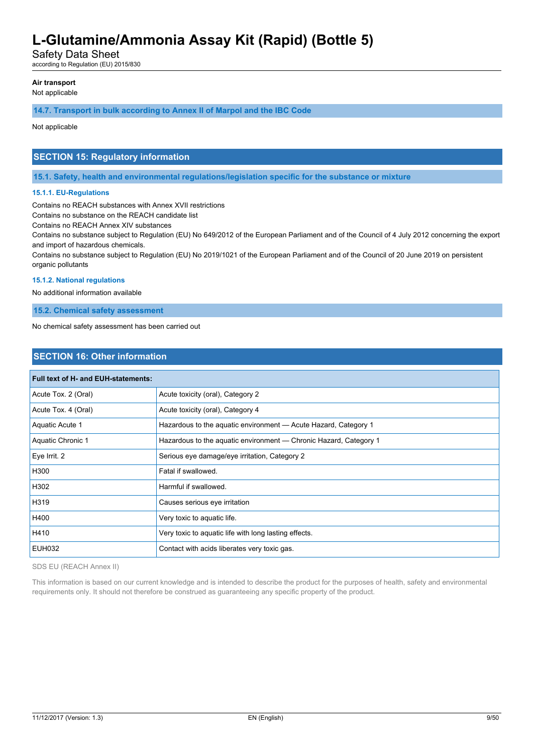**Air transport**

Not applicable

### 14.7. Transport in bulk according to Annex II of Marpol and the IBC Code

Not applicable

## SECTION 15: Regulatory information

### 15.1. Safety, health and environmental regulations/legislation specific for the substance or mixture

#### 15.1.1. EU-Regulations

Contains no REACH substances with Annex XVII restrictions

Contains no substance on the REACH candidate list

Contains no REACH Annex XIV substances

Contains no substance subject to Regulation (EU) No 649/2012 of the European Parliament and of the Council of 4 July 2012 concerning the export and import of hazardous chemicals.

Contains no substance subject to Regulation (EU) No 2019/1021 of the European Parliament and of the Council of 20 June 2019 on persistent organic pollutants

#### 15.1.2. National regulations

No additional information available

### 15.2. Chemical safety assessment

No chemical safety assessment has been carried out

## SECTION 16: Other information

| Full text of H- and EUH-statements: | |
|---|---|
| Acute Tox. 2 (Oral) | Acute toxicity (oral), Category 2 |
| Acute Tox. 4 (Oral) | Acute toxicity (oral), Category 4 |
| Aquatic Acute 1 | Hazardous to the aquatic environment — Acute Hazard, Category 1 |
| Aquatic Chronic 1 | Hazardous to the aquatic environment — Chronic Hazard, Category 1 |
| Eye Irrit. 2 | Serious eye damage/eye irritation, Category 2 |
| H300 | Fatal if swallowed. |
| H302 | Harmful if swallowed. |
| H319 | Causes serious eye irritation |
| H400 | Very toxic to aquatic life. |
| H410 | Very toxic to aquatic life with long lasting effects. |
| EUH032 | Contact with acids liberates very toxic gas. |

SDS EU (REACH Annex II)

This information is based on our current knowledge and is intended to describe the product for the purposes of health, safety and environmental requirements only. It should not therefore be construed as guaranteeing any specific property of the product.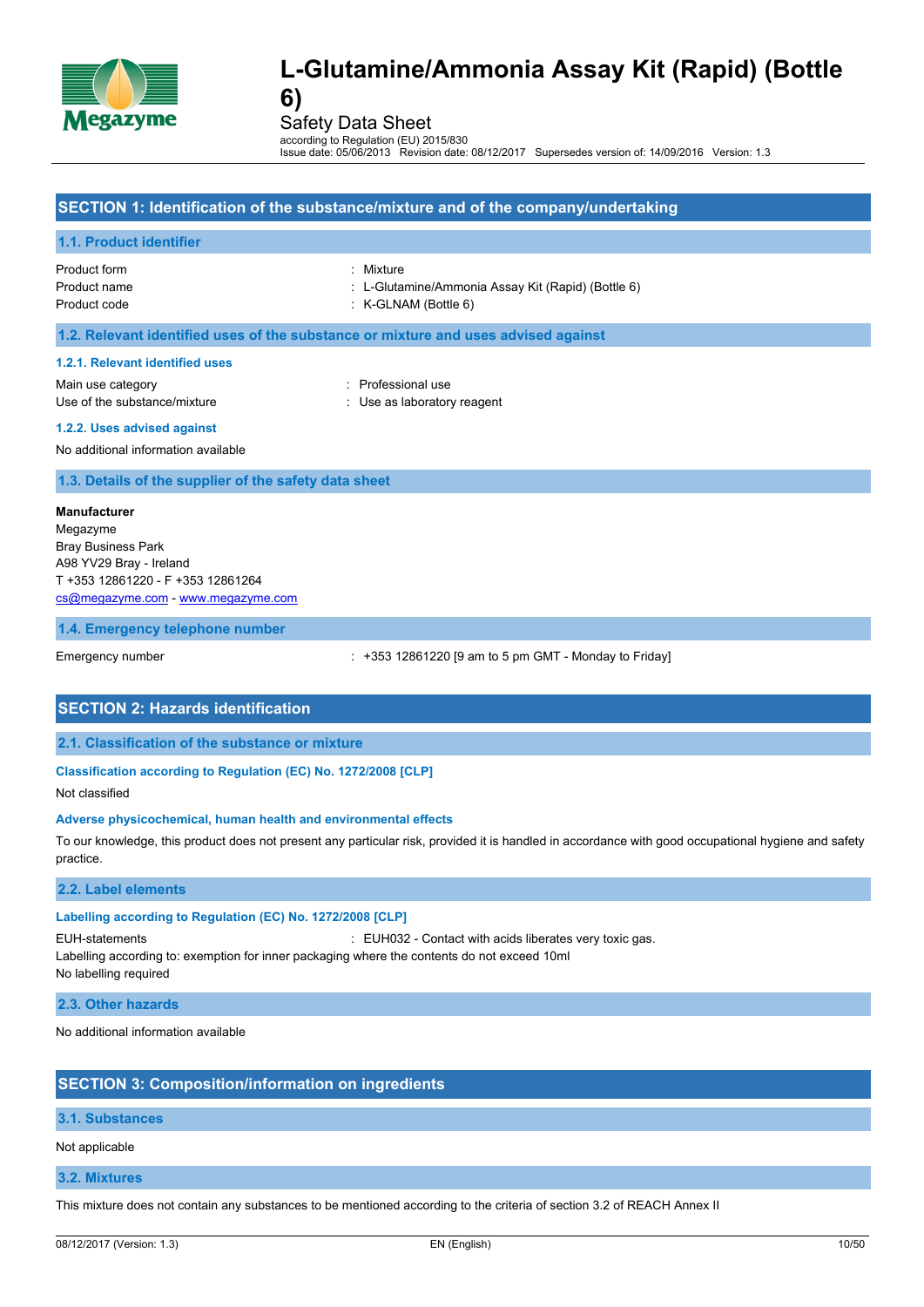# L-Glutamine/Ammonia Assay Kit (Rapid) (Bottle 6)

Safety Data Sheet

according to Regulation (EU) 2015/830

Issue date: 05/06/2013 Revision date: 08/12/2017 Supersedes version of: 14/09/2016 Version: 1.3

## SECTION 1: Identification of the substance/mixture and of the company/undertaking

### 1.1. Product identifier

| | |
|---|---|
| Product form | : Mixture |
| Product name | : L-Glutamine/Ammonia Assay Kit (Rapid) (Bottle 6) |
| Product code | : K-GLNAM (Bottle 6) |

### 1.2. Relevant identified uses of the substance or mixture and uses advised against

#### 1.2.1. Relevant identified uses

| | |
|---|---|
| Main use category | : Professional use |
| Use of the substance/mixture | : Use as laboratory reagent |

#### 1.2.2. Uses advised against

No additional information available

### 1.3. Details of the supplier of the safety data sheet

**Manufacturer**
Megazyme
Bray Business Park
A98 YV29 Bray - Ireland
T +353 12861220 - F +353 12861264
cs@megazyme.com - www.megazyme.com

### 1.4. Emergency telephone number

| | |
|---|---|
| Emergency number | : +353 12861220 [9 am to 5 pm GMT - Monday to Friday] |

## SECTION 2: Hazards identification

### 2.1. Classification of the substance or mixture

#### Classification according to Regulation (EC) No. 1272/2008 [CLP]

Not classified

#### Adverse physicochemical, human health and environmental effects

To our knowledge, this product does not present any particular risk, provided it is handled in accordance with good occupational hygiene and safety practice.

### 2.2. Label elements

#### Labelling according to Regulation (EC) No. 1272/2008 [CLP]

| | |
|---|---|
| EUH-statements | : EUH032 - Contact with acids liberates very toxic gas. |

Labelling according to: exemption for inner packaging where the contents do not exceed 10ml
No labelling required

### 2.3. Other hazards

No additional information available

## SECTION 3: Composition/information on ingredients

### 3.1. Substances

Not applicable

### 3.2. Mixtures

This mixture does not contain any substances to be mentioned according to the criteria of section 3.2 of REACH Annex II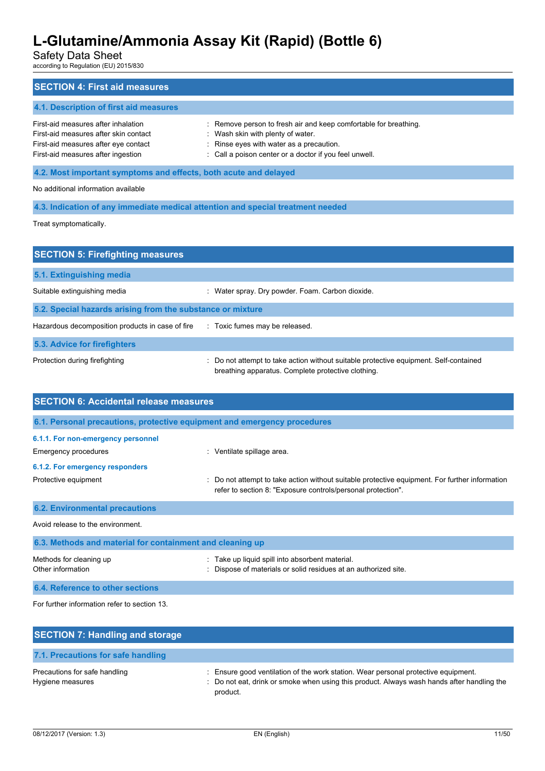## SECTION 4: First aid measures

### 4.1. Description of first aid measures

| | |
|---|---|
| First-aid measures after inhalation | : Remove person to fresh air and keep comfortable for breathing. |
| First-aid measures after skin contact | : Wash skin with plenty of water. |
| First-aid measures after eye contact | : Rinse eyes with water as a precaution. |
| First-aid measures after ingestion | : Call a poison center or a doctor if you feel unwell. |

### 4.2. Most important symptoms and effects, both acute and delayed

No additional information available

### 4.3. Indication of any immediate medical attention and special treatment needed

Treat symptomatically.

## SECTION 5: Firefighting measures

### 5.1. Extinguishing media

| | |
|---|---|
| Suitable extinguishing media | : Water spray. Dry powder. Foam. Carbon dioxide. |

### 5.2. Special hazards arising from the substance or mixture

| | |
|---|---|
| Hazardous decomposition products in case of fire | : Toxic fumes may be released. |

### 5.3. Advice for firefighters

| | |
|---|---|
| Protection during firefighting | : Do not attempt to take action without suitable protective equipment. Self-contained breathing apparatus. Complete protective clothing. |

## SECTION 6: Accidental release measures

### 6.1. Personal precautions, protective equipment and emergency procedures

#### 6.1.1. For non-emergency personnel

| | |
|---|---|
| Emergency procedures | : Ventilate spillage area. |

#### 6.1.2. For emergency responders

| | |
|---|---|
| Protective equipment | : Do not attempt to take action without suitable protective equipment. For further information refer to section 8: "Exposure controls/personal protection". |

### 6.2. Environmental precautions

Avoid release to the environment.

### 6.3. Methods and material for containment and cleaning up

| | |
|---|---|
| Methods for cleaning up | : Take up liquid spill into absorbent material. |
| Other information | : Dispose of materials or solid residues at an authorized site. |

### 6.4. Reference to other sections

For further information refer to section 13.

## SECTION 7: Handling and storage

### 7.1. Precautions for safe handling

| | |
|---|---|
| Precautions for safe handling | : Ensure good ventilation of the work station. Wear personal protective equipment. |
| Hygiene measures | : Do not eat, drink or smoke when using this product. Always wash hands after handling the product. |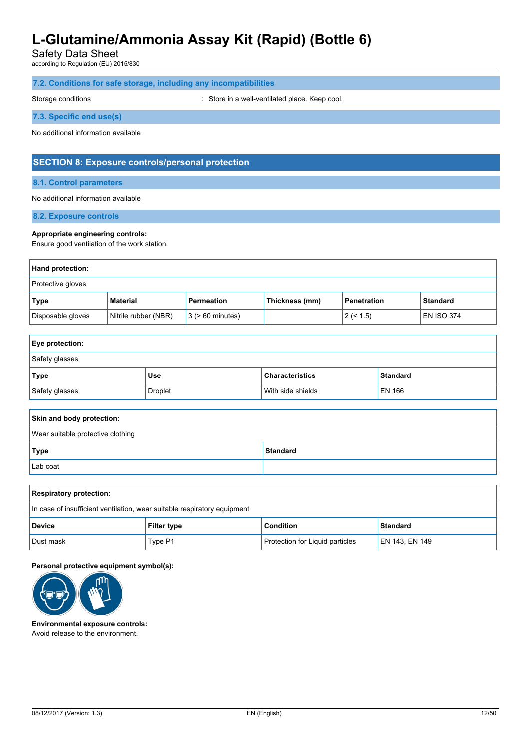### 7.2. Conditions for safe storage, including any incompatibilities

Storage conditions : Store in a well-ventilated place. Keep cool.

### 7.3. Specific end use(s)

No additional information available

## SECTION 8: Exposure controls/personal protection

### 8.1. Control parameters

No additional information available

### 8.2. Exposure controls

**Appropriate engineering controls:**
Ensure good ventilation of the work station.

| **Hand protection:** | | | | | |
|---|---|---|---|---|---|
| Protective gloves | | | | | |
| **Type** | **Material** | **Permeation** | **Thickness (mm)** | **Penetration** | **Standard** |
| Disposable gloves | Nitrile rubber (NBR) | 3 (> 60 minutes) | | 2 (< 1.5) | EN ISO 374 |

| **Eye protection:** | | | |
|---|---|---|---|
| Safety glasses | | | |
| **Type** | **Use** | **Characteristics** | **Standard** |
| Safety glasses | Droplet | With side shields | EN 166 |

| **Skin and body protection:** | |
|---|---|
| Wear suitable protective clothing | |
| **Type** | **Standard** |
| Lab coat | |

| **Respiratory protection:** | | | |
|---|---|---|---|
| In case of insufficient ventilation, wear suitable respiratory equipment | | | |
| **Device** | **Filter type** | **Condition** | **Standard** |
| Dust mask | Type P1 | Protection for Liquid particles | EN 143, EN 149 |

**Personal protective equipment symbol(s):**

**Environmental exposure controls:**
Avoid release to the environment.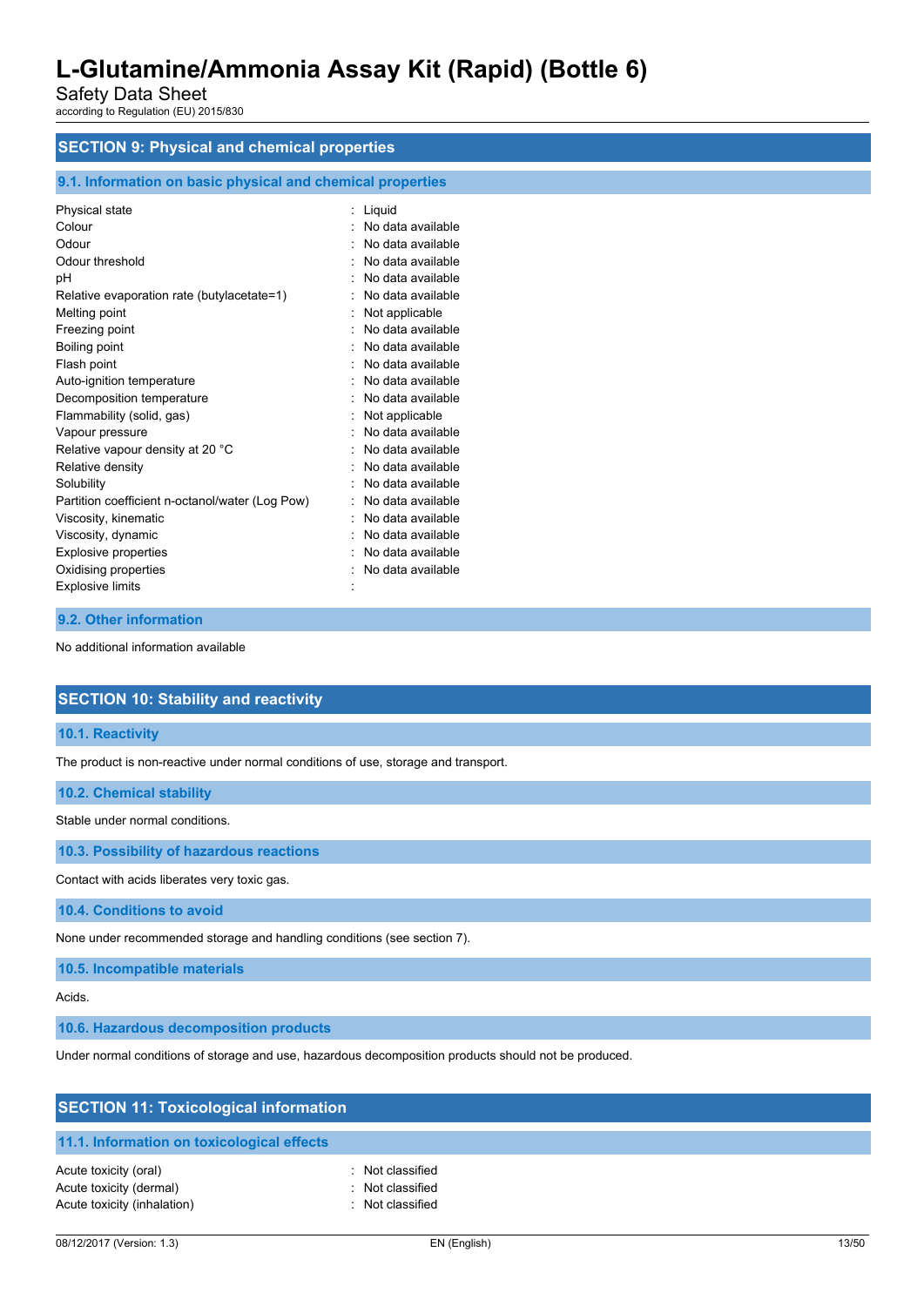## SECTION 9: Physical and chemical properties

### 9.1. Information on basic physical and chemical properties

| | |
|---|---|
| Physical state | : Liquid |
| Colour | : No data available |
| Odour | : No data available |
| Odour threshold | : No data available |
| pH | : No data available |
| Relative evaporation rate (butylacetate=1) | : No data available |
| Melting point | : Not applicable |
| Freezing point | : No data available |
| Boiling point | : No data available |
| Flash point | : No data available |
| Auto-ignition temperature | : No data available |
| Decomposition temperature | : No data available |
| Flammability (solid, gas) | : Not applicable |
| Vapour pressure | : No data available |
| Relative vapour density at 20 °C | : No data available |
| Relative density | : No data available |
| Solubility | : No data available |
| Partition coefficient n-octanol/water (Log Pow) | : No data available |
| Viscosity, kinematic | : No data available |
| Viscosity, dynamic | : No data available |
| Explosive properties | : No data available |
| Oxidising properties | : No data available |
| Explosive limits | : |

### 9.2. Other information

No additional information available

## SECTION 10: Stability and reactivity

### 10.1. Reactivity

The product is non-reactive under normal conditions of use, storage and transport.

### 10.2. Chemical stability

Stable under normal conditions.

### 10.3. Possibility of hazardous reactions

Contact with acids liberates very toxic gas.

### 10.4. Conditions to avoid

None under recommended storage and handling conditions (see section 7).

### 10.5. Incompatible materials

Acids.

### 10.6. Hazardous decomposition products

Under normal conditions of storage and use, hazardous decomposition products should not be produced.

## SECTION 11: Toxicological information

### 11.1. Information on toxicological effects

| | |
|---|---|
| Acute toxicity (oral) | : Not classified |
| Acute toxicity (dermal) | : Not classified |
| Acute toxicity (inhalation) | : Not classified |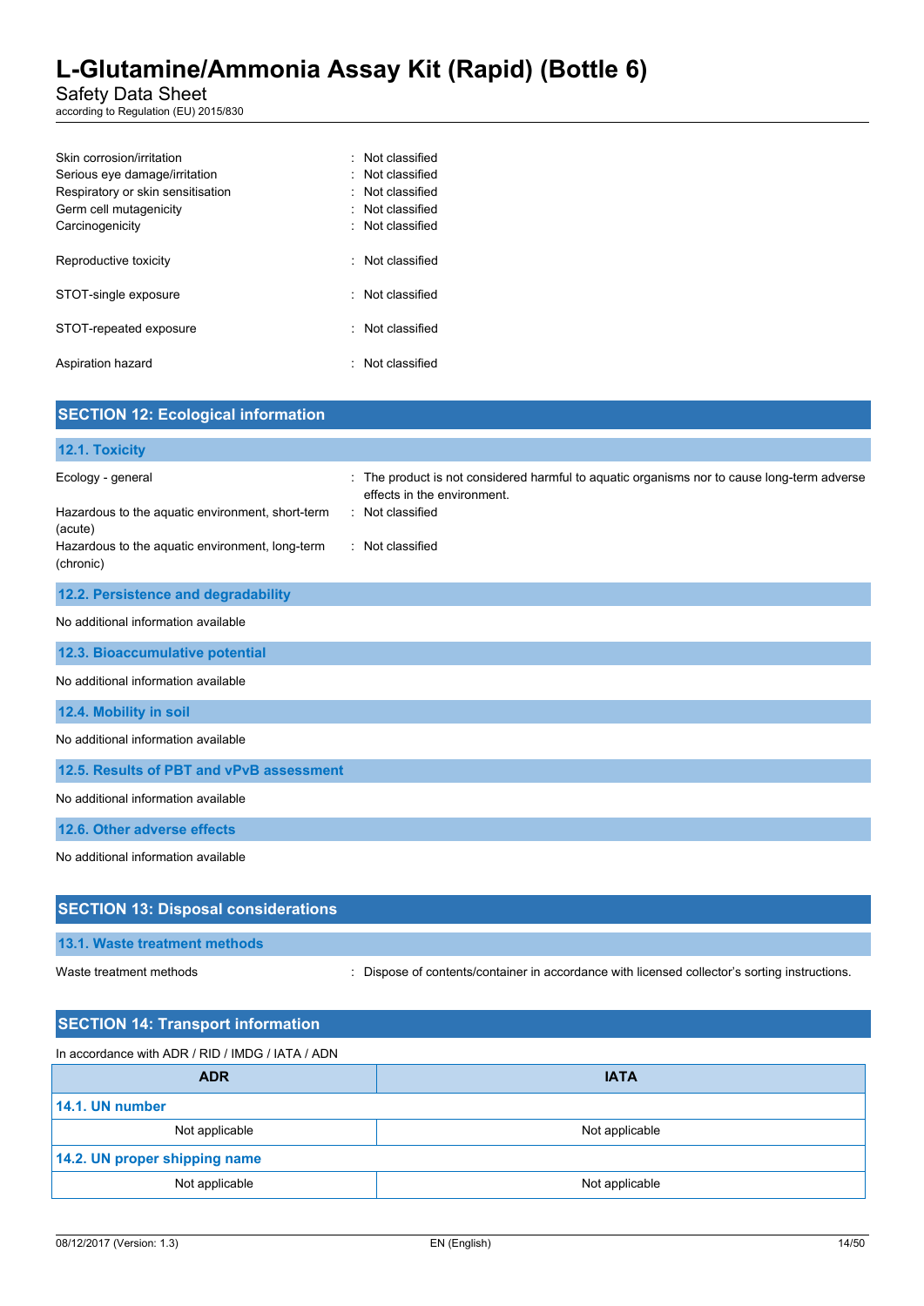Skin corrosion/irritation : Not classified
Serious eye damage/irritation : Not classified
Respiratory or skin sensitisation : Not classified
Germ cell mutagenicity : Not classified
Carcinogenicity : Not classified

Reproductive toxicity : Not classified

STOT-single exposure : Not classified

STOT-repeated exposure : Not classified

Aspiration hazard : Not classified

## SECTION 12: Ecological information

### 12.1. Toxicity

Ecology - general : The product is not considered harmful to aquatic organisms nor to cause long-term adverse effects in the environment.

Hazardous to the aquatic environment, short-term (acute) : Not classified

Hazardous to the aquatic environment, long-term (chronic) : Not classified

### 12.2. Persistence and degradability

No additional information available

### 12.3. Bioaccumulative potential

No additional information available

### 12.4. Mobility in soil

No additional information available

### 12.5. Results of PBT and vPvB assessment

No additional information available

### 12.6. Other adverse effects

No additional information available

## SECTION 13: Disposal considerations

### 13.1. Waste treatment methods

Waste treatment methods : Dispose of contents/container in accordance with licensed collector's sorting instructions.

## SECTION 14: Transport information

In accordance with ADR / RID / IMDG / IATA / ADN

| ADR | IATA |
|---|---|
| **14.1. UN number** | |
| Not applicable | Not applicable |
| **14.2. UN proper shipping name** | |
| Not applicable | Not applicable |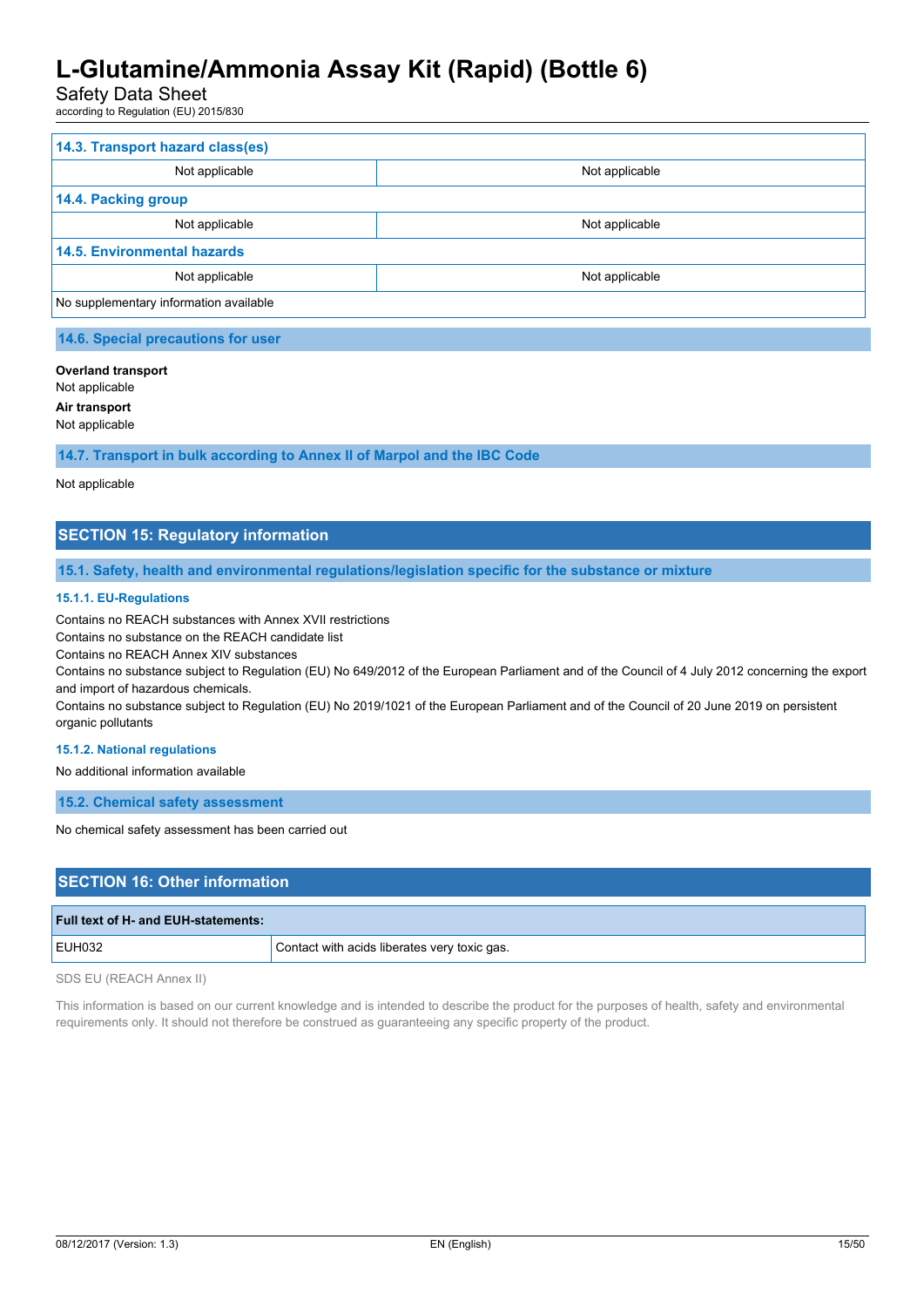| 14.3. Transport hazard class(es) | |
|---|---|
| Not applicable | Not applicable |
| **14.4. Packing group** | |
| Not applicable | Not applicable |
| **14.5. Environmental hazards** | |
| Not applicable | Not applicable |
| No supplementary information available | |

### 14.6. Special precautions for user

**Overland transport**
Not applicable

**Air transport**
Not applicable

### 14.7. Transport in bulk according to Annex II of Marpol and the IBC Code

Not applicable

## SECTION 15: Regulatory information

### 15.1. Safety, health and environmental regulations/legislation specific for the substance or mixture

#### 15.1.1. EU-Regulations

Contains no REACH substances with Annex XVII restrictions
Contains no substance on the REACH candidate list
Contains no REACH Annex XIV substances
Contains no substance subject to Regulation (EU) No 649/2012 of the European Parliament and of the Council of 4 July 2012 concerning the export and import of hazardous chemicals.
Contains no substance subject to Regulation (EU) No 2019/1021 of the European Parliament and of the Council of 20 June 2019 on persistent organic pollutants

#### 15.1.2. National regulations

No additional information available

### 15.2. Chemical safety assessment

No chemical safety assessment has been carried out

## SECTION 16: Other information

| Full text of H- and EUH-statements: | |
|---|---|
| EUH032 | Contact with acids liberates very toxic gas. |

SDS EU (REACH Annex II)

This information is based on our current knowledge and is intended to describe the product for the purposes of health, safety and environmental requirements only. It should not therefore be construed as guaranteeing any specific property of the product.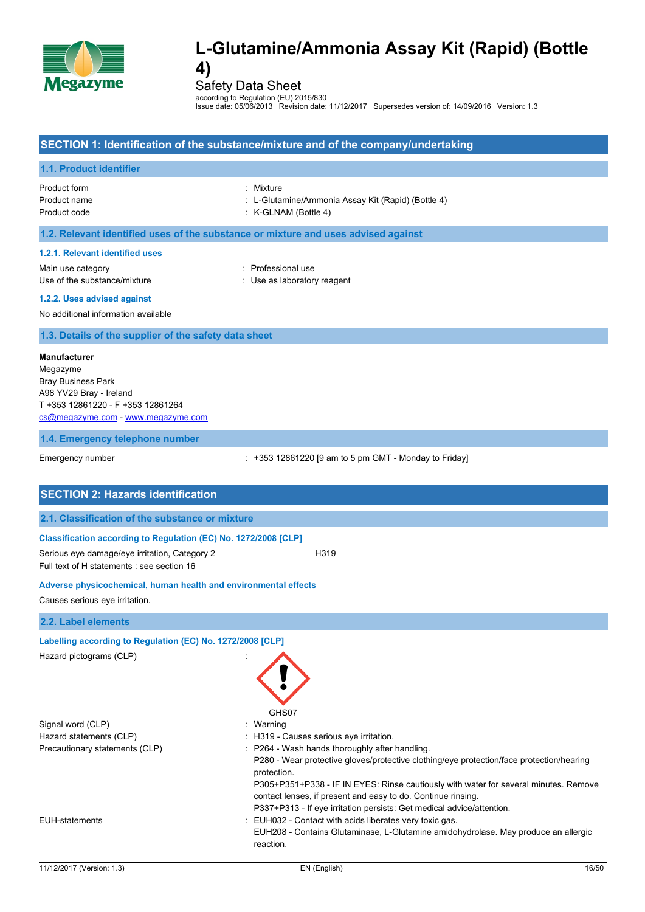# L-Glutamine/Ammonia Assay Kit (Rapid) (Bottle 4)

Safety Data Sheet

according to Regulation (EU) 2015/830

Issue date: 05/06/2013 Revision date: 11/12/2017 Supersedes version of: 14/09/2016 Version: 1.3

## SECTION 1: Identification of the substance/mixture and of the company/undertaking

### 1.1. Product identifier

Product form : Mixture

Product name : L-Glutamine/Ammonia Assay Kit (Rapid) (Bottle 4)

Product code : K-GLNAM (Bottle 4)

### 1.2. Relevant identified uses of the substance or mixture and uses advised against

#### 1.2.1. Relevant identified uses

Main use category : Professional use

Use of the substance/mixture : Use as laboratory reagent

#### 1.2.2. Uses advised against

No additional information available

### 1.3. Details of the supplier of the safety data sheet

**Manufacturer**

Megazyme

Bray Business Park

A98 YV29 Bray - Ireland

T +353 12861220 - F +353 12861264

cs@megazyme.com - www.megazyme.com

### 1.4. Emergency telephone number

Emergency number : +353 12861220 [9 am to 5 pm GMT - Monday to Friday]

## SECTION 2: Hazards identification

### 2.1. Classification of the substance or mixture

#### Classification according to Regulation (EC) No. 1272/2008 [CLP]

Serious eye damage/eye irritation, Category 2 H319

Full text of H statements : see section 16

#### Adverse physicochemical, human health and environmental effects

Causes serious eye irritation.

### 2.2. Label elements

#### Labelling according to Regulation (EC) No. 1272/2008 [CLP]

Hazard pictograms (CLP) :

GHS07

Signal word (CLP) : Warning

Hazard statements (CLP) : H319 - Causes serious eye irritation.

Precautionary statements (CLP) : P264 - Wash hands thoroughly after handling.

P280 - Wear protective gloves/protective clothing/eye protection/face protection/hearing protection.

P305+P351+P338 - IF IN EYES: Rinse cautiously with water for several minutes. Remove contact lenses, if present and easy to do. Continue rinsing.

P337+P313 - If eye irritation persists: Get medical advice/attention.

EUH-statements : EUH032 - Contact with acids liberates very toxic gas.

EUH208 - Contains Glutaminase, L-Glutamine amidohydrolase. May produce an allergic reaction.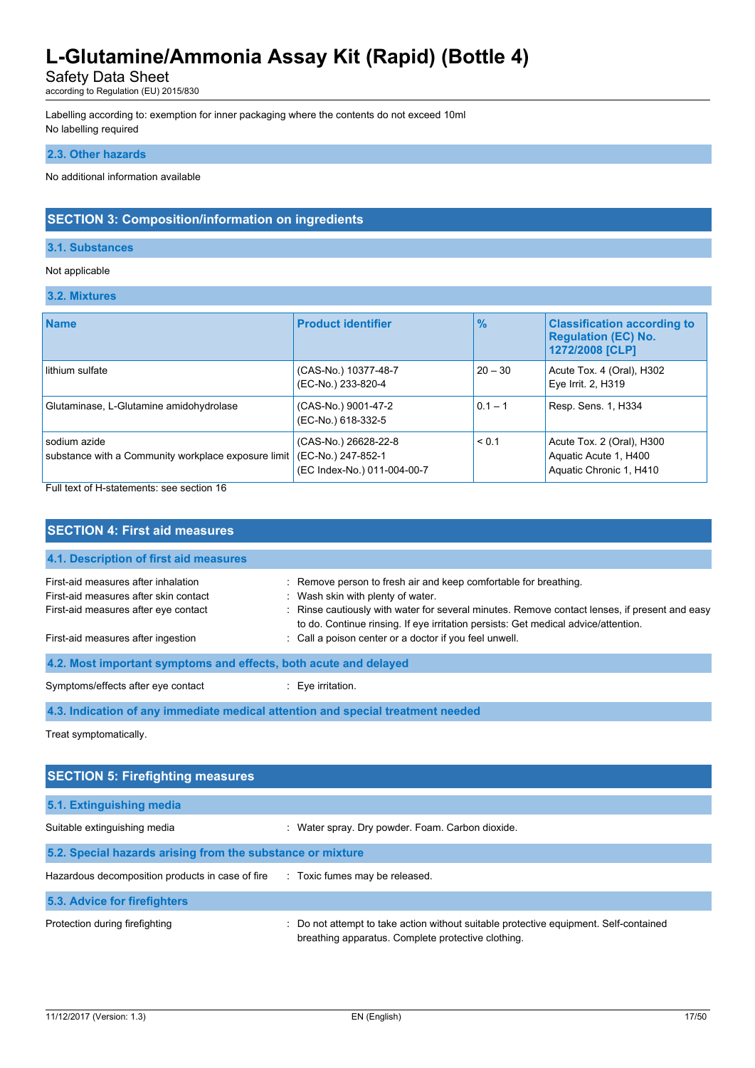Labelling according to: exemption for inner packaging where the contents do not exceed 10ml
No labelling required

### 2.3. Other hazards

No additional information available

## SECTION 3: Composition/information on ingredients

### 3.1. Substances

Not applicable

### 3.2. Mixtures

| Name | Product identifier | % | Classification according to Regulation (EC) No. 1272/2008 [CLP] |
|---|---|---|---|
| lithium sulfate | (CAS-No.) 10377-48-7<br>(EC-No.) 233-820-4 | 20 – 30 | Acute Tox. 4 (Oral), H302<br>Eye Irrit. 2, H319 |
| Glutaminase, L-Glutamine amidohydrolase | (CAS-No.) 9001-47-2<br>(EC-No.) 618-332-5 | 0.1 – 1 | Resp. Sens. 1, H334 |
| sodium azide<br>substance with a Community workplace exposure limit | (CAS-No.) 26628-22-8<br>(EC-No.) 247-852-1<br>(EC Index-No.) 011-004-00-7 | < 0.1 | Acute Tox. 2 (Oral), H300<br>Aquatic Acute 1, H400<br>Aquatic Chronic 1, H410 |

Full text of H-statements: see section 16

## SECTION 4: First aid measures

### 4.1. Description of first aid measures

First-aid measures after inhalation : Remove person to fresh air and keep comfortable for breathing.
First-aid measures after skin contact : Wash skin with plenty of water.
First-aid measures after eye contact : Rinse cautiously with water for several minutes. Remove contact lenses, if present and easy to do. Continue rinsing. If eye irritation persists: Get medical advice/attention.
First-aid measures after ingestion : Call a poison center or a doctor if you feel unwell.

### 4.2. Most important symptoms and effects, both acute and delayed

Symptoms/effects after eye contact : Eye irritation.

### 4.3. Indication of any immediate medical attention and special treatment needed

Treat symptomatically.

## SECTION 5: Firefighting measures

### 5.1. Extinguishing media

Suitable extinguishing media : Water spray. Dry powder. Foam. Carbon dioxide.

### 5.2. Special hazards arising from the substance or mixture

Hazardous decomposition products in case of fire : Toxic fumes may be released.

### 5.3. Advice for firefighters

Protection during firefighting : Do not attempt to take action without suitable protective equipment. Self-contained breathing apparatus. Complete protective clothing.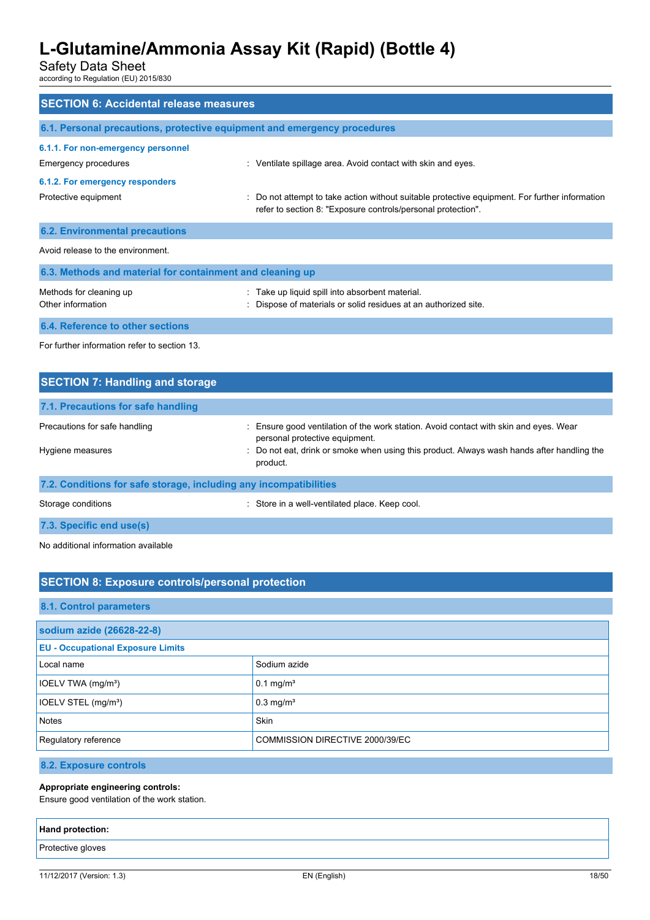## SECTION 6: Accidental release measures

### 6.1. Personal precautions, protective equipment and emergency procedures

#### 6.1.1. For non-emergency personnel

Emergency procedures : Ventilate spillage area. Avoid contact with skin and eyes.

#### 6.1.2. For emergency responders

Protective equipment : Do not attempt to take action without suitable protective equipment. For further information refer to section 8: "Exposure controls/personal protection".

### 6.2. Environmental precautions

Avoid release to the environment.

### 6.3. Methods and material for containment and cleaning up

Methods for cleaning up : Take up liquid spill into absorbent material.

Other information : Dispose of materials or solid residues at an authorized site.

### 6.4. Reference to other sections

For further information refer to section 13.

## SECTION 7: Handling and storage

### 7.1. Precautions for safe handling

Precautions for safe handling : Ensure good ventilation of the work station. Avoid contact with skin and eyes. Wear personal protective equipment.

Hygiene measures : Do not eat, drink or smoke when using this product. Always wash hands after handling the product.

### 7.2. Conditions for safe storage, including any incompatibilities

Storage conditions : Store in a well-ventilated place. Keep cool.

### 7.3. Specific end use(s)

No additional information available

## SECTION 8: Exposure controls/personal protection

### 8.1. Control parameters

| sodium azide (26628-22-8) | |
|---|---|
| **EU - Occupational Exposure Limits** | |
| Local name | Sodium azide |
| IOELV TWA ($mg/m^3$) | $0.1\ mg/m^3$ |
| IOELV STEL ($mg/m^3$) | $0.3\ mg/m^3$ |
| Notes | Skin |
| Regulatory reference | COMMISSION DIRECTIVE 2000/39/EC |

### 8.2. Exposure controls

**Appropriate engineering controls:**

Ensure good ventilation of the work station.

| **Hand protection:** |
|---|
| Protective gloves |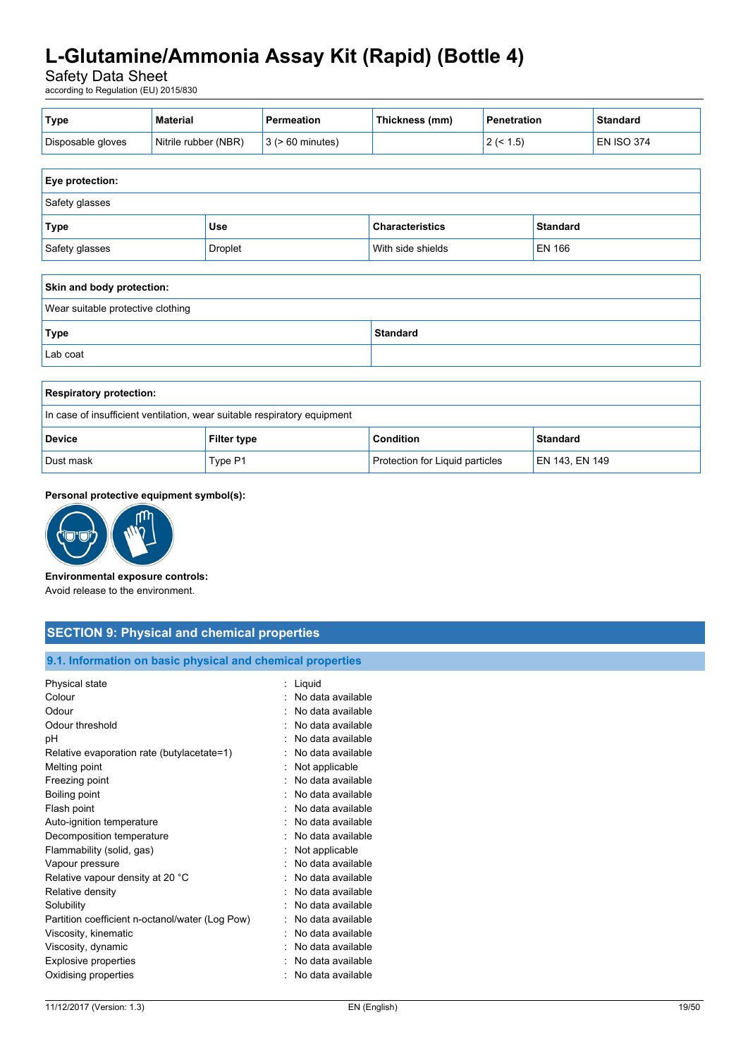| Type | Material | Permeation | Thickness (mm) | Penetration | Standard |
|---|---|---|---|---|---|
| Disposable gloves | Nitrile rubber (NBR) | 3 (> 60 minutes) | | 2 (< 1.5) | EN ISO 374 |

| Eye protection: | | | |
|---|---|---|---|
| Safety glasses | | | |
| **Type** | **Use** | **Characteristics** | **Standard** |
| Safety glasses | Droplet | With side shields | EN 166 |

| Skin and body protection: | |
|---|---|
| Wear suitable protective clothing | |
| **Type** | **Standard** |
| Lab coat | |

| Respiratory protection: | | | |
|---|---|---|---|
| In case of insufficient ventilation, wear suitable respiratory equipment | | | |
| **Device** | **Filter type** | **Condition** | **Standard** |
| Dust mask | Type P1 | Protection for Liquid particles | EN 143, EN 149 |

**Personal protective equipment symbol(s):**

**Environmental exposure controls:**
Avoid release to the environment.

## SECTION 9: Physical and chemical properties

### 9.1. Information on basic physical and chemical properties

| | |
|---|---|
| Physical state | : Liquid |
| Colour | : No data available |
| Odour | : No data available |
| Odour threshold | : No data available |
| pH | : No data available |
| Relative evaporation rate (butylacetate=1) | : No data available |
| Melting point | : Not applicable |
| Freezing point | : No data available |
| Boiling point | : No data available |
| Flash point | : No data available |
| Auto-ignition temperature | : No data available |
| Decomposition temperature | : No data available |
| Flammability (solid, gas) | : Not applicable |
| Vapour pressure | : No data available |
| Relative vapour density at 20 °C | : No data available |
| Relative density | : No data available |
| Solubility | : No data available |
| Partition coefficient n-octanol/water (Log Pow) | : No data available |
| Viscosity, kinematic | : No data available |
| Viscosity, dynamic | : No data available |
| Explosive properties | : No data available |
| Oxidising properties | : No data available |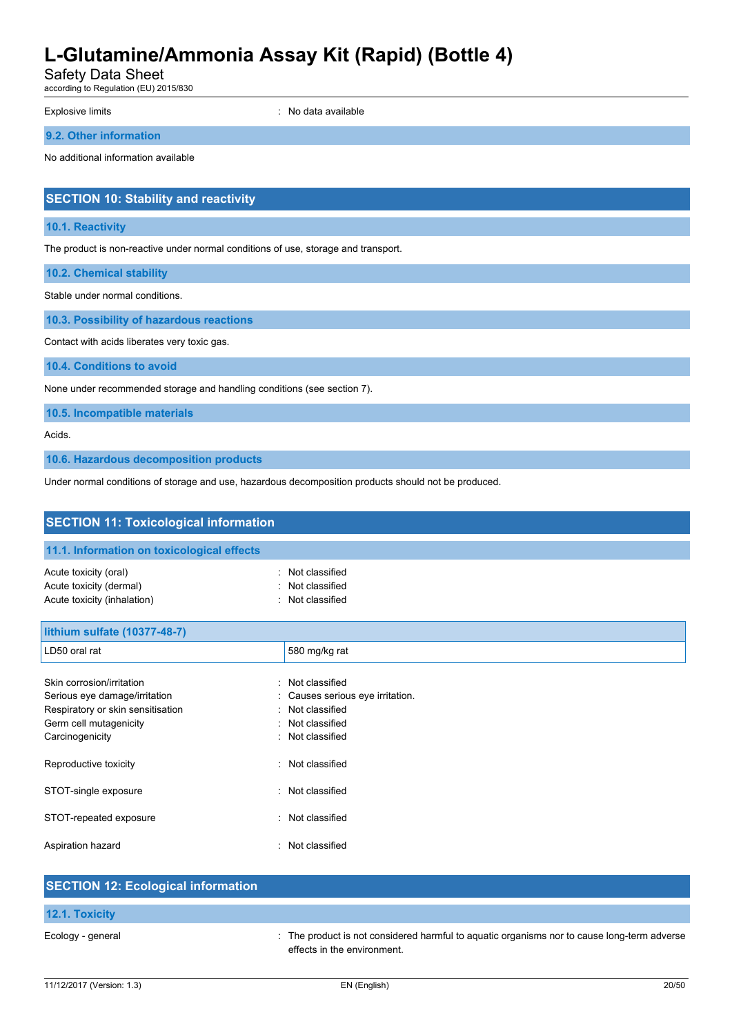Explosive limits : No data available

### 9.2. Other information

No additional information available

## SECTION 10: Stability and reactivity

### 10.1. Reactivity

The product is non-reactive under normal conditions of use, storage and transport.

### 10.2. Chemical stability

Stable under normal conditions.

### 10.3. Possibility of hazardous reactions

Contact with acids liberates very toxic gas.

### 10.4. Conditions to avoid

None under recommended storage and handling conditions (see section 7).

### 10.5. Incompatible materials

Acids.

### 10.6. Hazardous decomposition products

Under normal conditions of storage and use, hazardous decomposition products should not be produced.

## SECTION 11: Toxicological information

### 11.1. Information on toxicological effects

Acute toxicity (oral) : Not classified
Acute toxicity (dermal) : Not classified
Acute toxicity (inhalation) : Not classified

| lithium sulfate (10377-48-7) | |
|---|---|
| LD50 oral rat | 580 mg/kg rat |

Skin corrosion/irritation : Not classified
Serious eye damage/irritation : Causes serious eye irritation.
Respiratory or skin sensitisation : Not classified
Germ cell mutagenicity : Not classified
Carcinogenicity : Not classified

Reproductive toxicity : Not classified

STOT-single exposure : Not classified

STOT-repeated exposure : Not classified

Aspiration hazard : Not classified

## SECTION 12: Ecological information

### 12.1. Toxicity

Ecology - general : The product is not considered harmful to aquatic organisms nor to cause long-term adverse effects in the environment.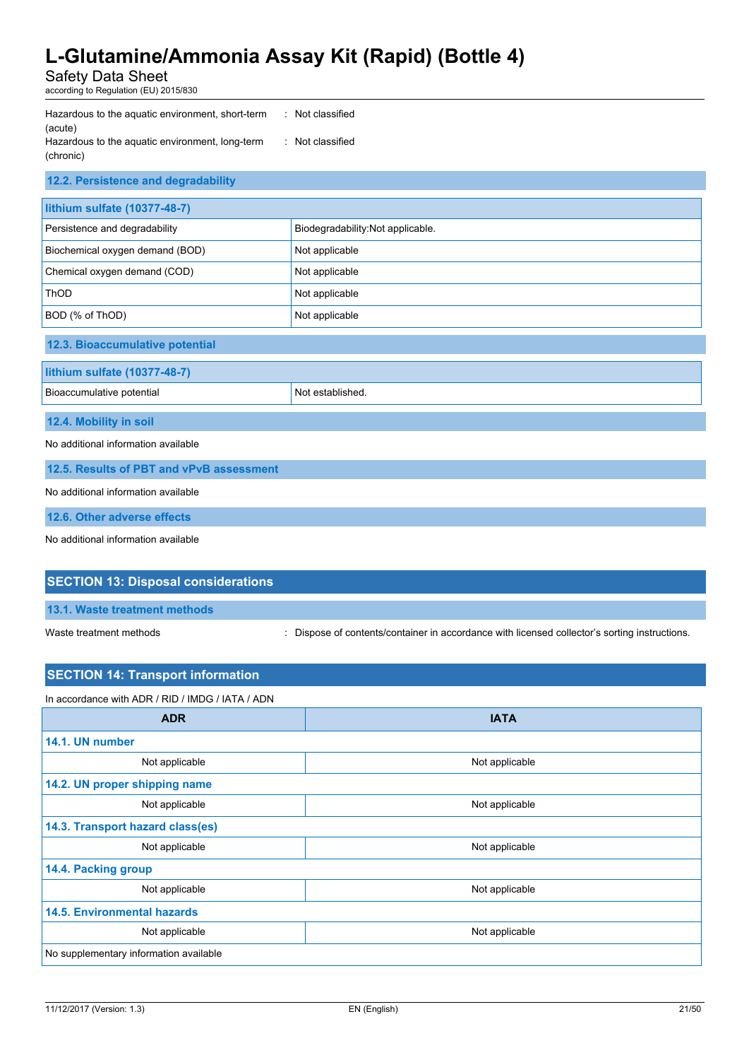Hazardous to the aquatic environment, short-term (acute) : Not classified

Hazardous to the aquatic environment, long-term (chronic) : Not classified

### 12.2. Persistence and degradability

| lithium sulfate (10377-48-7) | |
|---|---|
| Persistence and degradability | Biodegradability:Not applicable. |
| Biochemical oxygen demand (BOD) | Not applicable |
| Chemical oxygen demand (COD) | Not applicable |
| ThOD | Not applicable |
| BOD (% of ThOD) | Not applicable |

### 12.3. Bioaccumulative potential

| lithium sulfate (10377-48-7) | |
|---|---|
| Bioaccumulative potential | Not established. |

### 12.4. Mobility in soil

No additional information available

### 12.5. Results of PBT and vPvB assessment

No additional information available

### 12.6. Other adverse effects

No additional information available

## SECTION 13: Disposal considerations

### 13.1. Waste treatment methods

Waste treatment methods : Dispose of contents/container in accordance with licensed collector's sorting instructions.

## SECTION 14: Transport information

In accordance with ADR / RID / IMDG / IATA / ADN

| ADR | IATA |
|---|---|
| **14.1. UN number** | |
| Not applicable | Not applicable |
| **14.2. UN proper shipping name** | |
| Not applicable | Not applicable |
| **14.3. Transport hazard class(es)** | |
| Not applicable | Not applicable |
| **14.4. Packing group** | |
| Not applicable | Not applicable |
| **14.5. Environmental hazards** | |
| Not applicable | Not applicable |
| No supplementary information available | |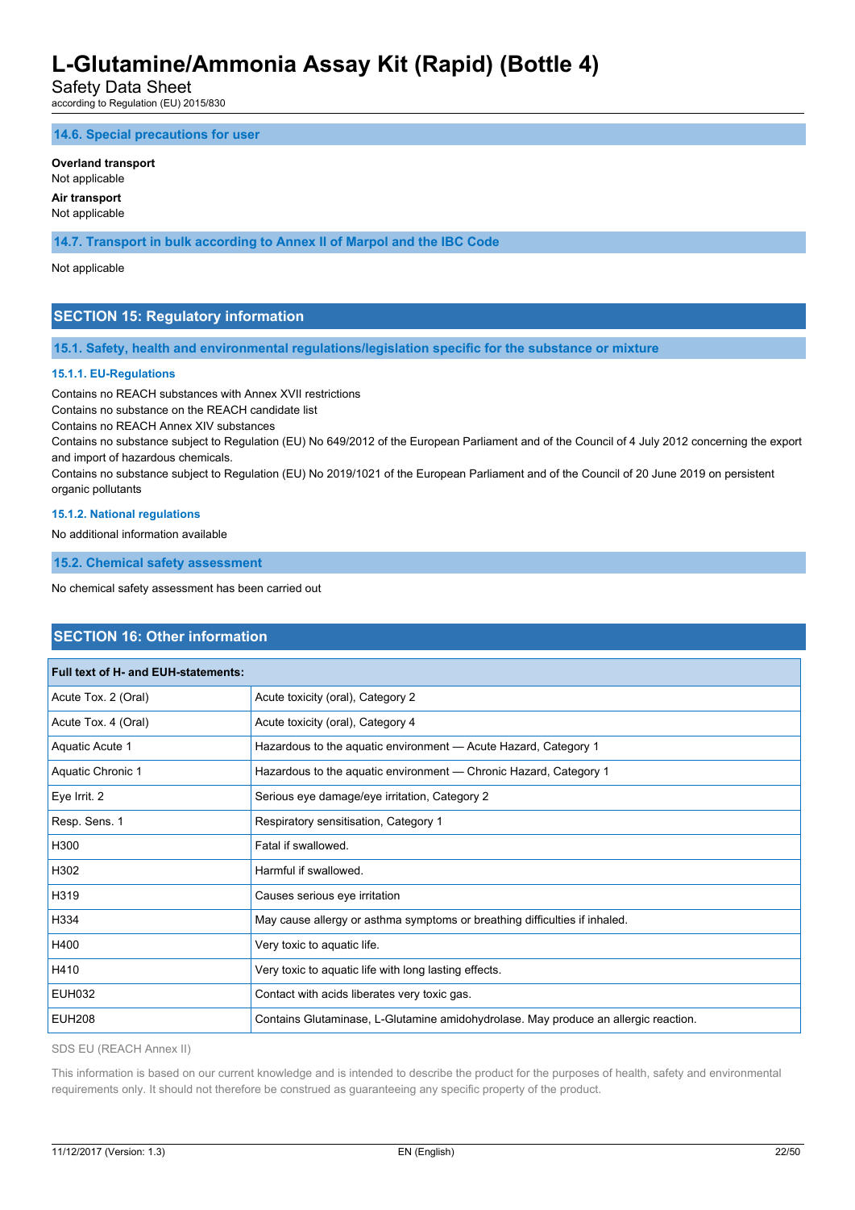### 14.6. Special precautions for user

**Overland transport**

Not applicable

**Air transport**

Not applicable

### 14.7. Transport in bulk according to Annex II of Marpol and the IBC Code

Not applicable

## SECTION 15: Regulatory information

### 15.1. Safety, health and environmental regulations/legislation specific for the substance or mixture

#### 15.1.1. EU-Regulations

Contains no REACH substances with Annex XVII restrictions

Contains no substance on the REACH candidate list

Contains no REACH Annex XIV substances

Contains no substance subject to Regulation (EU) No 649/2012 of the European Parliament and of the Council of 4 July 2012 concerning the export and import of hazardous chemicals.

Contains no substance subject to Regulation (EU) No 2019/1021 of the European Parliament and of the Council of 20 June 2019 on persistent organic pollutants

#### 15.1.2. National regulations

No additional information available

### 15.2. Chemical safety assessment

No chemical safety assessment has been carried out

## SECTION 16: Other information

| Full text of H- and EUH-statements: | |
|---|---|
| Acute Tox. 2 (Oral) | Acute toxicity (oral), Category 2 |
| Acute Tox. 4 (Oral) | Acute toxicity (oral), Category 4 |
| Aquatic Acute 1 | Hazardous to the aquatic environment — Acute Hazard, Category 1 |
| Aquatic Chronic 1 | Hazardous to the aquatic environment — Chronic Hazard, Category 1 |
| Eye Irrit. 2 | Serious eye damage/eye irritation, Category 2 |
| Resp. Sens. 1 | Respiratory sensitisation, Category 1 |
| H300 | Fatal if swallowed. |
| H302 | Harmful if swallowed. |
| H319 | Causes serious eye irritation |
| H334 | May cause allergy or asthma symptoms or breathing difficulties if inhaled. |
| H400 | Very toxic to aquatic life. |
| H410 | Very toxic to aquatic life with long lasting effects. |
| EUH032 | Contact with acids liberates very toxic gas. |
| EUH208 | Contains Glutaminase, L-Glutamine amidohydrolase. May produce an allergic reaction. |

SDS EU (REACH Annex II)

This information is based on our current knowledge and is intended to describe the product for the purposes of health, safety and environmental requirements only. It should not therefore be construed as guaranteeing any specific property of the product.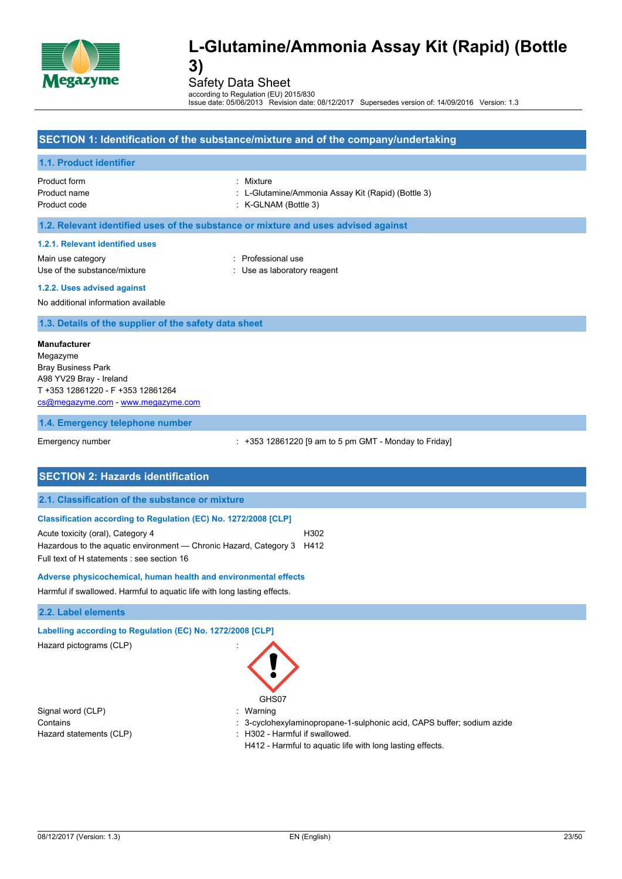# L-Glutamine/Ammonia Assay Kit (Rapid) (Bottle 3)

Safety Data Sheet

according to Regulation (EU) 2015/830

Issue date: 05/06/2013 Revision date: 08/12/2017 Supersedes version of: 14/09/2016 Version: 1.3

## SECTION 1: Identification of the substance/mixture and of the company/undertaking

### 1.1. Product identifier

| | |
|---|---|
| Product form | : Mixture |
| Product name | : L-Glutamine/Ammonia Assay Kit (Rapid) (Bottle 3) |
| Product code | : K-GLNAM (Bottle 3) |

### 1.2. Relevant identified uses of the substance or mixture and uses advised against

#### 1.2.1. Relevant identified uses

| | |
|---|---|
| Main use category | : Professional use |
| Use of the substance/mixture | : Use as laboratory reagent |

#### 1.2.2. Uses advised against

No additional information available

### 1.3. Details of the supplier of the safety data sheet

**Manufacturer**
Megazyme
Bray Business Park
A98 YV29 Bray - Ireland
T +353 12861220 - F +353 12861264
cs@megazyme.com - www.megazyme.com

### 1.4. Emergency telephone number

| | |
|---|---|
| Emergency number | : +353 12861220 [9 am to 5 pm GMT - Monday to Friday] |

## SECTION 2: Hazards identification

### 2.1. Classification of the substance or mixture

#### Classification according to Regulation (EC) No. 1272/2008 [CLP]

| | |
|---|---|
| Acute toxicity (oral), Category 4 | H302 |
| Hazardous to the aquatic environment — Chronic Hazard, Category 3 | H412 |

Full text of H statements : see section 16

#### Adverse physicochemical, human health and environmental effects

Harmful if swallowed. Harmful to aquatic life with long lasting effects.

### 2.2. Label elements

#### Labelling according to Regulation (EC) No. 1272/2008 [CLP]

Hazard pictograms (CLP) :

GHS07

| | |
|---|---|
| Signal word (CLP) | : Warning |
| Contains | : 3-cyclohexylaminopropane-1-sulphonic acid, CAPS buffer; sodium azide |
| Hazard statements (CLP) | : H302 - Harmful if swallowed.<br>H412 - Harmful to aquatic life with long lasting effects. |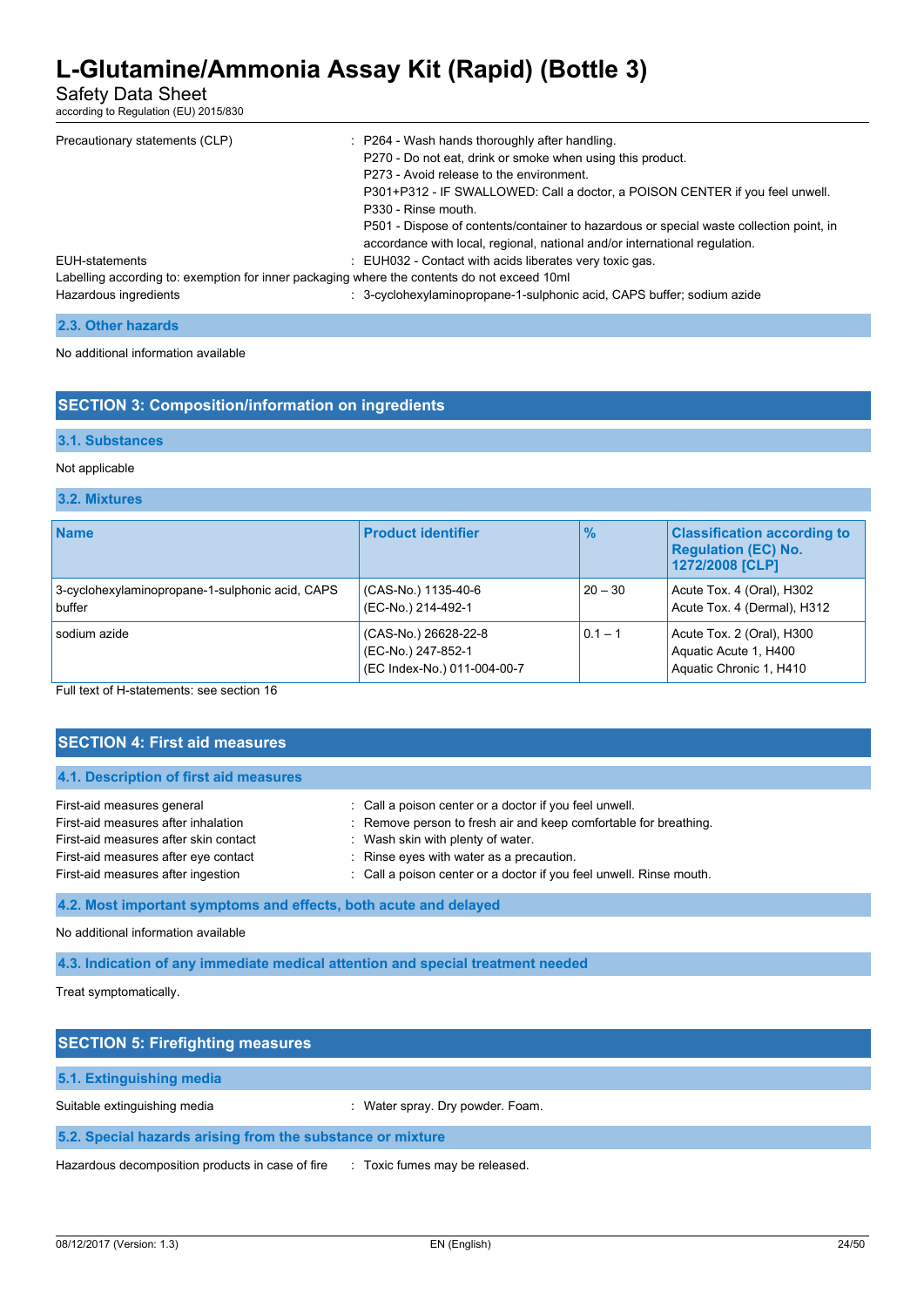| | |
|---|---|
| Precautionary statements (CLP) | : P264 - Wash hands thoroughly after handling.<br>P270 - Do not eat, drink or smoke when using this product.<br>P273 - Avoid release to the environment.<br>P301+P312 - IF SWALLOWED: Call a doctor, a POISON CENTER if you feel unwell.<br>P330 - Rinse mouth.<br>P501 - Dispose of contents/container to hazardous or special waste collection point, in accordance with local, regional, national and/or international regulation. |
| EUH-statements | : EUH032 - Contact with acids liberates very toxic gas. |

Labelling according to: exemption for inner packaging where the contents do not exceed 10ml

| | |
|---|---|
| Hazardous ingredients | : 3-cyclohexylaminopropane-1-sulphonic acid, CAPS buffer; sodium azide |

### 2.3. Other hazards

No additional information available

## SECTION 3: Composition/information on ingredients

### 3.1. Substances

Not applicable

### 3.2. Mixtures

| Name | Product identifier | % | Classification according to Regulation (EC) No. 1272/2008 [CLP] |
|---|---|---|---|
| 3-cyclohexylaminopropane-1-sulphonic acid, CAPS buffer | (CAS-No.) 1135-40-6<br>(EC-No.) 214-492-1 | 20 – 30 | Acute Tox. 4 (Oral), H302<br>Acute Tox. 4 (Dermal), H312 |
| sodium azide | (CAS-No.) 26628-22-8<br>(EC-No.) 247-852-1<br>(EC Index-No.) 011-004-00-7 | 0.1 – 1 | Acute Tox. 2 (Oral), H300<br>Aquatic Acute 1, H400<br>Aquatic Chronic 1, H410 |

Full text of H-statements: see section 16

## SECTION 4: First aid measures

### 4.1. Description of first aid measures

| | |
|---|---|
| First-aid measures general | : Call a poison center or a doctor if you feel unwell. |
| First-aid measures after inhalation | : Remove person to fresh air and keep comfortable for breathing. |
| First-aid measures after skin contact | : Wash skin with plenty of water. |
| First-aid measures after eye contact | : Rinse eyes with water as a precaution. |
| First-aid measures after ingestion | : Call a poison center or a doctor if you feel unwell. Rinse mouth. |

### 4.2. Most important symptoms and effects, both acute and delayed

No additional information available

### 4.3. Indication of any immediate medical attention and special treatment needed

Treat symptomatically.

## SECTION 5: Firefighting measures

### 5.1. Extinguishing media

| | |
|---|---|
| Suitable extinguishing media | : Water spray. Dry powder. Foam. |

### 5.2. Special hazards arising from the substance or mixture

| | |
|---|---|
| Hazardous decomposition products in case of fire | : Toxic fumes may be released. |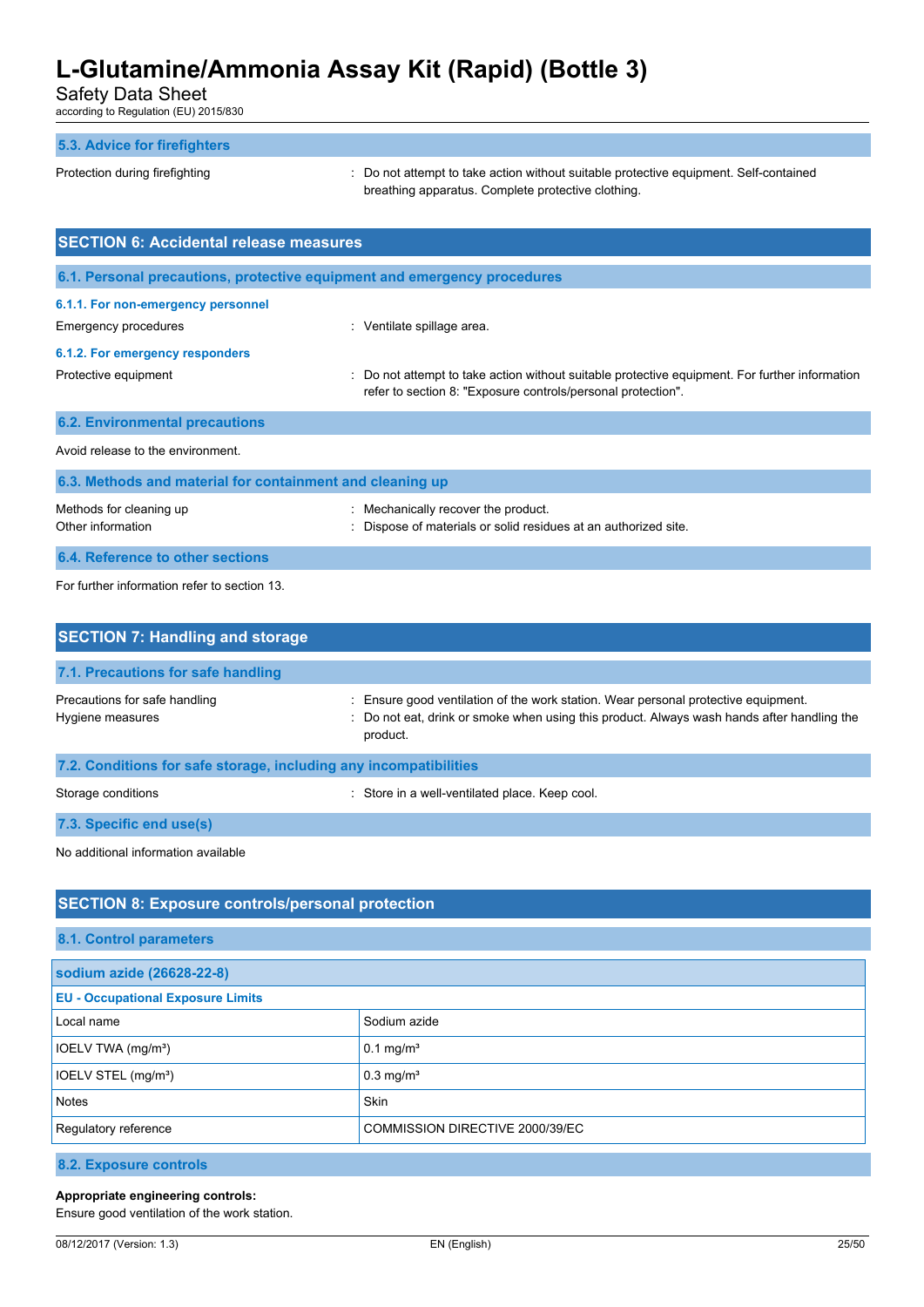### 5.3. Advice for firefighters

Protection during firefighting : Do not attempt to take action without suitable protective equipment. Self-contained breathing apparatus. Complete protective clothing.

## SECTION 6: Accidental release measures

### 6.1. Personal precautions, protective equipment and emergency procedures

#### 6.1.1. For non-emergency personnel

Emergency procedures : Ventilate spillage area.

#### 6.1.2. For emergency responders

Protective equipment : Do not attempt to take action without suitable protective equipment. For further information refer to section 8: "Exposure controls/personal protection".

### 6.2. Environmental precautions

Avoid release to the environment.

### 6.3. Methods and material for containment and cleaning up

Methods for cleaning up : Mechanically recover the product.

Other information : Dispose of materials or solid residues at an authorized site.

### 6.4. Reference to other sections

For further information refer to section 13.

## SECTION 7: Handling and storage

### 7.1. Precautions for safe handling

Precautions for safe handling : Ensure good ventilation of the work station. Wear personal protective equipment.

Hygiene measures : Do not eat, drink or smoke when using this product. Always wash hands after handling the product.

### 7.2. Conditions for safe storage, including any incompatibilities

Storage conditions : Store in a well-ventilated place. Keep cool.

### 7.3. Specific end use(s)

No additional information available

## SECTION 8: Exposure controls/personal protection

### 8.1. Control parameters

| sodium azide (26628-22-8) | |
|---|---|
| **EU - Occupational Exposure Limits** | |
| Local name | Sodium azide |
| IOELV TWA (mg/m³) | 0.1 mg/m³ |
| IOELV STEL (mg/m³) | 0.3 mg/m³ |
| Notes | Skin |
| Regulatory reference | COMMISSION DIRECTIVE 2000/39/EC |

### 8.2. Exposure controls

**Appropriate engineering controls:**

Ensure good ventilation of the work station.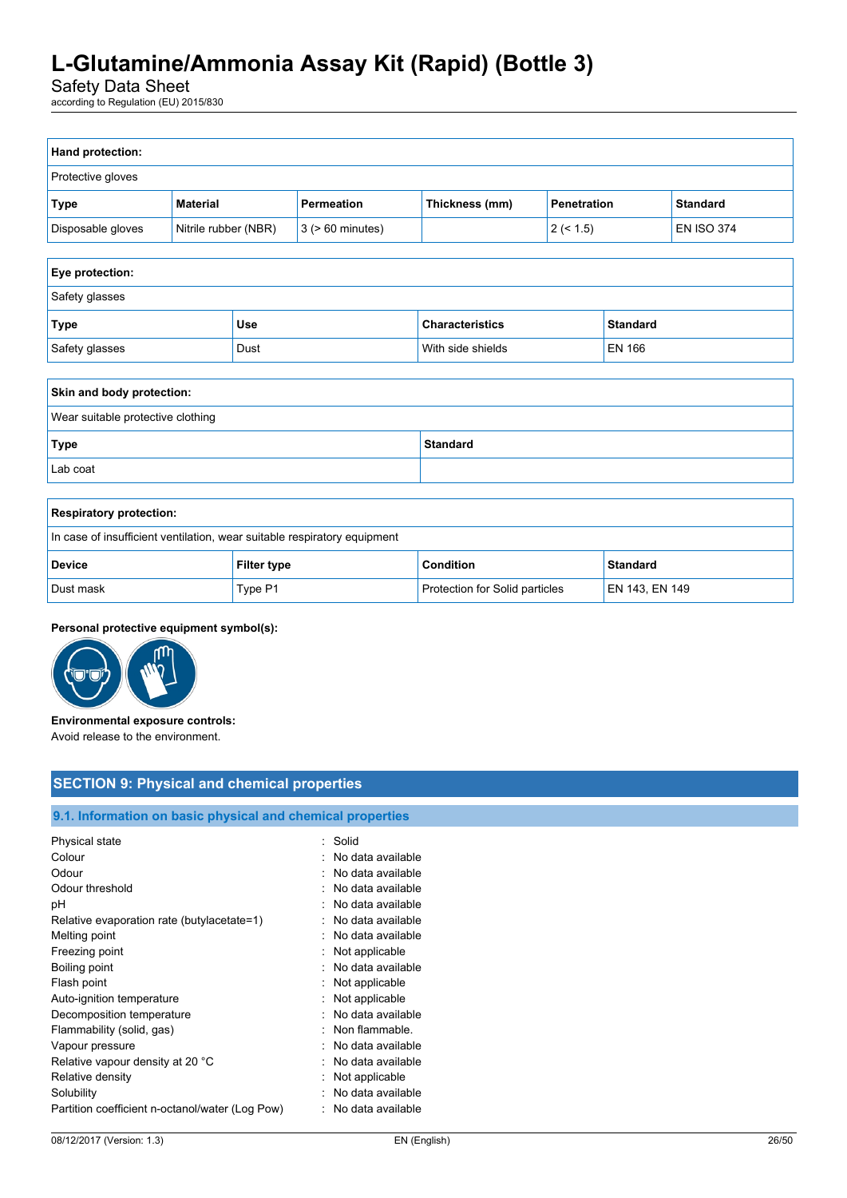| **Hand protection:** | | | | | |
|---|---|---|---|---|---|
| Protective gloves | | | | | |
| **Type** | **Material** | **Permeation** | **Thickness (mm)** | **Penetration** | **Standard** |
| Disposable gloves | Nitrile rubber (NBR) | 3 (> 60 minutes) | | 2 (< 1.5) | EN ISO 374 |

| **Eye protection:** | | | |
|---|---|---|---|
| Safety glasses | | | |
| **Type** | **Use** | **Characteristics** | **Standard** |
| Safety glasses | Dust | With side shields | EN 166 |

| **Skin and body protection:** | |
|---|---|
| Wear suitable protective clothing | |
| **Type** | **Standard** |
| Lab coat | |

| **Respiratory protection:** | | | |
|---|---|---|---|
| In case of insufficient ventilation, wear suitable respiratory equipment | | | |
| **Device** | **Filter type** | **Condition** | **Standard** |
| Dust mask | Type P1 | Protection for Solid particles | EN 143, EN 149 |

**Personal protective equipment symbol(s):**

**Environmental exposure controls:**
Avoid release to the environment.

## SECTION 9: Physical and chemical properties

### 9.1. Information on basic physical and chemical properties

| | |
|---|---|
| Physical state | : Solid |
| Colour | : No data available |
| Odour | : No data available |
| Odour threshold | : No data available |
| pH | : No data available |
| Relative evaporation rate (butylacetate=1) | : No data available |
| Melting point | : No data available |
| Freezing point | : Not applicable |
| Boiling point | : No data available |
| Flash point | : Not applicable |
| Auto-ignition temperature | : Not applicable |
| Decomposition temperature | : No data available |
| Flammability (solid, gas) | : Non flammable. |
| Vapour pressure | : No data available |
| Relative vapour density at 20 °C | : No data available |
| Relative density | : Not applicable |
| Solubility | : No data available |
| Partition coefficient n-octanol/water (Log Pow) | : No data available |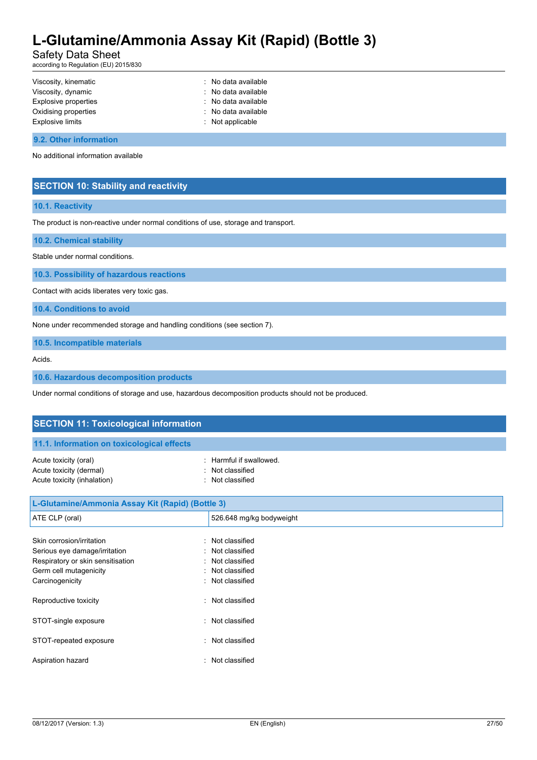Viscosity, kinematic : No data available
Viscosity, dynamic : No data available
Explosive properties : No data available
Oxidising properties : No data available
Explosive limits : Not applicable

### 9.2. Other information

No additional information available

## SECTION 10: Stability and reactivity

### 10.1. Reactivity

The product is non-reactive under normal conditions of use, storage and transport.

### 10.2. Chemical stability

Stable under normal conditions.

### 10.3. Possibility of hazardous reactions

Contact with acids liberates very toxic gas.

### 10.4. Conditions to avoid

None under recommended storage and handling conditions (see section 7).

### 10.5. Incompatible materials

Acids.

### 10.6. Hazardous decomposition products

Under normal conditions of storage and use, hazardous decomposition products should not be produced.

## SECTION 11: Toxicological information

### 11.1. Information on toxicological effects

Acute toxicity (oral) : Harmful if swallowed.
Acute toxicity (dermal) : Not classified
Acute toxicity (inhalation) : Not classified

| L-Glutamine/Ammonia Assay Kit (Rapid) (Bottle 3) | |
|---|---|
| ATE CLP (oral) | 526.648 mg/kg bodyweight |

Skin corrosion/irritation : Not classified
Serious eye damage/irritation : Not classified
Respiratory or skin sensitisation : Not classified
Germ cell mutagenicity : Not classified
Carcinogenicity : Not classified

Reproductive toxicity : Not classified

STOT-single exposure : Not classified

STOT-repeated exposure : Not classified

Aspiration hazard : Not classified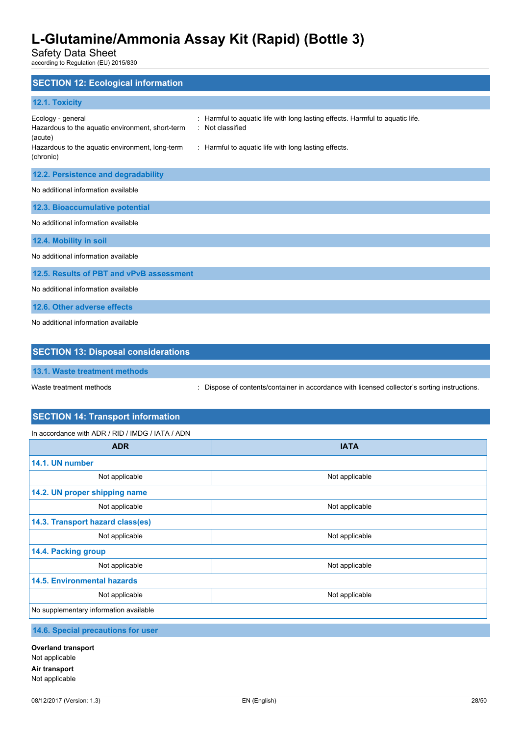## SECTION 12: Ecological information

### 12.1. Toxicity

| | |
|---|---|
| Ecology - general | : Harmful to aquatic life with long lasting effects. Harmful to aquatic life. |
| Hazardous to the aquatic environment, short-term (acute) | : Not classified |
| Hazardous to the aquatic environment, long-term (chronic) | : Harmful to aquatic life with long lasting effects. |

### 12.2. Persistence and degradability

No additional information available

### 12.3. Bioaccumulative potential

No additional information available

### 12.4. Mobility in soil

No additional information available

### 12.5. Results of PBT and vPvB assessment

No additional information available

### 12.6. Other adverse effects

No additional information available

## SECTION 13: Disposal considerations

### 13.1. Waste treatment methods

| | |
|---|---|
| Waste treatment methods | : Dispose of contents/container in accordance with licensed collector's sorting instructions. |

## SECTION 14: Transport information

In accordance with ADR / RID / IMDG / IATA / ADN

| ADR | IATA |
|---|---|
| **14.1. UN number** | |
| Not applicable | Not applicable |
| **14.2. UN proper shipping name** | |
| Not applicable | Not applicable |
| **14.3. Transport hazard class(es)** | |
| Not applicable | Not applicable |
| **14.4. Packing group** | |
| Not applicable | Not applicable |
| **14.5. Environmental hazards** | |
| Not applicable | Not applicable |
| No supplementary information available | |

### 14.6. Special precautions for user

**Overland transport**
Not applicable

**Air transport**
Not applicable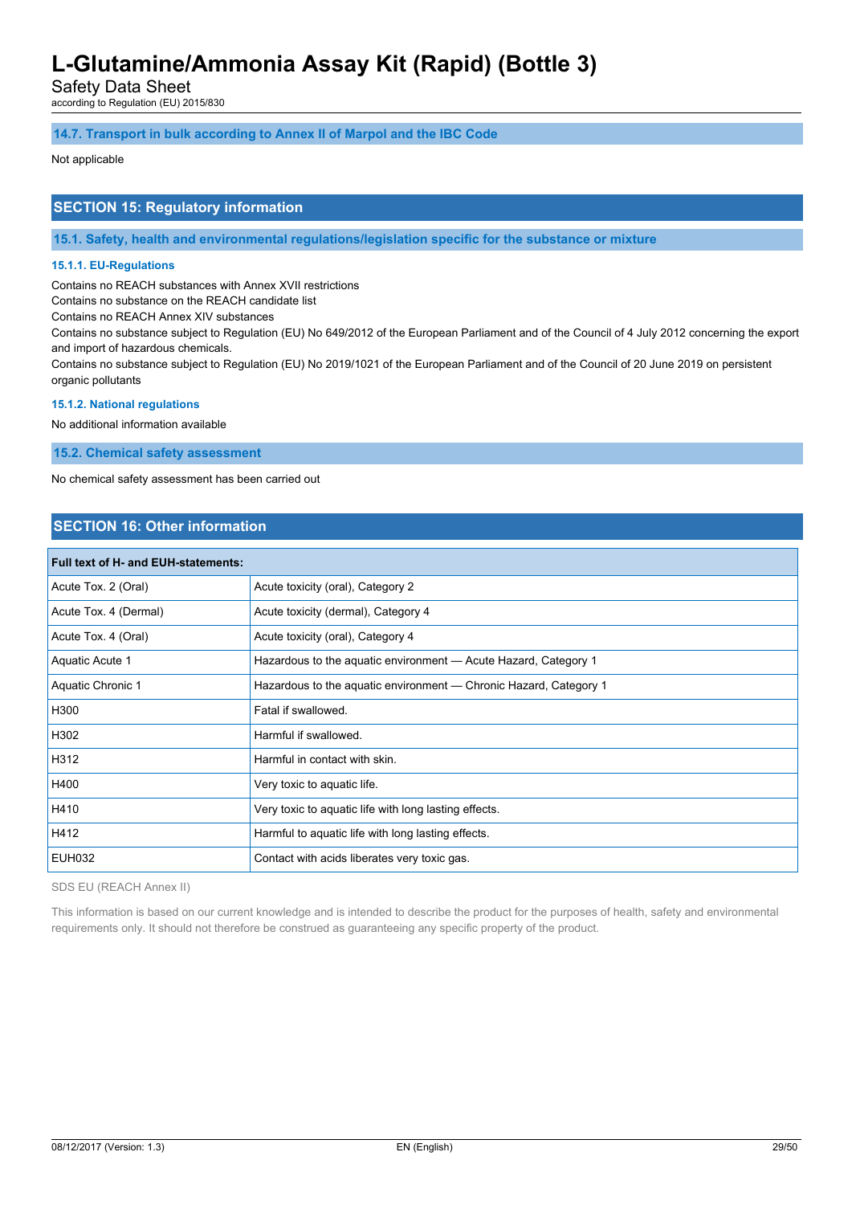### 14.7. Transport in bulk according to Annex II of Marpol and the IBC Code

Not applicable

## SECTION 15: Regulatory information

### 15.1. Safety, health and environmental regulations/legislation specific for the substance or mixture

#### 15.1.1. EU-Regulations

Contains no REACH substances with Annex XVII restrictions
Contains no substance on the REACH candidate list
Contains no REACH Annex XIV substances
Contains no substance subject to Regulation (EU) No 649/2012 of the European Parliament and of the Council of 4 July 2012 concerning the export and import of hazardous chemicals.
Contains no substance subject to Regulation (EU) No 2019/1021 of the European Parliament and of the Council of 20 June 2019 on persistent organic pollutants

#### 15.1.2. National regulations

No additional information available

### 15.2. Chemical safety assessment

No chemical safety assessment has been carried out

## SECTION 16: Other information

| Full text of H- and EUH-statements: | |
|---|---|
| Acute Tox. 2 (Oral) | Acute toxicity (oral), Category 2 |
| Acute Tox. 4 (Dermal) | Acute toxicity (dermal), Category 4 |
| Acute Tox. 4 (Oral) | Acute toxicity (oral), Category 4 |
| Aquatic Acute 1 | Hazardous to the aquatic environment — Acute Hazard, Category 1 |
| Aquatic Chronic 1 | Hazardous to the aquatic environment — Chronic Hazard, Category 1 |
| H300 | Fatal if swallowed. |
| H302 | Harmful if swallowed. |
| H312 | Harmful in contact with skin. |
| H400 | Very toxic to aquatic life. |
| H410 | Very toxic to aquatic life with long lasting effects. |
| H412 | Harmful to aquatic life with long lasting effects. |
| EUH032 | Contact with acids liberates very toxic gas. |

SDS EU (REACH Annex II)

This information is based on our current knowledge and is intended to describe the product for the purposes of health, safety and environmental requirements only. It should not therefore be construed as guaranteeing any specific property of the product.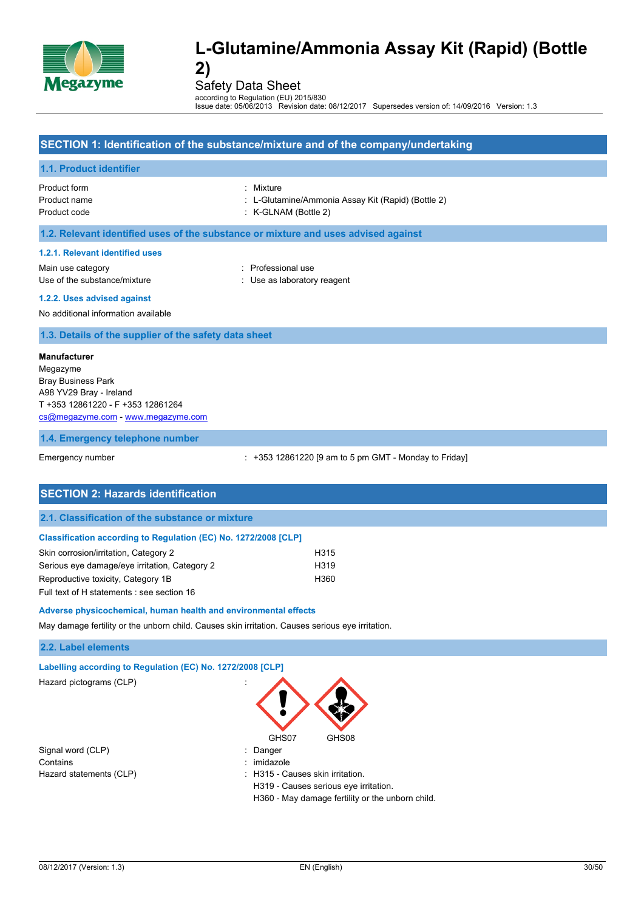# L-Glutamine/Ammonia Assay Kit (Rapid) (Bottle 2)

Safety Data Sheet

according to Regulation (EU) 2015/830

Issue date: 05/06/2013 Revision date: 08/12/2017 Supersedes version of: 14/09/2016 Version: 1.3

## SECTION 1: Identification of the substance/mixture and of the company/undertaking

### 1.1. Product identifier

| | |
|---|---|
| Product form | : Mixture |
| Product name | : L-Glutamine/Ammonia Assay Kit (Rapid) (Bottle 2) |
| Product code | : K-GLNAM (Bottle 2) |

### 1.2. Relevant identified uses of the substance or mixture and uses advised against

#### 1.2.1. Relevant identified uses

| | |
|---|---|
| Main use category | : Professional use |
| Use of the substance/mixture | : Use as laboratory reagent |

#### 1.2.2. Uses advised against

No additional information available

### 1.3. Details of the supplier of the safety data sheet

**Manufacturer**

Megazyme
Bray Business Park
A98 YV29 Bray - Ireland
T +353 12861220 - F +353 12861264
cs@megazyme.com - www.megazyme.com

### 1.4. Emergency telephone number

| | |
|---|---|
| Emergency number | : +353 12861220 [9 am to 5 pm GMT - Monday to Friday] |

## SECTION 2: Hazards identification

### 2.1. Classification of the substance or mixture

**Classification according to Regulation (EC) No. 1272/2008 [CLP]**

| | |
|---|---|
| Skin corrosion/irritation, Category 2 | H315 |
| Serious eye damage/eye irritation, Category 2 | H319 |
| Reproductive toxicity, Category 1B | H360 |

Full text of H statements : see section 16

**Adverse physicochemical, human health and environmental effects**

May damage fertility or the unborn child. Causes skin irritation. Causes serious eye irritation.

### 2.2. Label elements

**Labelling according to Regulation (EC) No. 1272/2008 [CLP]**

Hazard pictograms (CLP) :

GHS07 GHS08

| | |
|---|---|
| Signal word (CLP) | : Danger |
| Contains | : imidazole |
| Hazard statements (CLP) | : H315 - Causes skin irritation. |
| | H319 - Causes serious eye irritation. |
| | H360 - May damage fertility or the unborn child. |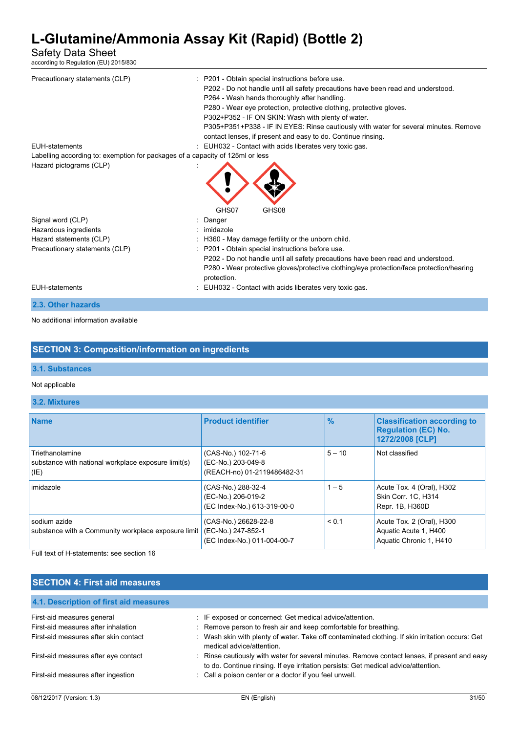| | |
|---|---|
| Precautionary statements (CLP) | : P201 - Obtain special instructions before use.<br>P202 - Do not handle until all safety precautions have been read and understood.<br>P264 - Wash hands thoroughly after handling.<br>P280 - Wear eye protection, protective clothing, protective gloves.<br>P302+P352 - IF ON SKIN: Wash with plenty of water.<br>P305+P351+P338 - IF IN EYES: Rinse cautiously with water for several minutes. Remove contact lenses, if present and easy to do. Continue rinsing. |
| EUH-statements | : EUH032 - Contact with acids liberates very toxic gas. |

Labelling according to: exemption for packages of a capacity of 125ml or less

| | |
|---|---|
| Hazard pictograms (CLP) | : GHS07 GHS08 |
| Signal word (CLP) | : Danger |
| Hazardous ingredients | : imidazole |
| Hazard statements (CLP) | : H360 - May damage fertility or the unborn child. |
| Precautionary statements (CLP) | : P201 - Obtain special instructions before use.<br>P202 - Do not handle until all safety precautions have been read and understood.<br>P280 - Wear protective gloves/protective clothing/eye protection/face protection/hearing protection. |
| EUH-statements | : EUH032 - Contact with acids liberates very toxic gas. |

### 2.3. Other hazards

No additional information available

## SECTION 3: Composition/information on ingredients

### 3.1. Substances

Not applicable

### 3.2. Mixtures

| Name | Product identifier | % | Classification according to Regulation (EC) No. 1272/2008 [CLP] |
|---|---|---|---|
| Triethanolamine<br>substance with national workplace exposure limit(s) (IE) | (CAS-No.) 102-71-6<br>(EC-No.) 203-049-8<br>(REACH-no) 01-2119486482-31 | 5 – 10 | Not classified |
| imidazole | (CAS-No.) 288-32-4<br>(EC-No.) 206-019-2<br>(EC Index-No.) 613-319-00-0 | 1 – 5 | Acute Tox. 4 (Oral), H302<br>Skin Corr. 1C, H314<br>Repr. 1B, H360D |
| sodium azide<br>substance with a Community workplace exposure limit | (CAS-No.) 26628-22-8<br>(EC-No.) 247-852-1<br>(EC Index-No.) 011-004-00-7 | < 0.1 | Acute Tox. 2 (Oral), H300<br>Aquatic Acute 1, H400<br>Aquatic Chronic 1, H410 |

Full text of H-statements: see section 16

## SECTION 4: First aid measures

### 4.1. Description of first aid measures

| | |
|---|---|
| First-aid measures general | : IF exposed or concerned: Get medical advice/attention. |
| First-aid measures after inhalation | : Remove person to fresh air and keep comfortable for breathing. |
| First-aid measures after skin contact | : Wash skin with plenty of water. Take off contaminated clothing. If skin irritation occurs: Get medical advice/attention. |
| First-aid measures after eye contact | : Rinse cautiously with water for several minutes. Remove contact lenses, if present and easy to do. Continue rinsing. If eye irritation persists: Get medical advice/attention. |
| First-aid measures after ingestion | : Call a poison center or a doctor if you feel unwell. |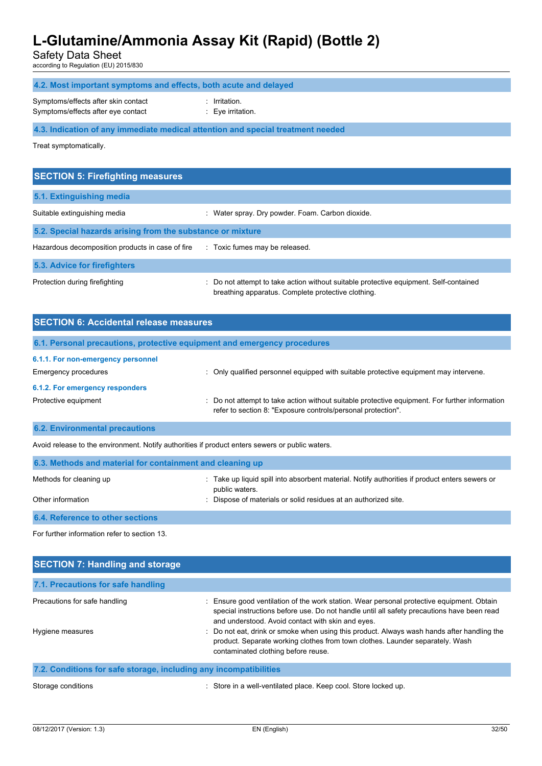#### 4.2. Most important symptoms and effects, both acute and delayed

Symptoms/effects after skin contact : Irritation.

Symptoms/effects after eye contact : Eye irritation.

#### 4.3. Indication of any immediate medical attention and special treatment needed

Treat symptomatically.

## SECTION 5: Firefighting measures

#### 5.1. Extinguishing media

Suitable extinguishing media : Water spray. Dry powder. Foam. Carbon dioxide.

#### 5.2. Special hazards arising from the substance or mixture

Hazardous decomposition products in case of fire : Toxic fumes may be released.

#### 5.3. Advice for firefighters

Protection during firefighting : Do not attempt to take action without suitable protective equipment. Self-contained breathing apparatus. Complete protective clothing.

## SECTION 6: Accidental release measures

#### 6.1. Personal precautions, protective equipment and emergency procedures

##### 6.1.1. For non-emergency personnel

Emergency procedures : Only qualified personnel equipped with suitable protective equipment may intervene.

##### 6.1.2. For emergency responders

Protective equipment : Do not attempt to take action without suitable protective equipment. For further information refer to section 8: "Exposure controls/personal protection".

#### 6.2. Environmental precautions

Avoid release to the environment. Notify authorities if product enters sewers or public waters.

#### 6.3. Methods and material for containment and cleaning up

Methods for cleaning up : Take up liquid spill into absorbent material. Notify authorities if product enters sewers or public waters.

Other information : Dispose of materials or solid residues at an authorized site.

#### 6.4. Reference to other sections

For further information refer to section 13.

## SECTION 7: Handling and storage

#### 7.1. Precautions for safe handling

Precautions for safe handling : Ensure good ventilation of the work station. Wear personal protective equipment. Obtain special instructions before use. Do not handle until all safety precautions have been read and understood. Avoid contact with skin and eyes.

Hygiene measures : Do not eat, drink or smoke when using this product. Always wash hands after handling the product. Separate working clothes from town clothes. Launder separately. Wash contaminated clothing before reuse.

#### 7.2. Conditions for safe storage, including any incompatibilities

Storage conditions : Store in a well-ventilated place. Keep cool. Store locked up.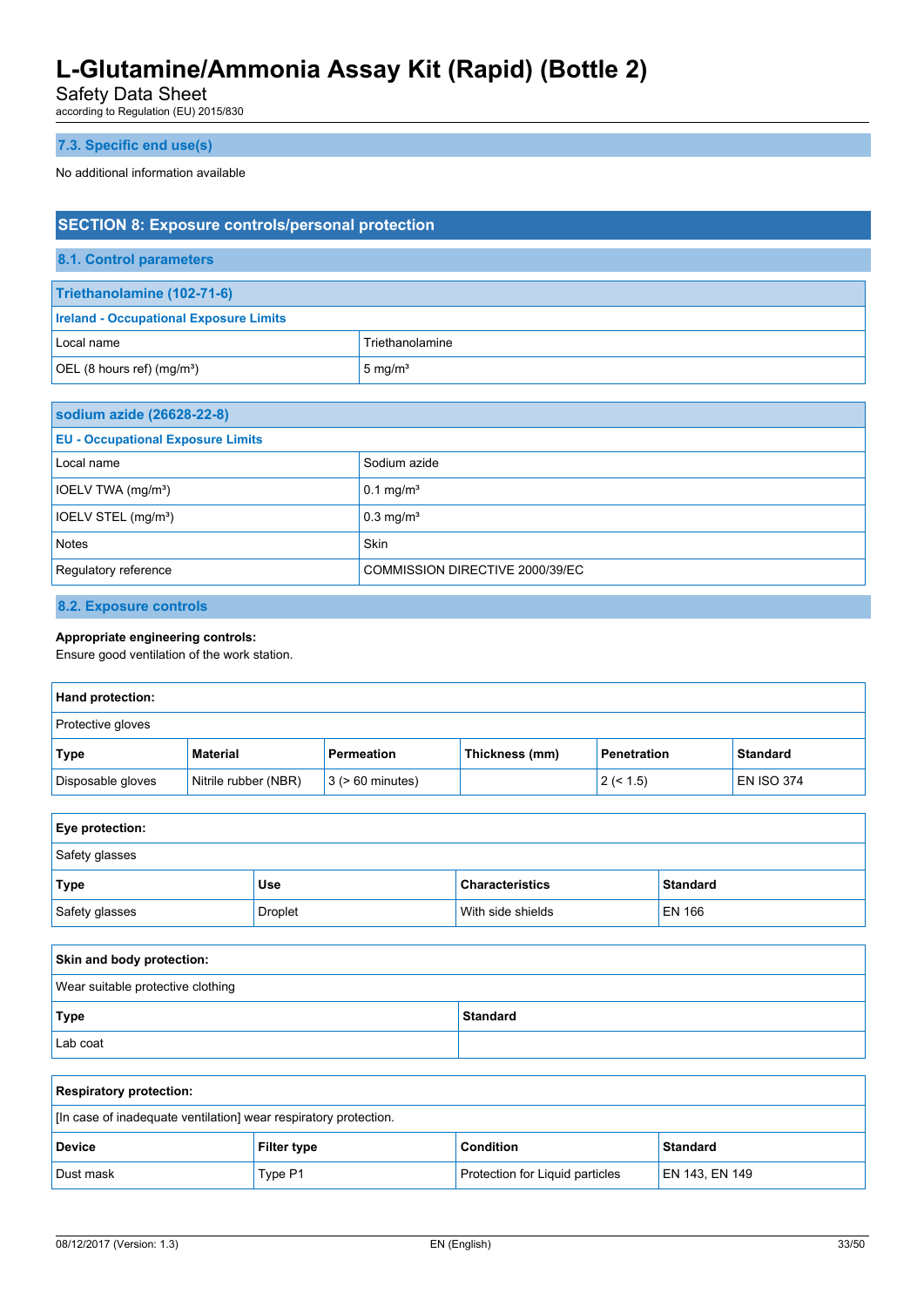### 7.3. Specific end use(s)

No additional information available

## SECTION 8: Exposure controls/personal protection

### 8.1. Control parameters

| Triethanolamine (102-71-6) | |
|---|---|
| **Ireland - Occupational Exposure Limits** | |
| Local name | Triethanolamine |
| OEL (8 hours ref) (mg/m³) | 5 mg/m³ |

| sodium azide (26628-22-8) | |
|---|---|
| **EU - Occupational Exposure Limits** | |
| Local name | Sodium azide |
| IOELV TWA (mg/m³) | 0.1 mg/m³ |
| IOELV STEL (mg/m³) | 0.3 mg/m³ |
| Notes | Skin |
| Regulatory reference | COMMISSION DIRECTIVE 2000/39/EC |

### 8.2. Exposure controls

**Appropriate engineering controls:**
Ensure good ventilation of the work station.

| Hand protection: | | | | | |
|---|---|---|---|---|---|
| Protective gloves | | | | | |
| **Type** | **Material** | **Permeation** | **Thickness (mm)** | **Penetration** | **Standard** |
| Disposable gloves | Nitrile rubber (NBR) | 3 (> 60 minutes) | | 2 (< 1.5) | EN ISO 374 |

| Eye protection: | | | |
|---|---|---|---|
| Safety glasses | | | |
| **Type** | **Use** | **Characteristics** | **Standard** |
| Safety glasses | Droplet | With side shields | EN 166 |

| Skin and body protection: | |
|---|---|
| Wear suitable protective clothing | |
| **Type** | **Standard** |
| Lab coat | |

| Respiratory protection: | | | |
|---|---|---|---|
| [In case of inadequate ventilation] wear respiratory protection. | | | |
| **Device** | **Filter type** | **Condition** | **Standard** |
| Dust mask | Type P1 | Protection for Liquid particles | EN 143, EN 149 |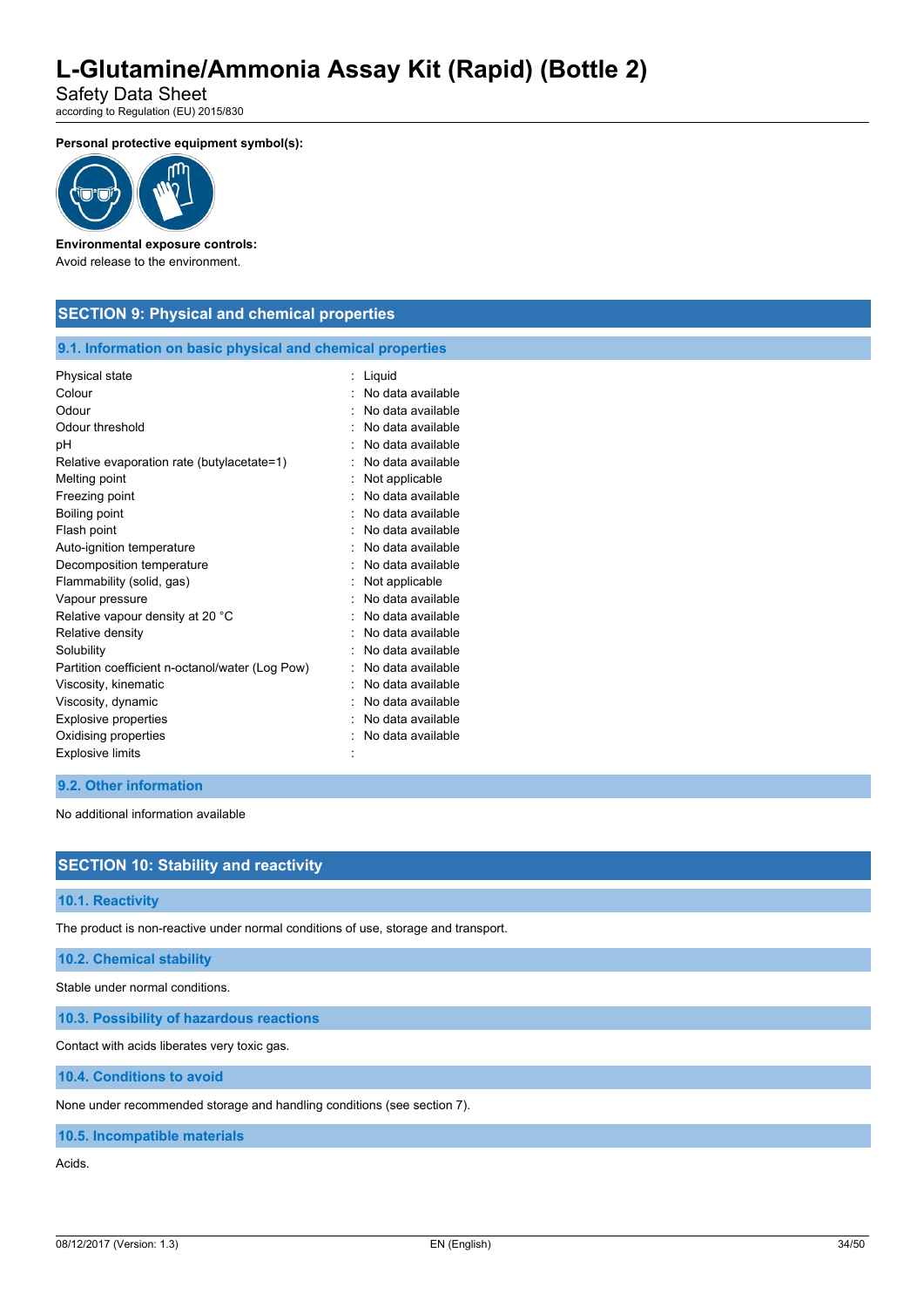**Personal protective equipment symbol(s):**

**Environmental exposure controls:**

Avoid release to the environment.

## SECTION 9: Physical and chemical properties

### 9.1. Information on basic physical and chemical properties

| | |
|---|---|
| Physical state | : Liquid |
| Colour | : No data available |
| Odour | : No data available |
| Odour threshold | : No data available |
| pH | : No data available |
| Relative evaporation rate (butylacetate=1) | : No data available |
| Melting point | : Not applicable |
| Freezing point | : No data available |
| Boiling point | : No data available |
| Flash point | : No data available |
| Auto-ignition temperature | : No data available |
| Decomposition temperature | : No data available |
| Flammability (solid, gas) | : Not applicable |
| Vapour pressure | : No data available |
| Relative vapour density at 20 °C | : No data available |
| Relative density | : No data available |
| Solubility | : No data available |
| Partition coefficient n-octanol/water (Log Pow) | : No data available |
| Viscosity, kinematic | : No data available |
| Viscosity, dynamic | : No data available |
| Explosive properties | : No data available |
| Oxidising properties | : No data available |
| Explosive limits | : |

### 9.2. Other information

No additional information available

## SECTION 10: Stability and reactivity

### 10.1. Reactivity

The product is non-reactive under normal conditions of use, storage and transport.

### 10.2. Chemical stability

Stable under normal conditions.

### 10.3. Possibility of hazardous reactions

Contact with acids liberates very toxic gas.

### 10.4. Conditions to avoid

None under recommended storage and handling conditions (see section 7).

### 10.5. Incompatible materials

Acids.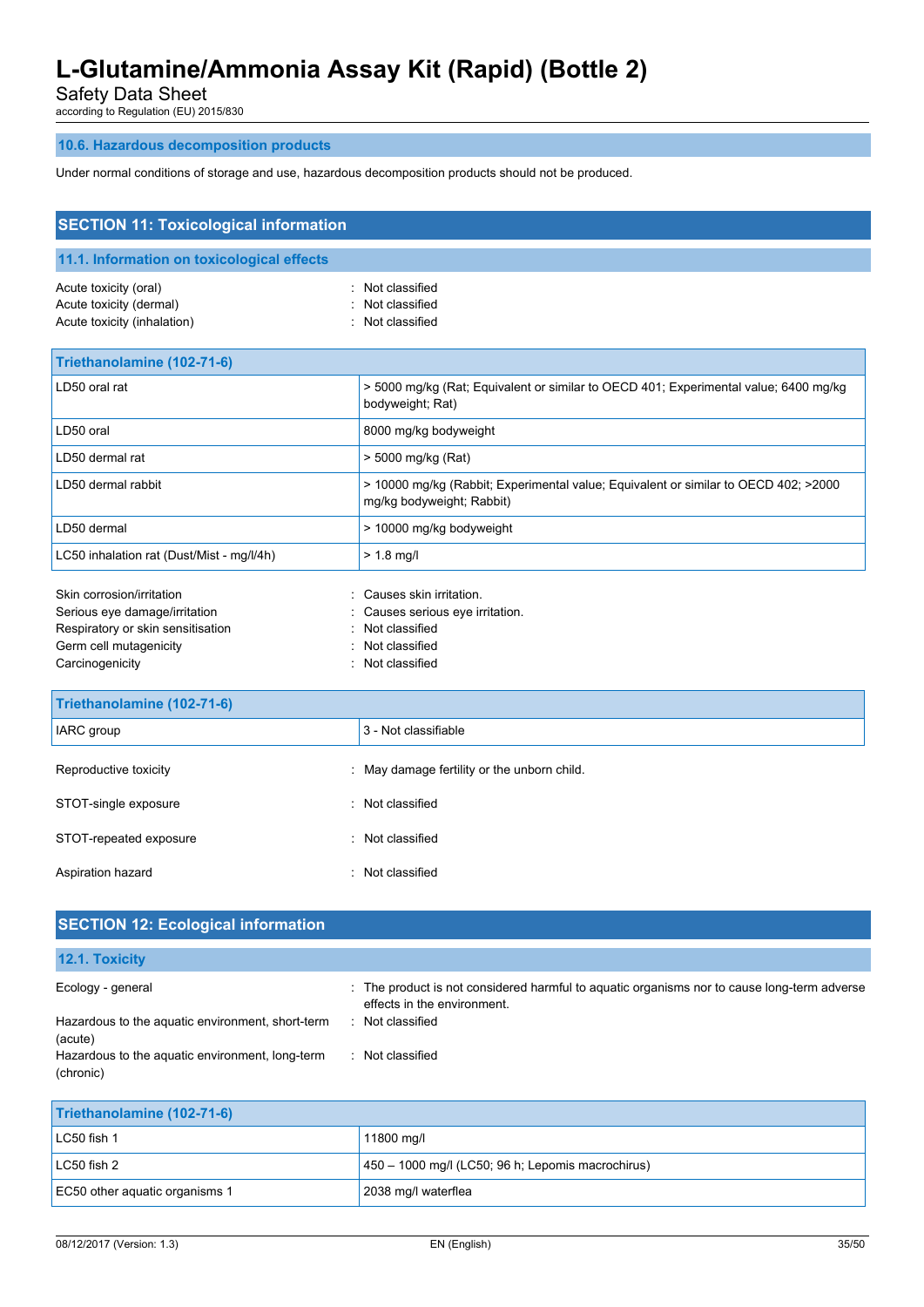### 10.6. Hazardous decomposition products

Under normal conditions of storage and use, hazardous decomposition products should not be produced.

## SECTION 11: Toxicological information

### 11.1. Information on toxicological effects

Acute toxicity (oral) : Not classified
Acute toxicity (dermal) : Not classified
Acute toxicity (inhalation) : Not classified

| Triethanolamine (102-71-6) | |
|---|---|
| LD50 oral rat | > 5000 mg/kg (Rat; Equivalent or similar to OECD 401; Experimental value; 6400 mg/kg bodyweight; Rat) |
| LD50 oral | 8000 mg/kg bodyweight |
| LD50 dermal rat | > 5000 mg/kg (Rat) |
| LD50 dermal rabbit | > 10000 mg/kg (Rabbit; Experimental value; Equivalent or similar to OECD 402; >2000 mg/kg bodyweight; Rabbit) |
| LD50 dermal | > 10000 mg/kg bodyweight |
| LC50 inhalation rat (Dust/Mist - mg/l/4h) | > 1.8 mg/l |

Skin corrosion/irritation : Causes skin irritation.
Serious eye damage/irritation : Causes serious eye irritation.
Respiratory or skin sensitisation : Not classified
Germ cell mutagenicity : Not classified
Carcinogenicity : Not classified

| Triethanolamine (102-71-6) | |
|---|---|
| IARC group | 3 - Not classifiable |

Reproductive toxicity : May damage fertility or the unborn child.

STOT-single exposure : Not classified

STOT-repeated exposure : Not classified

Aspiration hazard : Not classified

## SECTION 12: Ecological information

### 12.1. Toxicity

Ecology - general : The product is not considered harmful to aquatic organisms nor to cause long-term adverse effects in the environment.
Hazardous to the aquatic environment, short-term (acute) : Not classified
Hazardous to the aquatic environment, long-term (chronic) : Not classified

| Triethanolamine (102-71-6) | |
|---|---|
| LC50 fish 1 | 11800 mg/l |
| LC50 fish 2 | 450 – 1000 mg/l (LC50; 96 h; Lepomis macrochirus) |
| EC50 other aquatic organisms 1 | 2038 mg/l waterflea |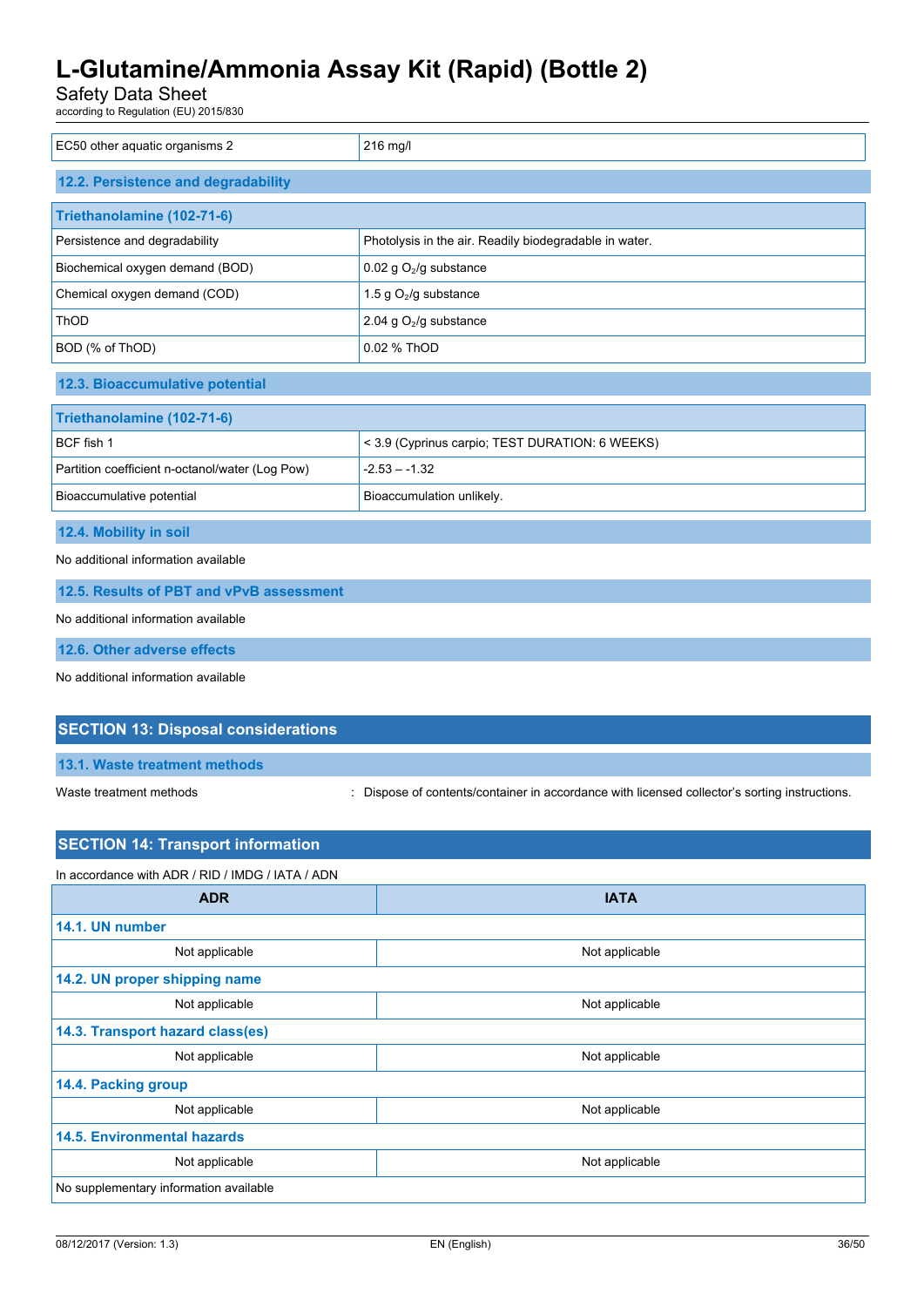| EC50 other aquatic organisms 2 | 216 mg/l |
|---|---|

### 12.2. Persistence and degradability

| Triethanolamine (102-71-6) | |
|---|---|
| Persistence and degradability | Photolysis in the air. Readily biodegradable in water. |
| Biochemical oxygen demand (BOD) | 0.02 g $O_2$/g substance |
| Chemical oxygen demand (COD) | 1.5 g $O_2$/g substance |
| ThOD | 2.04 g $O_2$/g substance |
| BOD (% of ThOD) | 0.02 % ThOD |

### 12.3. Bioaccumulative potential

| Triethanolamine (102-71-6) | |
|---|---|
| BCF fish 1 | < 3.9 (Cyprinus carpio; TEST DURATION: 6 WEEKS) |
| Partition coefficient n-octanol/water (Log Pow) | -2.53 – -1.32 |
| Bioaccumulative potential | Bioaccumulation unlikely. |

### 12.4. Mobility in soil

No additional information available

### 12.5. Results of PBT and vPvB assessment

No additional information available

### 12.6. Other adverse effects

No additional information available

## SECTION 13: Disposal considerations

### 13.1. Waste treatment methods

Waste treatment methods : Dispose of contents/container in accordance with licensed collector's sorting instructions.

## SECTION 14: Transport information

In accordance with ADR / RID / IMDG / IATA / ADN

| ADR | IATA |
|---|---|
| **14.1. UN number** | |
| Not applicable | Not applicable |
| **14.2. UN proper shipping name** | |
| Not applicable | Not applicable |
| **14.3. Transport hazard class(es)** | |
| Not applicable | Not applicable |
| **14.4. Packing group** | |
| Not applicable | Not applicable |
| **14.5. Environmental hazards** | |
| Not applicable | Not applicable |
| No supplementary information available | |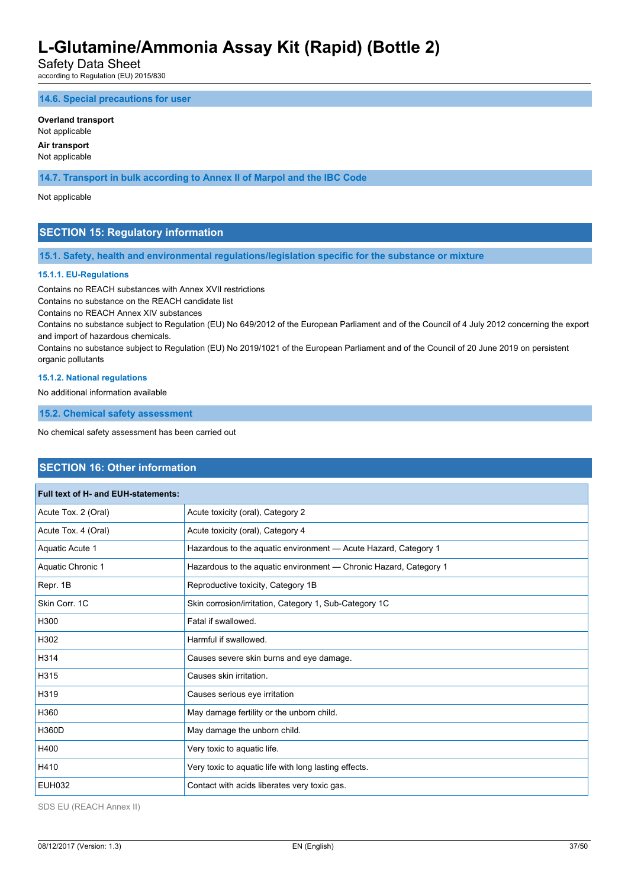### 14.6. Special precautions for user

**Overland transport**
Not applicable

**Air transport**
Not applicable

### 14.7. Transport in bulk according to Annex II of Marpol and the IBC Code

Not applicable

## SECTION 15: Regulatory information

### 15.1. Safety, health and environmental regulations/legislation specific for the substance or mixture

#### 15.1.1. EU-Regulations

Contains no REACH substances with Annex XVII restrictions
Contains no substance on the REACH candidate list
Contains no REACH Annex XIV substances
Contains no substance subject to Regulation (EU) No 649/2012 of the European Parliament and of the Council of 4 July 2012 concerning the export and import of hazardous chemicals.
Contains no substance subject to Regulation (EU) No 2019/1021 of the European Parliament and of the Council of 20 June 2019 on persistent organic pollutants

#### 15.1.2. National regulations

No additional information available

### 15.2. Chemical safety assessment

No chemical safety assessment has been carried out

## SECTION 16: Other information

| Full text of H- and EUH-statements: | |
|---|---|
| Acute Tox. 2 (Oral) | Acute toxicity (oral), Category 2 |
| Acute Tox. 4 (Oral) | Acute toxicity (oral), Category 4 |
| Aquatic Acute 1 | Hazardous to the aquatic environment — Acute Hazard, Category 1 |
| Aquatic Chronic 1 | Hazardous to the aquatic environment — Chronic Hazard, Category 1 |
| Repr. 1B | Reproductive toxicity, Category 1B |
| Skin Corr. 1C | Skin corrosion/irritation, Category 1, Sub-Category 1C |
| H300 | Fatal if swallowed. |
| H302 | Harmful if swallowed. |
| H314 | Causes severe skin burns and eye damage. |
| H315 | Causes skin irritation. |
| H319 | Causes serious eye irritation |
| H360 | May damage fertility or the unborn child. |
| H360D | May damage the unborn child. |
| H400 | Very toxic to aquatic life. |
| H410 | Very toxic to aquatic life with long lasting effects. |
| EUH032 | Contact with acids liberates very toxic gas. |

SDS EU (REACH Annex II)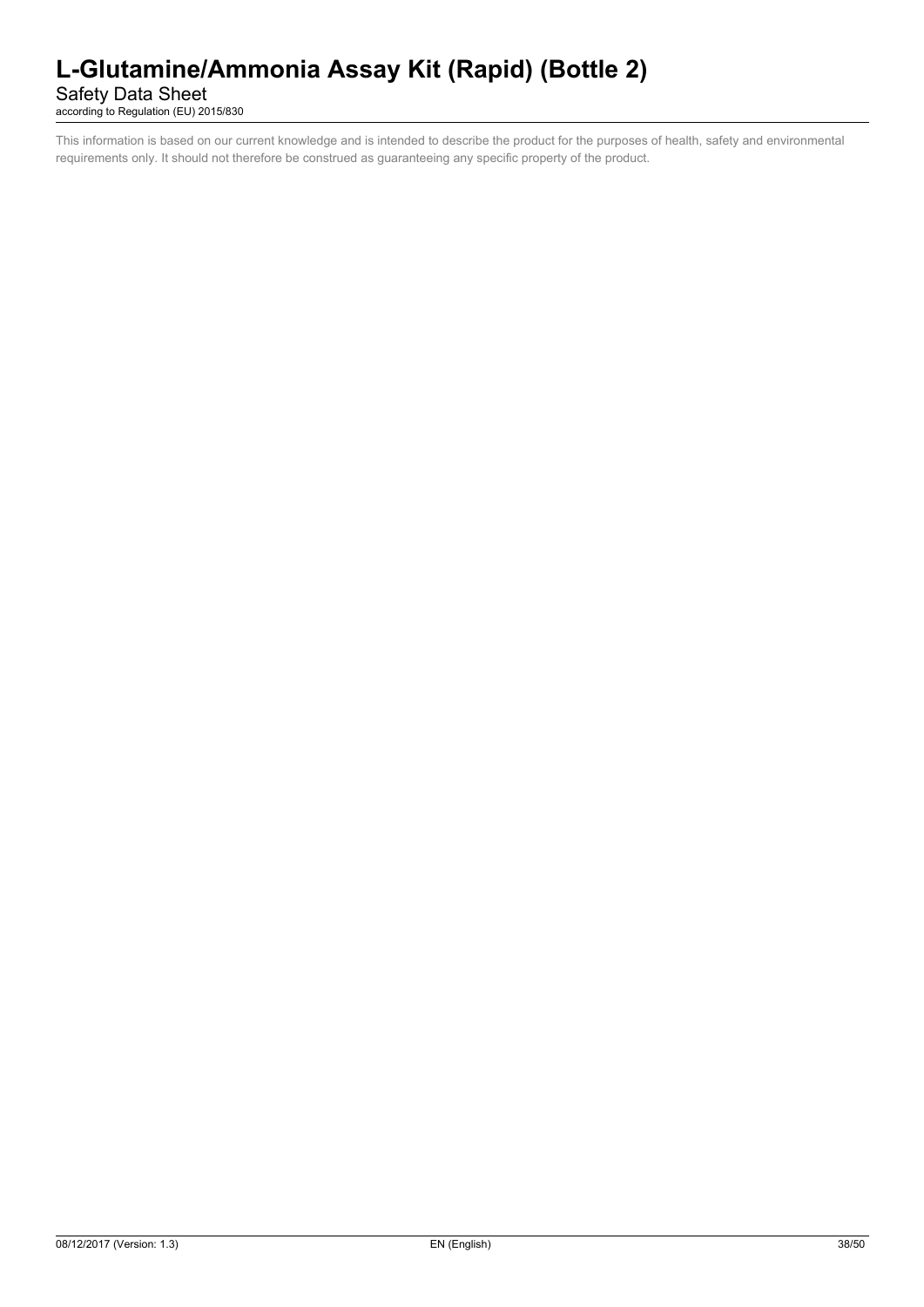This information is based on our current knowledge and is intended to describe the product for the purposes of health, safety and environmental requirements only. It should not therefore be construed as guaranteeing any specific property of the product.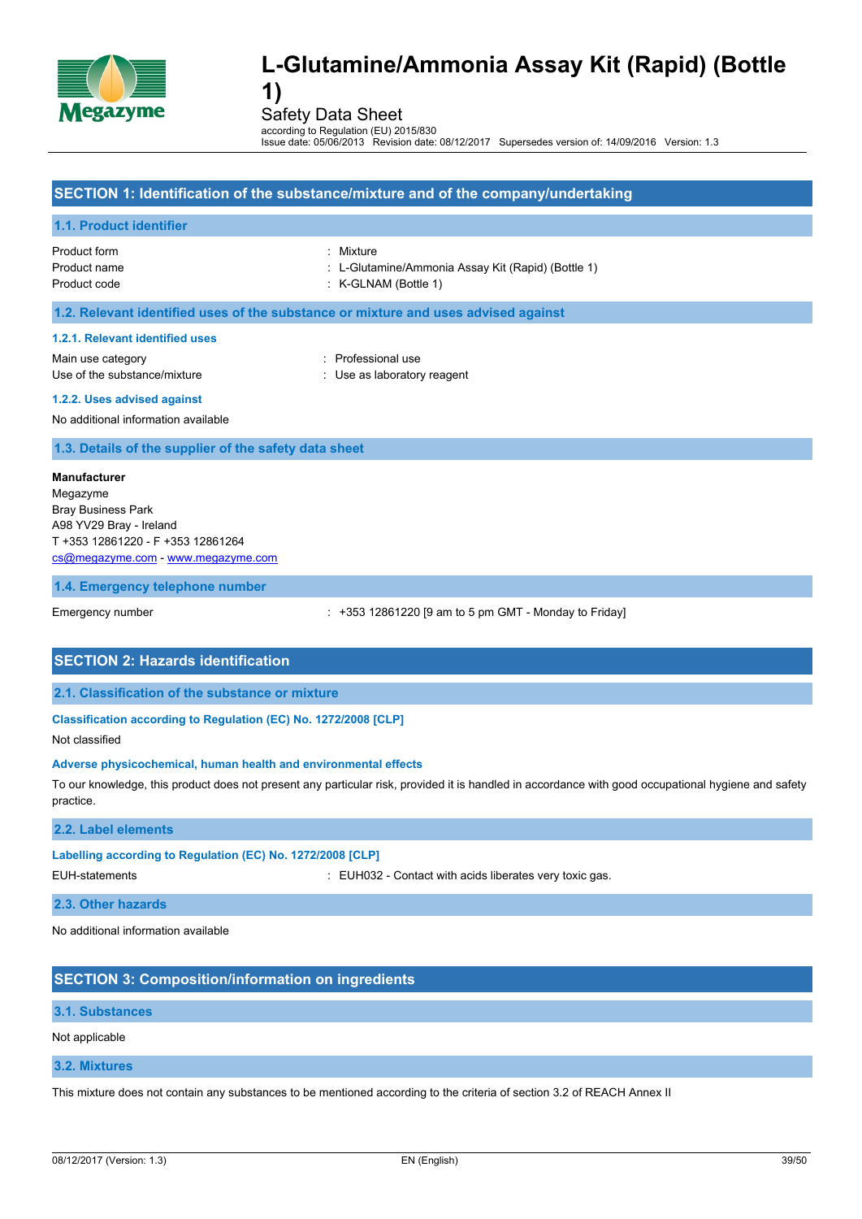# L-Glutamine/Ammonia Assay Kit (Rapid) (Bottle 1)

Safety Data Sheet

according to Regulation (EU) 2015/830

Issue date: 05/06/2013 Revision date: 08/12/2017 Supersedes version of: 14/09/2016 Version: 1.3

## SECTION 1: Identification of the substance/mixture and of the company/undertaking

### 1.1. Product identifier

| | |
|---|---|
| Product form | : Mixture |
| Product name | : L-Glutamine/Ammonia Assay Kit (Rapid) (Bottle 1) |
| Product code | : K-GLNAM (Bottle 1) |

### 1.2. Relevant identified uses of the substance or mixture and uses advised against

#### 1.2.1. Relevant identified uses

| | |
|---|---|
| Main use category | : Professional use |
| Use of the substance/mixture | : Use as laboratory reagent |

#### 1.2.2. Uses advised against

No additional information available

### 1.3. Details of the supplier of the safety data sheet

**Manufacturer**
Megazyme
Bray Business Park
A98 YV29 Bray - Ireland
T +353 12861220 - F +353 12861264
cs@megazyme.com - www.megazyme.com

### 1.4. Emergency telephone number

| | |
|---|---|
| Emergency number | : +353 12861220 [9 am to 5 pm GMT - Monday to Friday] |

## SECTION 2: Hazards identification

### 2.1. Classification of the substance or mixture

#### Classification according to Regulation (EC) No. 1272/2008 [CLP]

Not classified

#### Adverse physicochemical, human health and environmental effects

To our knowledge, this product does not present any particular risk, provided it is handled in accordance with good occupational hygiene and safety practice.

### 2.2. Label elements

#### Labelling according to Regulation (EC) No. 1272/2008 [CLP]

| | |
|---|---|
| EUH-statements | : EUH032 - Contact with acids liberates very toxic gas. |

### 2.3. Other hazards

No additional information available

## SECTION 3: Composition/information on ingredients

### 3.1. Substances

Not applicable

### 3.2. Mixtures

This mixture does not contain any substances to be mentioned according to the criteria of section 3.2 of REACH Annex II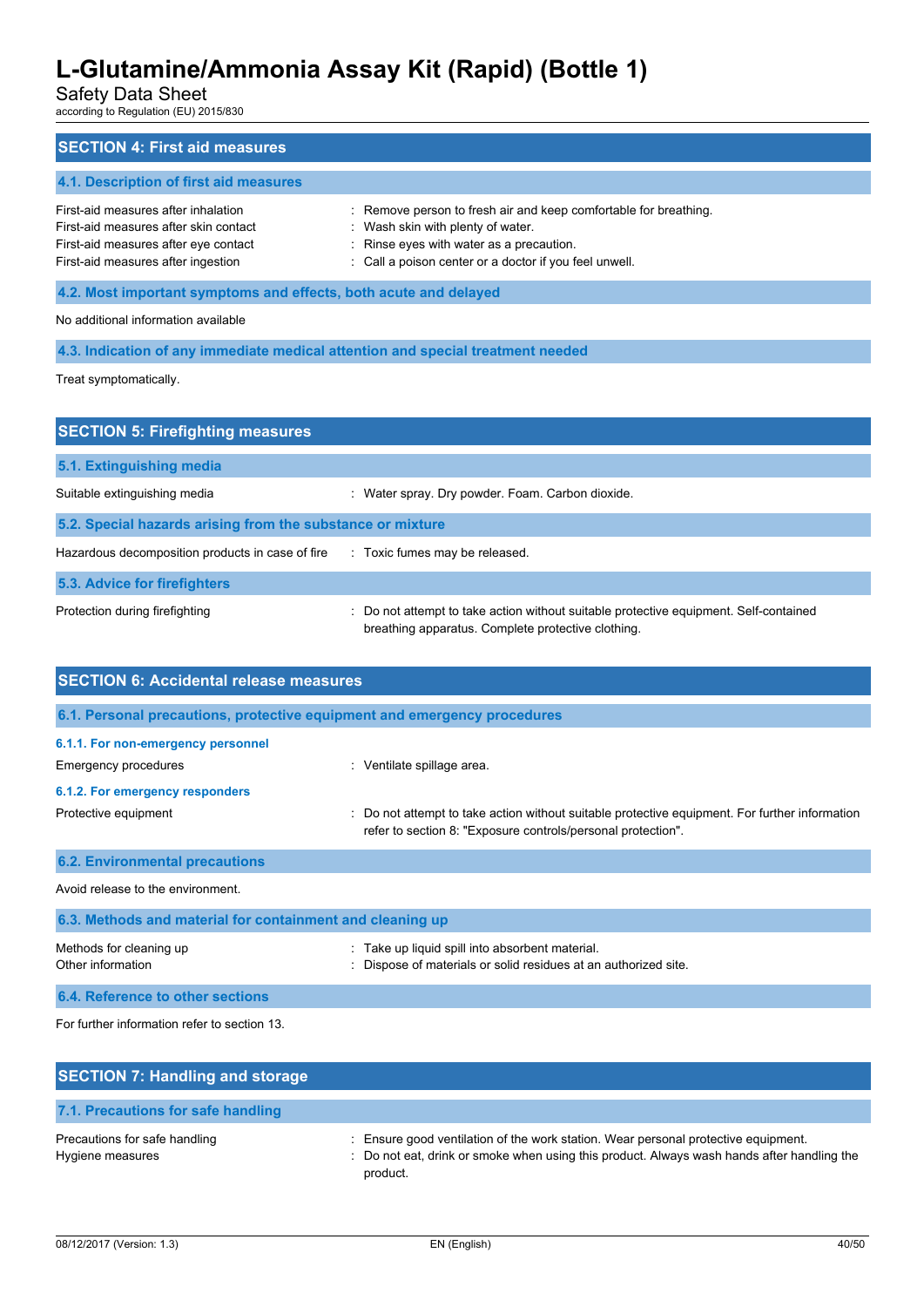## SECTION 4: First aid measures

### 4.1. Description of first aid measures

| | |
|---|---|
| First-aid measures after inhalation | : Remove person to fresh air and keep comfortable for breathing. |
| First-aid measures after skin contact | : Wash skin with plenty of water. |
| First-aid measures after eye contact | : Rinse eyes with water as a precaution. |
| First-aid measures after ingestion | : Call a poison center or a doctor if you feel unwell. |

### 4.2. Most important symptoms and effects, both acute and delayed

No additional information available

### 4.3. Indication of any immediate medical attention and special treatment needed

Treat symptomatically.

## SECTION 5: Firefighting measures

### 5.1. Extinguishing media

| | |
|---|---|
| Suitable extinguishing media | : Water spray. Dry powder. Foam. Carbon dioxide. |

### 5.2. Special hazards arising from the substance or mixture

| | |
|---|---|
| Hazardous decomposition products in case of fire | : Toxic fumes may be released. |

### 5.3. Advice for firefighters

| | |
|---|---|
| Protection during firefighting | : Do not attempt to take action without suitable protective equipment. Self-contained breathing apparatus. Complete protective clothing. |

## SECTION 6: Accidental release measures

### 6.1. Personal precautions, protective equipment and emergency procedures

#### 6.1.1. For non-emergency personnel

| | |
|---|---|
| Emergency procedures | : Ventilate spillage area. |

#### 6.1.2. For emergency responders

| | |
|---|---|
| Protective equipment | : Do not attempt to take action without suitable protective equipment. For further information refer to section 8: "Exposure controls/personal protection". |

### 6.2. Environmental precautions

Avoid release to the environment.

### 6.3. Methods and material for containment and cleaning up

| | |
|---|---|
| Methods for cleaning up | : Take up liquid spill into absorbent material. |
| Other information | : Dispose of materials or solid residues at an authorized site. |

### 6.4. Reference to other sections

For further information refer to section 13.

## SECTION 7: Handling and storage

### 7.1. Precautions for safe handling

| | |
|---|---|
| Precautions for safe handling | : Ensure good ventilation of the work station. Wear personal protective equipment. |
| Hygiene measures | : Do not eat, drink or smoke when using this product. Always wash hands after handling the product. |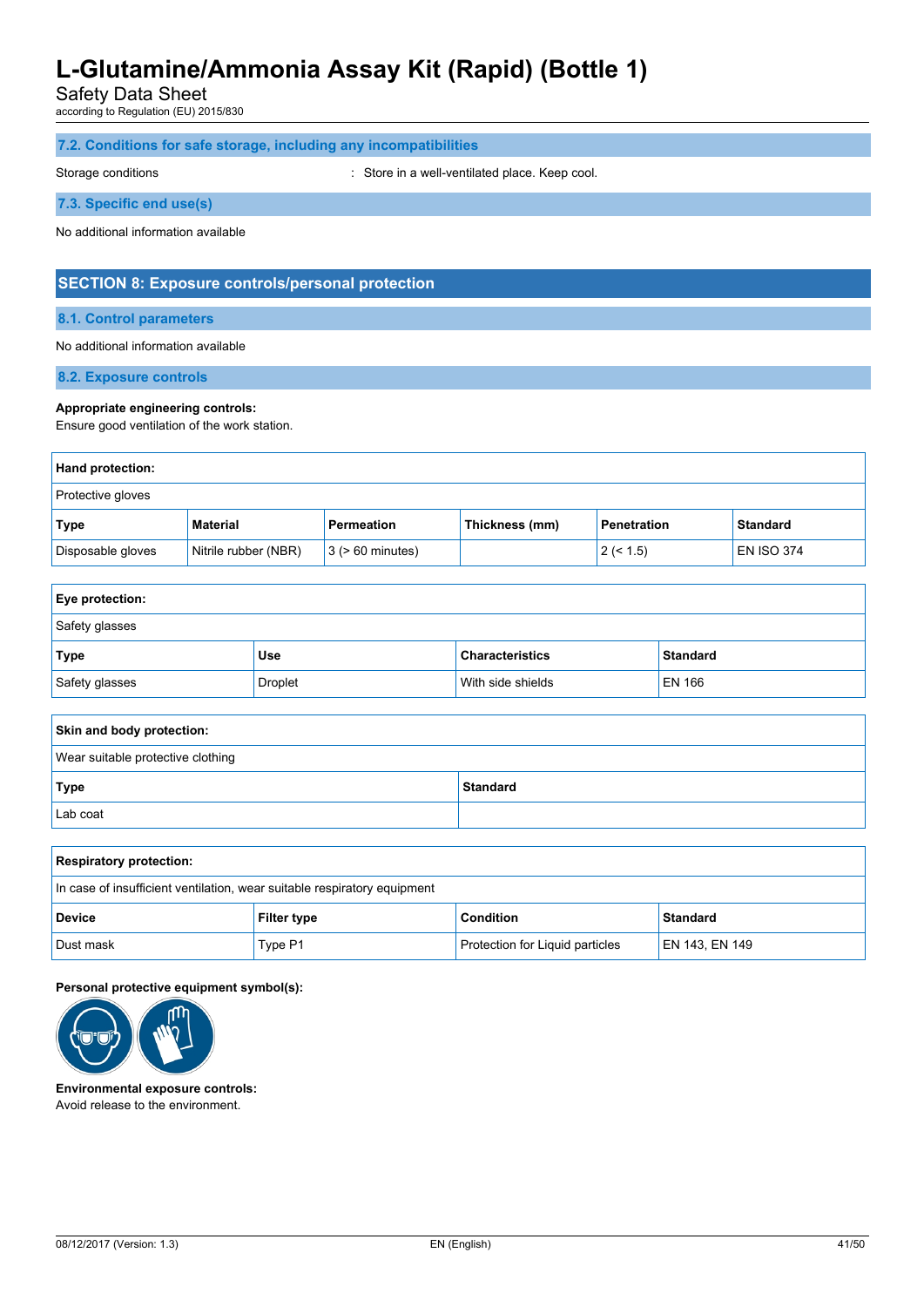### 7.2. Conditions for safe storage, including any incompatibilities

Storage conditions : Store in a well-ventilated place. Keep cool.

### 7.3. Specific end use(s)

No additional information available

## SECTION 8: Exposure controls/personal protection

### 8.1. Control parameters

No additional information available

### 8.2. Exposure controls

**Appropriate engineering controls:**
Ensure good ventilation of the work station.

| Hand protection: | | | | | |
|---|---|---|---|---|---|
| Protective gloves | | | | | |
| **Type** | **Material** | **Permeation** | **Thickness (mm)** | **Penetration** | **Standard** |
| Disposable gloves | Nitrile rubber (NBR) | 3 (> 60 minutes) | | 2 (< 1.5) | EN ISO 374 |

| Eye protection: | | | |
|---|---|---|---|
| Safety glasses | | | |
| **Type** | **Use** | **Characteristics** | **Standard** |
| Safety glasses | Droplet | With side shields | EN 166 |

| Skin and body protection: | |
|---|---|
| Wear suitable protective clothing | |
| **Type** | **Standard** |
| Lab coat | |

| Respiratory protection: | | | |
|---|---|---|---|
| In case of insufficient ventilation, wear suitable respiratory equipment | | | |
| **Device** | **Filter type** | **Condition** | **Standard** |
| Dust mask | Type P1 | Protection for Liquid particles | EN 143, EN 149 |

**Personal protective equipment symbol(s):**

**Environmental exposure controls:**
Avoid release to the environment.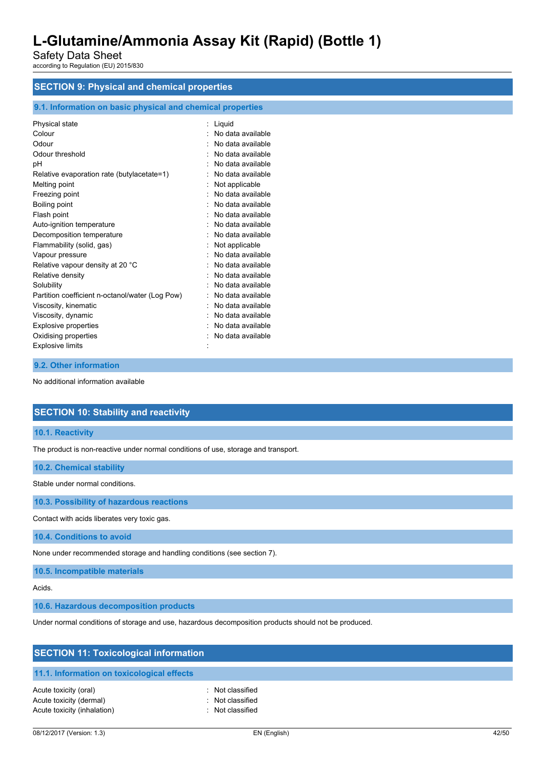## SECTION 9: Physical and chemical properties

### 9.1. Information on basic physical and chemical properties

| | |
|---|---|
| Physical state | : Liquid |
| Colour | : No data available |
| Odour | : No data available |
| Odour threshold | : No data available |
| pH | : No data available |
| Relative evaporation rate (butylacetate=1) | : No data available |
| Melting point | : Not applicable |
| Freezing point | : No data available |
| Boiling point | : No data available |
| Flash point | : No data available |
| Auto-ignition temperature | : No data available |
| Decomposition temperature | : No data available |
| Flammability (solid, gas) | : Not applicable |
| Vapour pressure | : No data available |
| Relative vapour density at 20 °C | : No data available |
| Relative density | : No data available |
| Solubility | : No data available |
| Partition coefficient n-octanol/water (Log Pow) | : No data available |
| Viscosity, kinematic | : No data available |
| Viscosity, dynamic | : No data available |
| Explosive properties | : No data available |
| Oxidising properties | : No data available |
| Explosive limits | : |

### 9.2. Other information

No additional information available

## SECTION 10: Stability and reactivity

### 10.1. Reactivity

The product is non-reactive under normal conditions of use, storage and transport.

### 10.2. Chemical stability

Stable under normal conditions.

### 10.3. Possibility of hazardous reactions

Contact with acids liberates very toxic gas.

### 10.4. Conditions to avoid

None under recommended storage and handling conditions (see section 7).

### 10.5. Incompatible materials

Acids.

### 10.6. Hazardous decomposition products

Under normal conditions of storage and use, hazardous decomposition products should not be produced.

## SECTION 11: Toxicological information

### 11.1. Information on toxicological effects

| | |
|---|---|
| Acute toxicity (oral) | : Not classified |
| Acute toxicity (dermal) | : Not classified |
| Acute toxicity (inhalation) | : Not classified |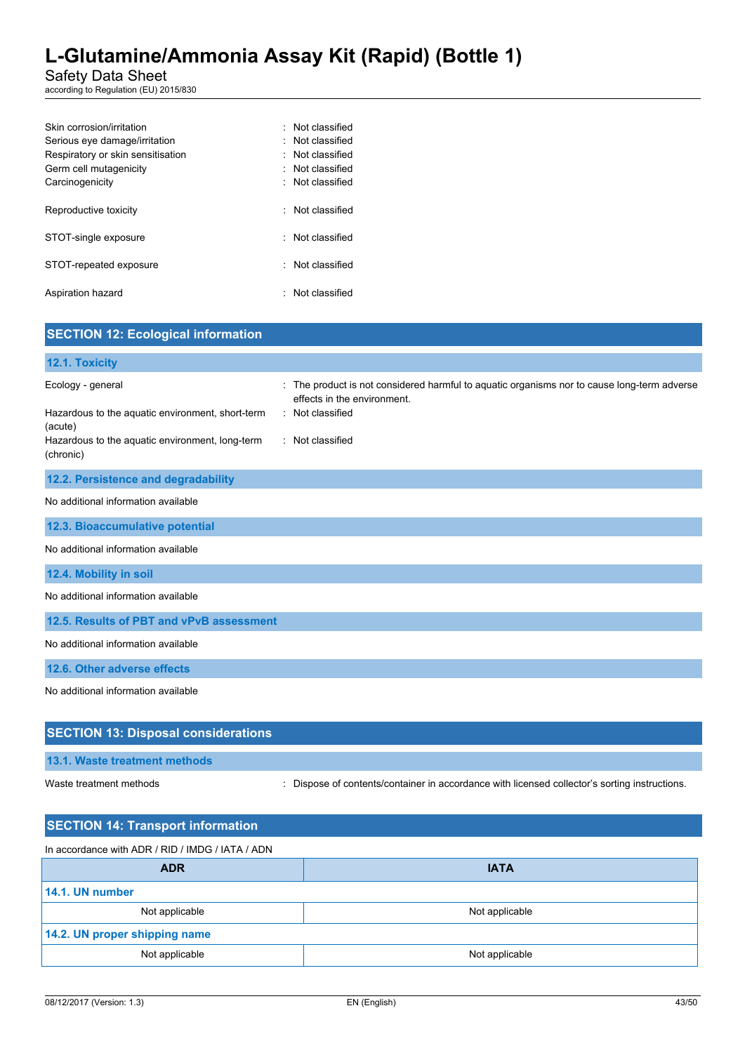| | | |
|---|---|---|
| Skin corrosion/irritation | : | Not classified |
| Serious eye damage/irritation | : | Not classified |
| Respiratory or skin sensitisation | : | Not classified |
| Germ cell mutagenicity | : | Not classified |
| Carcinogenicity | : | Not classified |
| Reproductive toxicity | : | Not classified |
| STOT-single exposure | : | Not classified |
| STOT-repeated exposure | : | Not classified |
| Aspiration hazard | : | Not classified |

## SECTION 12: Ecological information

### 12.1. Toxicity

| | | |
|---|---|---|
| Ecology - general | : | The product is not considered harmful to aquatic organisms nor to cause long-term adverse effects in the environment. |
| Hazardous to the aquatic environment, short-term (acute) | : | Not classified |
| Hazardous to the aquatic environment, long-term (chronic) | : | Not classified |

### 12.2. Persistence and degradability

No additional information available

### 12.3. Bioaccumulative potential

No additional information available

### 12.4. Mobility in soil

No additional information available

### 12.5. Results of PBT and vPvB assessment

No additional information available

### 12.6. Other adverse effects

No additional information available

## SECTION 13: Disposal considerations

### 13.1. Waste treatment methods

| | | |
|---|---|---|
| Waste treatment methods | : | Dispose of contents/container in accordance with licensed collector's sorting instructions. |

## SECTION 14: Transport information

In accordance with ADR / RID / IMDG / IATA / ADN

| ADR | IATA |
|---|---|
| **14.1. UN number** | |
| Not applicable | Not applicable |
| **14.2. UN proper shipping name** | |
| Not applicable | Not applicable |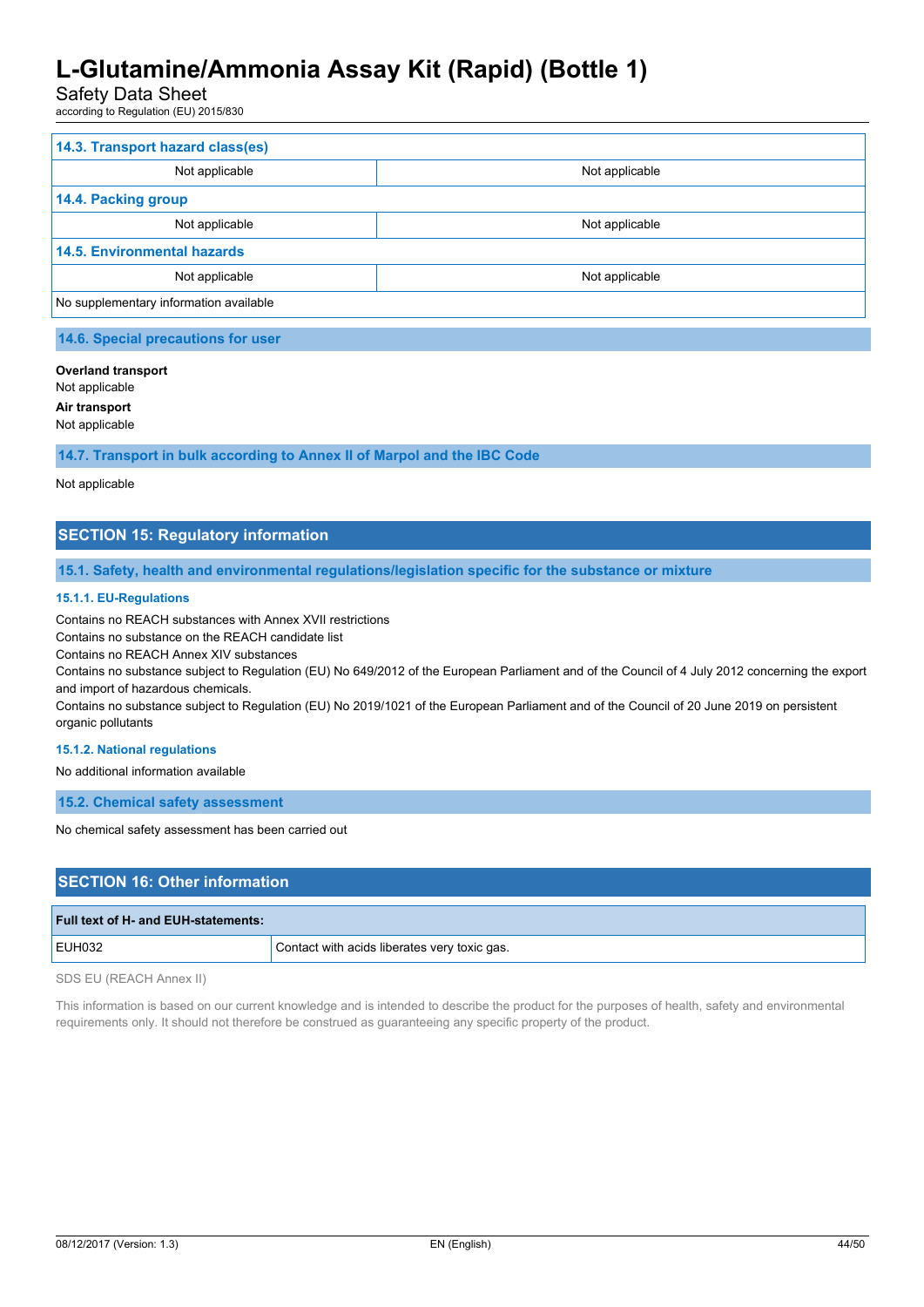| 14.3. Transport hazard class(es) | |
|---|---|
| Not applicable | Not applicable |
| **14.4. Packing group** | |
| Not applicable | Not applicable |
| **14.5. Environmental hazards** | |
| Not applicable | Not applicable |
| No supplementary information available | |

### 14.6. Special precautions for user

**Overland transport**
Not applicable

**Air transport**
Not applicable

### 14.7. Transport in bulk according to Annex II of Marpol and the IBC Code

Not applicable

## SECTION 15: Regulatory information

### 15.1. Safety, health and environmental regulations/legislation specific for the substance or mixture

#### 15.1.1. EU-Regulations

Contains no REACH substances with Annex XVII restrictions
Contains no substance on the REACH candidate list
Contains no REACH Annex XIV substances
Contains no substance subject to Regulation (EU) No 649/2012 of the European Parliament and of the Council of 4 July 2012 concerning the export and import of hazardous chemicals.
Contains no substance subject to Regulation (EU) No 2019/1021 of the European Parliament and of the Council of 20 June 2019 on persistent organic pollutants

#### 15.1.2. National regulations

No additional information available

### 15.2. Chemical safety assessment

No chemical safety assessment has been carried out

## SECTION 16: Other information

| Full text of H- and EUH-statements: | |
|---|---|
| EUH032 | Contact with acids liberates very toxic gas. |

SDS EU (REACH Annex II)

This information is based on our current knowledge and is intended to describe the product for the purposes of health, safety and environmental requirements only. It should not therefore be construed as guaranteeing any specific property of the product.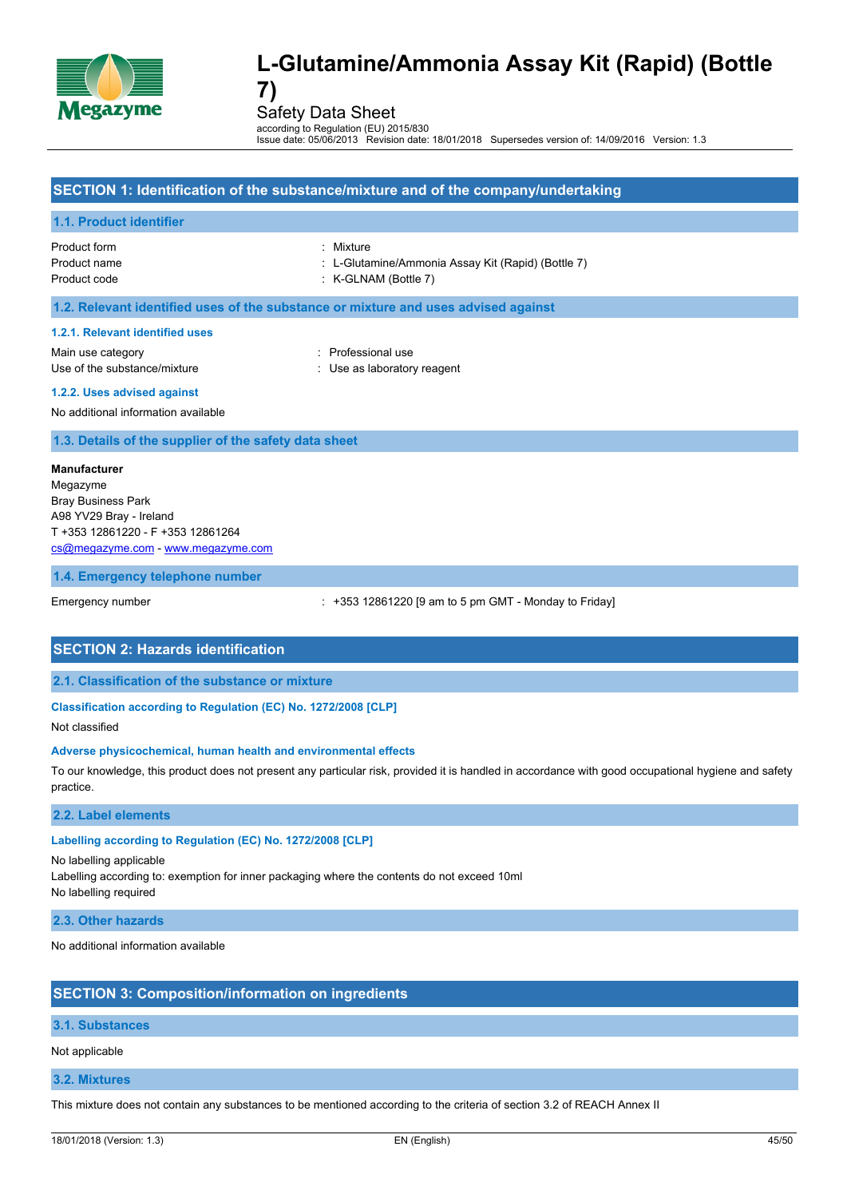# L-Glutamine/Ammonia Assay Kit (Rapid) (Bottle 7)

Safety Data Sheet

according to Regulation (EU) 2015/830

Issue date: 05/06/2013 Revision date: 18/01/2018 Supersedes version of: 14/09/2016 Version: 1.3

## SECTION 1: Identification of the substance/mixture and of the company/undertaking

### 1.1. Product identifier

| | |
|---|---|
| Product form | : Mixture |
| Product name | : L-Glutamine/Ammonia Assay Kit (Rapid) (Bottle 7) |
| Product code | : K-GLNAM (Bottle 7) |

### 1.2. Relevant identified uses of the substance or mixture and uses advised against

#### 1.2.1. Relevant identified uses

| | |
|---|---|
| Main use category | : Professional use |
| Use of the substance/mixture | : Use as laboratory reagent |

#### 1.2.2. Uses advised against

No additional information available

### 1.3. Details of the supplier of the safety data sheet

**Manufacturer**
Megazyme
Bray Business Park
A98 YV29 Bray - Ireland
T +353 12861220 - F +353 12861264
cs@megazyme.com - www.megazyme.com

### 1.4. Emergency telephone number

| | |
|---|---|
| Emergency number | : +353 12861220 [9 am to 5 pm GMT - Monday to Friday] |

## SECTION 2: Hazards identification

### 2.1. Classification of the substance or mixture

#### Classification according to Regulation (EC) No. 1272/2008 [CLP]

Not classified

#### Adverse physicochemical, human health and environmental effects

To our knowledge, this product does not present any particular risk, provided it is handled in accordance with good occupational hygiene and safety practice.

### 2.2. Label elements

#### Labelling according to Regulation (EC) No. 1272/2008 [CLP]

No labelling applicable
Labelling according to: exemption for inner packaging where the contents do not exceed 10ml
No labelling required

### 2.3. Other hazards

No additional information available

## SECTION 3: Composition/information on ingredients

### 3.1. Substances

Not applicable

### 3.2. Mixtures

This mixture does not contain any substances to be mentioned according to the criteria of section 3.2 of REACH Annex II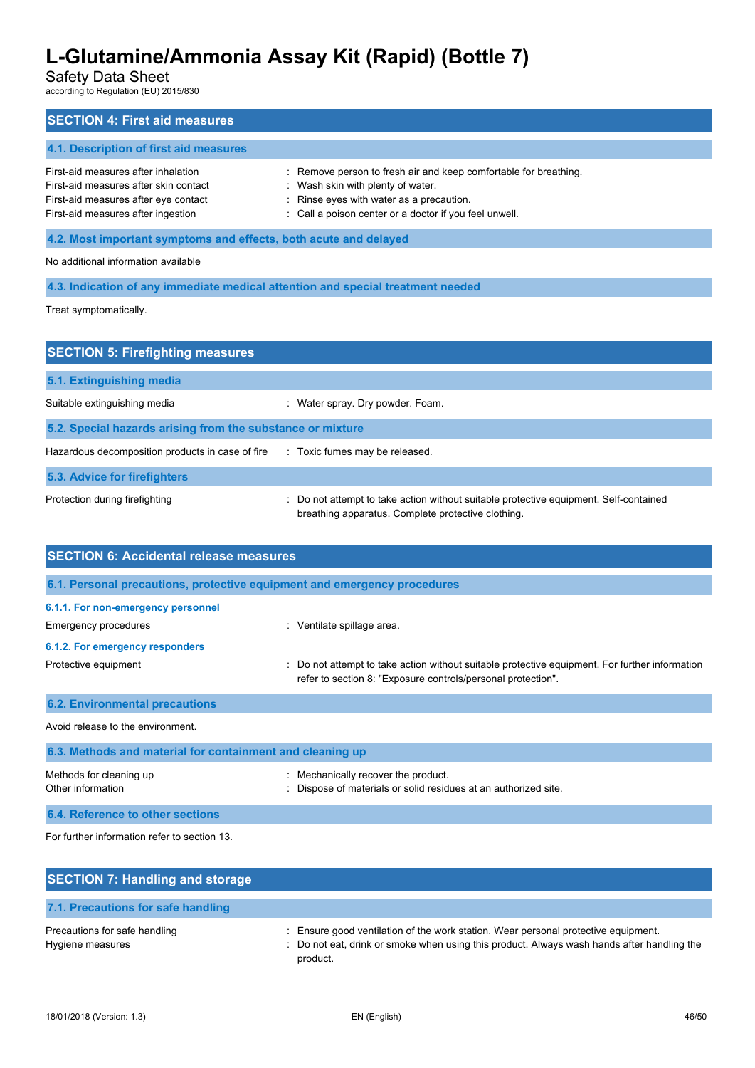## SECTION 4: First aid measures

### 4.1. Description of first aid measures

| | |
|---|---|
| First-aid measures after inhalation | : Remove person to fresh air and keep comfortable for breathing. |
| First-aid measures after skin contact | : Wash skin with plenty of water. |
| First-aid measures after eye contact | : Rinse eyes with water as a precaution. |
| First-aid measures after ingestion | : Call a poison center or a doctor if you feel unwell. |

### 4.2. Most important symptoms and effects, both acute and delayed

No additional information available

### 4.3. Indication of any immediate medical attention and special treatment needed

Treat symptomatically.

## SECTION 5: Firefighting measures

### 5.1. Extinguishing media

| | |
|---|---|
| Suitable extinguishing media | : Water spray. Dry powder. Foam. |

### 5.2. Special hazards arising from the substance or mixture

| | |
|---|---|
| Hazardous decomposition products in case of fire | : Toxic fumes may be released. |

### 5.3. Advice for firefighters

| | |
|---|---|
| Protection during firefighting | : Do not attempt to take action without suitable protective equipment. Self-contained breathing apparatus. Complete protective clothing. |

## SECTION 6: Accidental release measures

### 6.1. Personal precautions, protective equipment and emergency procedures

#### 6.1.1. For non-emergency personnel

| | |
|---|---|
| Emergency procedures | : Ventilate spillage area. |

#### 6.1.2. For emergency responders

| | |
|---|---|
| Protective equipment | : Do not attempt to take action without suitable protective equipment. For further information refer to section 8: "Exposure controls/personal protection". |

### 6.2. Environmental precautions

Avoid release to the environment.

### 6.3. Methods and material for containment and cleaning up

| | |
|---|---|
| Methods for cleaning up | : Mechanically recover the product. |
| Other information | : Dispose of materials or solid residues at an authorized site. |

### 6.4. Reference to other sections

For further information refer to section 13.

## SECTION 7: Handling and storage

### 7.1. Precautions for safe handling

| | |
|---|---|
| Precautions for safe handling | : Ensure good ventilation of the work station. Wear personal protective equipment. |
| Hygiene measures | : Do not eat, drink or smoke when using this product. Always wash hands after handling the product. |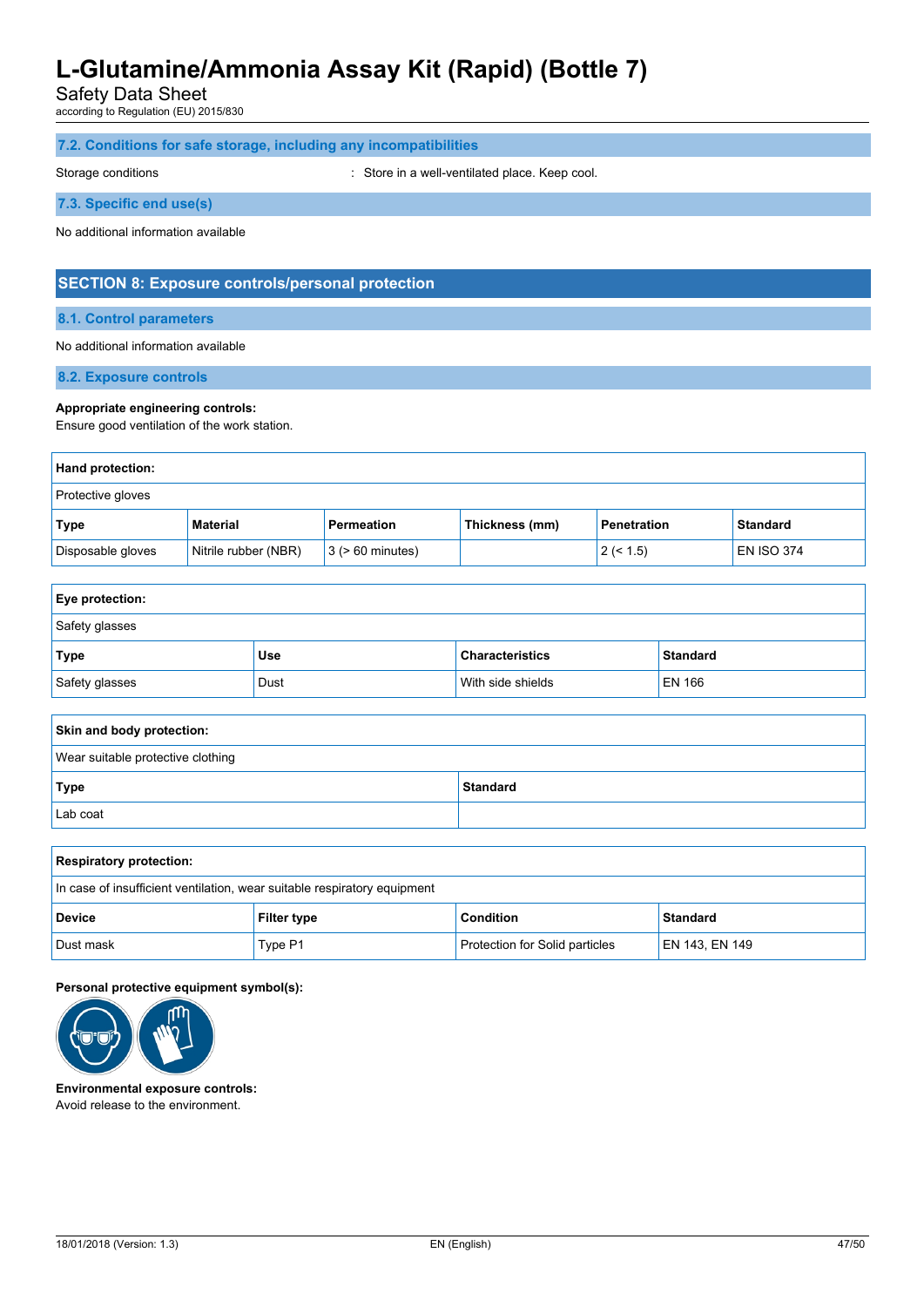### 7.2. Conditions for safe storage, including any incompatibilities

Storage conditions : Store in a well-ventilated place. Keep cool.

### 7.3. Specific end use(s)

No additional information available

## SECTION 8: Exposure controls/personal protection

### 8.1. Control parameters

No additional information available

### 8.2. Exposure controls

**Appropriate engineering controls:**
Ensure good ventilation of the work station.

**Hand protection:**

Protective gloves

| Type | Material | Permeation | Thickness (mm) | Penetration | Standard |
|---|---|---|---|---|---|
| Disposable gloves | Nitrile rubber (NBR) | 3 (> 60 minutes) | | 2 (< 1.5) | EN ISO 374 |

**Eye protection:**

Safety glasses

| Type | Use | Characteristics | Standard |
|---|---|---|---|
| Safety glasses | Dust | With side shields | EN 166 |

**Skin and body protection:**

Wear suitable protective clothing

| Type | Standard |
|---|---|
| Lab coat | |

**Respiratory protection:**

In case of insufficient ventilation, wear suitable respiratory equipment

| Device | Filter type | Condition | Standard |
|---|---|---|---|
| Dust mask | Type P1 | Protection for Solid particles | EN 143, EN 149 |

**Personal protective equipment symbol(s):**

**Environmental exposure controls:**
Avoid release to the environment.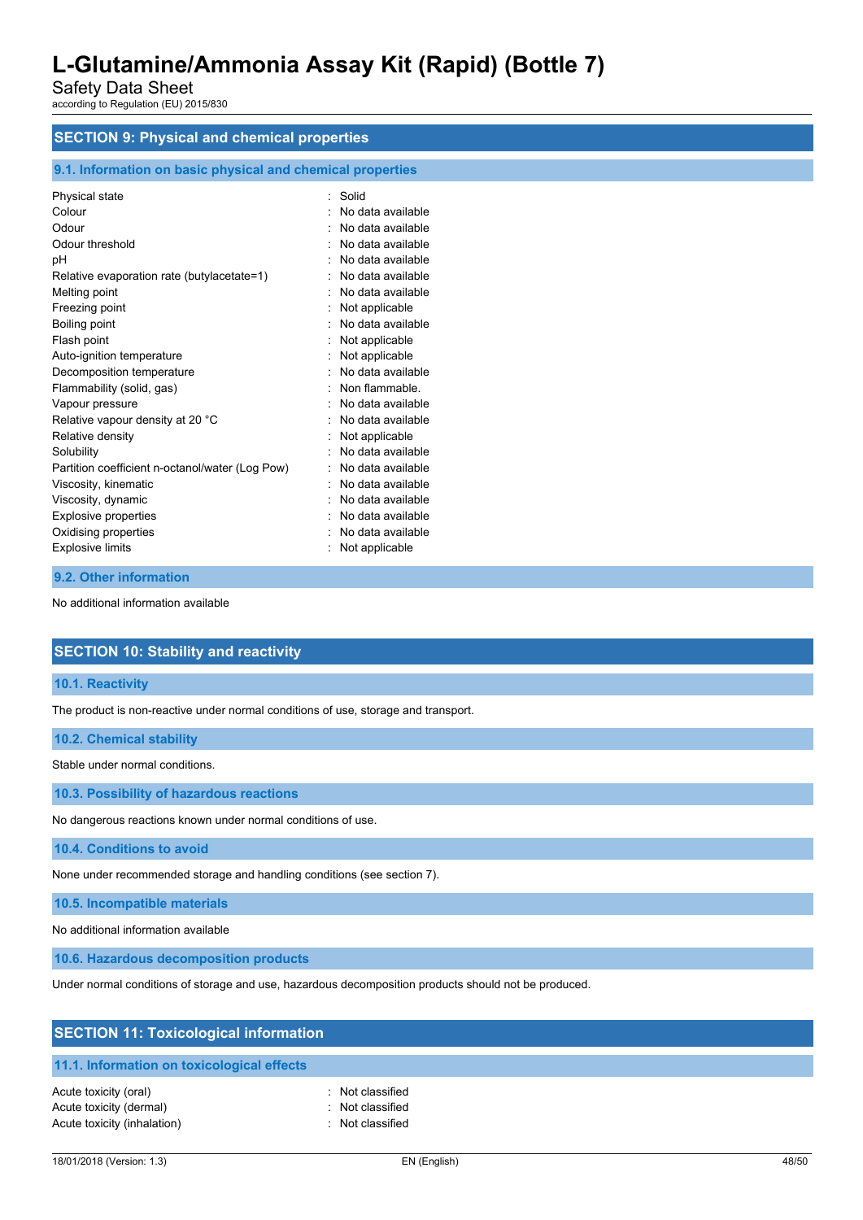## SECTION 9: Physical and chemical properties

### 9.1. Information on basic physical and chemical properties

| | |
|---|---|
| Physical state | : Solid |
| Colour | : No data available |
| Odour | : No data available |
| Odour threshold | : No data available |
| pH | : No data available |
| Relative evaporation rate (butylacetate=1) | : No data available |
| Melting point | : No data available |
| Freezing point | : Not applicable |
| Boiling point | : No data available |
| Flash point | : Not applicable |
| Auto-ignition temperature | : Not applicable |
| Decomposition temperature | : No data available |
| Flammability (solid, gas) | : Non flammable. |
| Vapour pressure | : No data available |
| Relative vapour density at 20 °C | : No data available |
| Relative density | : Not applicable |
| Solubility | : No data available |
| Partition coefficient n-octanol/water (Log Pow) | : No data available |
| Viscosity, kinematic | : No data available |
| Viscosity, dynamic | : No data available |
| Explosive properties | : No data available |
| Oxidising properties | : No data available |
| Explosive limits | : Not applicable |

### 9.2. Other information

No additional information available

## SECTION 10: Stability and reactivity

### 10.1. Reactivity

The product is non-reactive under normal conditions of use, storage and transport.

### 10.2. Chemical stability

Stable under normal conditions.

### 10.3. Possibility of hazardous reactions

No dangerous reactions known under normal conditions of use.

### 10.4. Conditions to avoid

None under recommended storage and handling conditions (see section 7).

### 10.5. Incompatible materials

No additional information available

### 10.6. Hazardous decomposition products

Under normal conditions of storage and use, hazardous decomposition products should not be produced.

## SECTION 11: Toxicological information

### 11.1. Information on toxicological effects

| | |
|---|---|
| Acute toxicity (oral) | : Not classified |
| Acute toxicity (dermal) | : Not classified |
| Acute toxicity (inhalation) | : Not classified |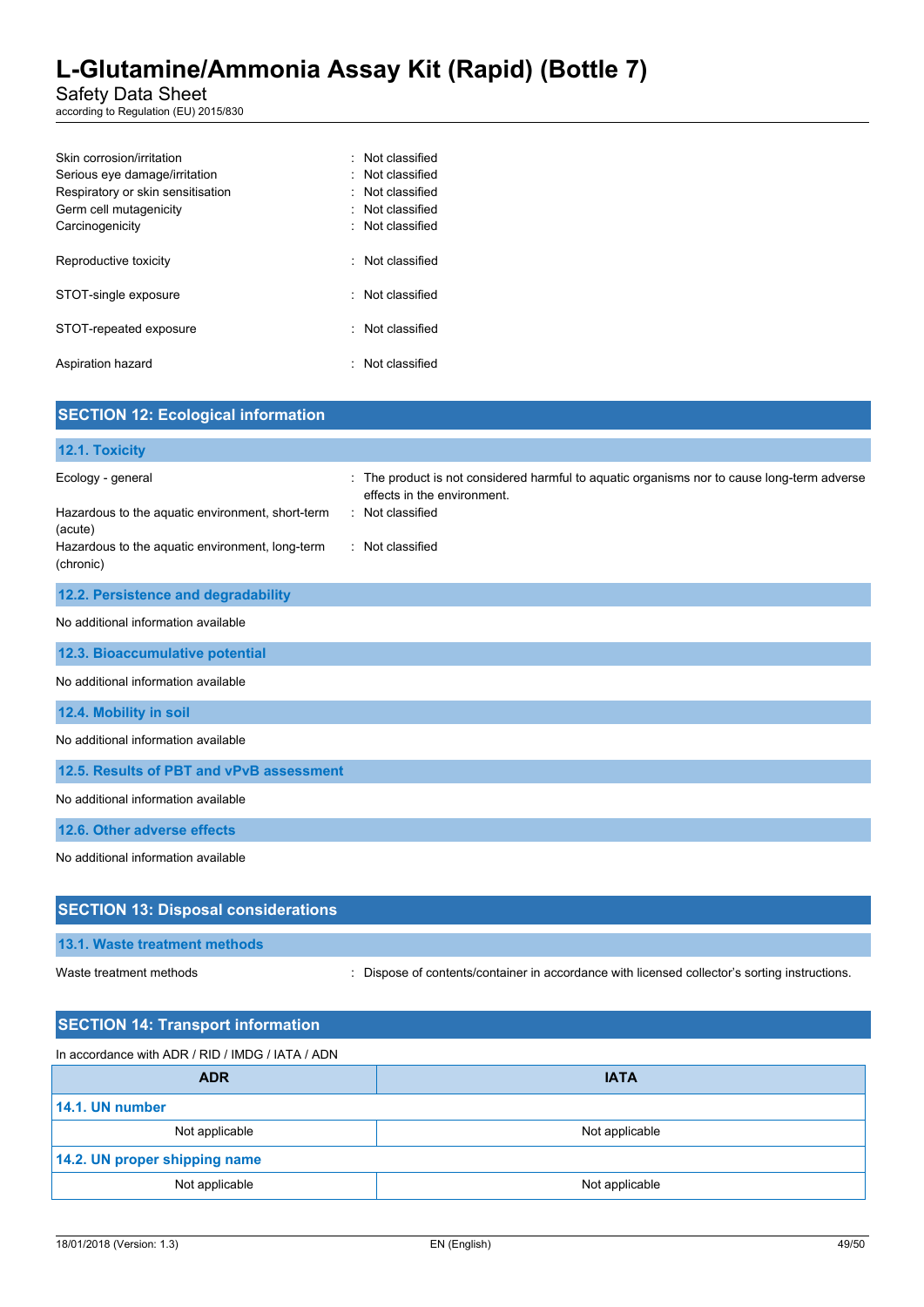Skin corrosion/irritation : Not classified
Serious eye damage/irritation : Not classified
Respiratory or skin sensitisation : Not classified
Germ cell mutagenicity : Not classified
Carcinogenicity : Not classified

Reproductive toxicity : Not classified

STOT-single exposure : Not classified

STOT-repeated exposure : Not classified

Aspiration hazard : Not classified

## SECTION 12: Ecological information

### 12.1. Toxicity

Ecology - general : The product is not considered harmful to aquatic organisms nor to cause long-term adverse effects in the environment.

Hazardous to the aquatic environment, short-term (acute) : Not classified

Hazardous to the aquatic environment, long-term (chronic) : Not classified

### 12.2. Persistence and degradability

No additional information available

### 12.3. Bioaccumulative potential

No additional information available

### 12.4. Mobility in soil

No additional information available

### 12.5. Results of PBT and vPvB assessment

No additional information available

### 12.6. Other adverse effects

No additional information available

## SECTION 13: Disposal considerations

### 13.1. Waste treatment methods

Waste treatment methods : Dispose of contents/container in accordance with licensed collector's sorting instructions.

## SECTION 14: Transport information

In accordance with ADR / RID / IMDG / IATA / ADN

| ADR | IATA |
|---|---|
| **14.1. UN number** | |
| Not applicable | Not applicable |
| **14.2. UN proper shipping name** | |
| Not applicable | Not applicable |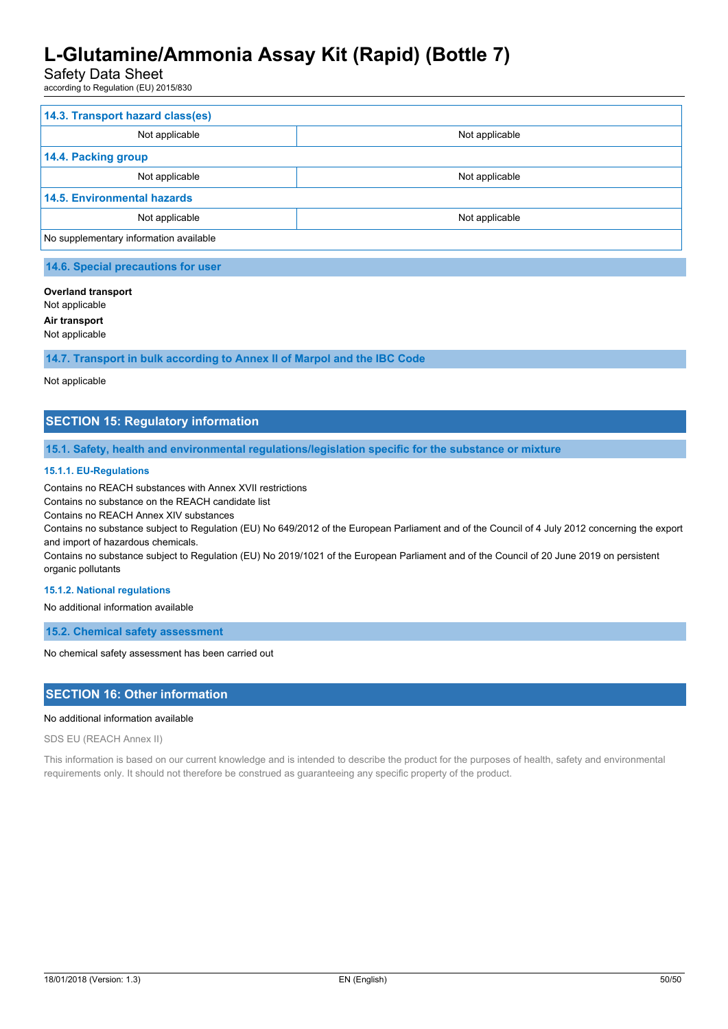| 14.3. Transport hazard class(es) | |
|---|---|
| Not applicable | Not applicable |
| **14.4. Packing group** | |
| Not applicable | Not applicable |
| **14.5. Environmental hazards** | |
| Not applicable | Not applicable |
| No supplementary information available | |

### 14.6. Special precautions for user

**Overland transport**
Not applicable

**Air transport**
Not applicable

### 14.7. Transport in bulk according to Annex II of Marpol and the IBC Code

Not applicable

## SECTION 15: Regulatory information

### 15.1. Safety, health and environmental regulations/legislation specific for the substance or mixture

#### 15.1.1. EU-Regulations

Contains no REACH substances with Annex XVII restrictions
Contains no substance on the REACH candidate list
Contains no REACH Annex XIV substances
Contains no substance subject to Regulation (EU) No 649/2012 of the European Parliament and of the Council of 4 July 2012 concerning the export and import of hazardous chemicals.
Contains no substance subject to Regulation (EU) No 2019/1021 of the European Parliament and of the Council of 20 June 2019 on persistent organic pollutants

#### 15.1.2. National regulations

No additional information available

### 15.2. Chemical safety assessment

No chemical safety assessment has been carried out

## SECTION 16: Other information

No additional information available

SDS EU (REACH Annex II)

This information is based on our current knowledge and is intended to describe the product for the purposes of health, safety and environmental requirements only. It should not therefore be construed as guaranteeing any specific property of the product.